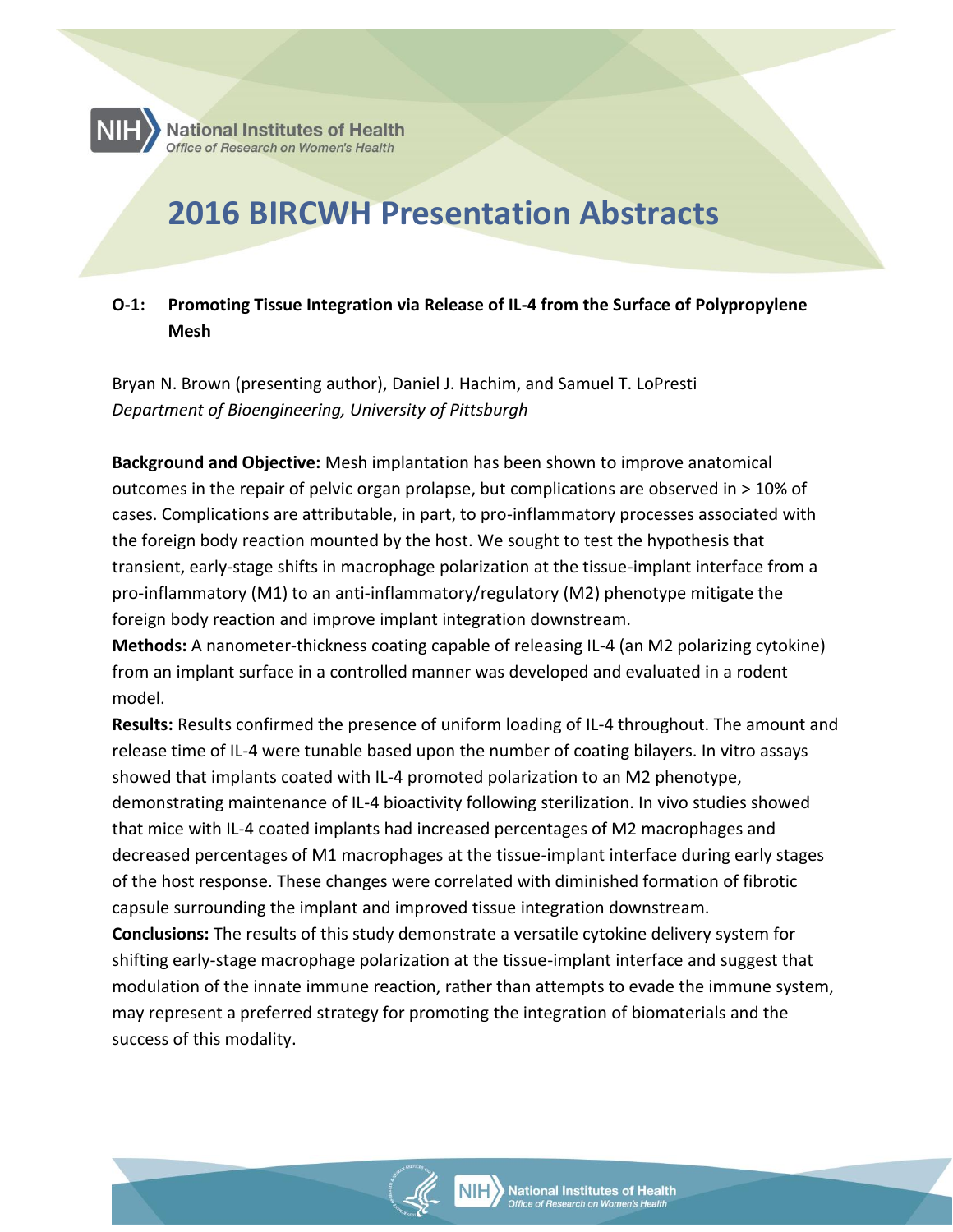# 2016 BIRCWH Presentation Abstracts

**O-1: Promoting Tissue Integration via Release of IL-4 from the Surface of Polypropylene Mesh**

Bryan N. Brown (presenting author), Daniel J. Hachim, and Samuel T. LoPresti
*Department of Bioengineering, University of Pittsburgh*

**Background and Objective:** Mesh implantation has been shown to improve anatomical outcomes in the repair of pelvic organ prolapse, but complications are observed in > 10% of cases. Complications are attributable, in part, to pro-inflammatory processes associated with the foreign body reaction mounted by the host. We sought to test the hypothesis that transient, early-stage shifts in macrophage polarization at the tissue-implant interface from a pro-inflammatory (M1) to an anti-inflammatory/regulatory (M2) phenotype mitigate the foreign body reaction and improve implant integration downstream.

**Methods:** A nanometer-thickness coating capable of releasing IL-4 (an M2 polarizing cytokine) from an implant surface in a controlled manner was developed and evaluated in a rodent model.

**Results:** Results confirmed the presence of uniform loading of IL-4 throughout. The amount and release time of IL-4 were tunable based upon the number of coating bilayers. In vitro assays showed that implants coated with IL-4 promoted polarization to an M2 phenotype, demonstrating maintenance of IL-4 bioactivity following sterilization. In vivo studies showed that mice with IL-4 coated implants had increased percentages of M2 macrophages and decreased percentages of M1 macrophages at the tissue-implant interface during early stages of the host response. These changes were correlated with diminished formation of fibrotic capsule surrounding the implant and improved tissue integration downstream.

**Conclusions:** The results of this study demonstrate a versatile cytokine delivery system for shifting early-stage macrophage polarization at the tissue-implant interface and suggest that modulation of the innate immune reaction, rather than attempts to evade the immune system, may represent a preferred strategy for promoting the integration of biomaterials and the success of this modality.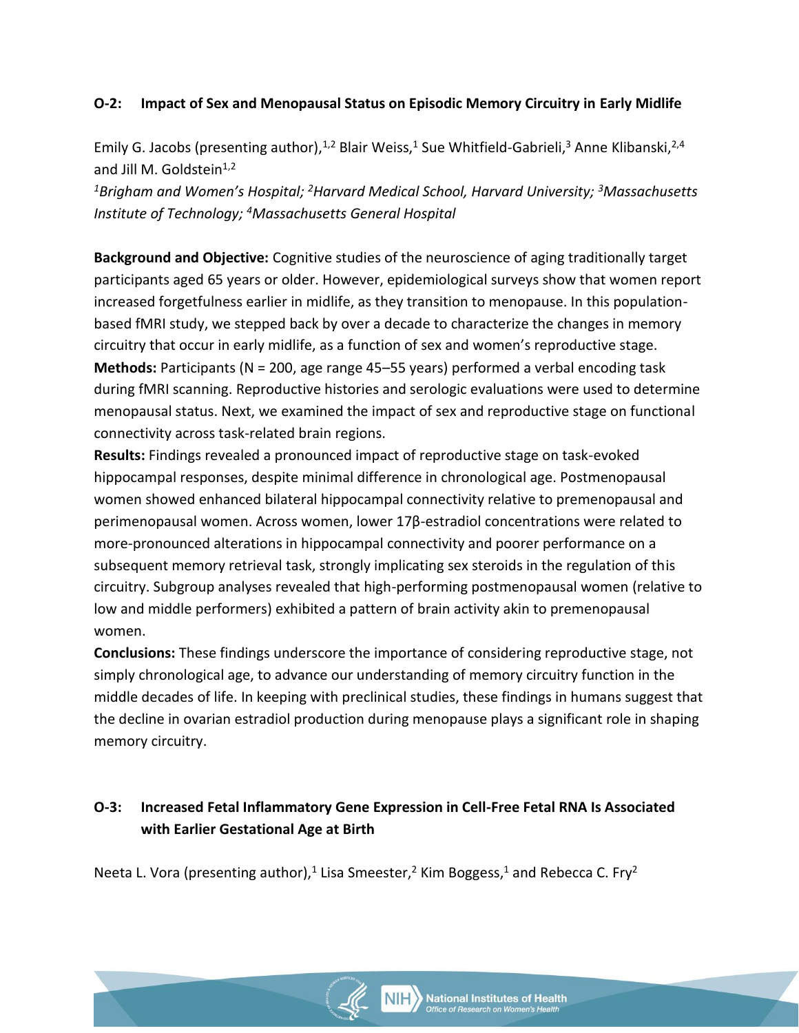### O-2: Impact of Sex and Menopausal Status on Episodic Memory Circuitry in Early Midlife

Emily G. Jacobs (presenting author),[1,2] Blair Weiss,[1] Sue Whitfield-Gabrieli,[3] Anne Klibanski,[2,4] and Jill M. Goldstein[1,2]

*[1]Brigham and Women's Hospital; [2]Harvard Medical School, Harvard University; [3]Massachusetts Institute of Technology; [4]Massachusetts General Hospital*

**Background and Objective:** Cognitive studies of the neuroscience of aging traditionally target participants aged 65 years or older. However, epidemiological surveys show that women report increased forgetfulness earlier in midlife, as they transition to menopause. In this population-based fMRI study, we stepped back by over a decade to characterize the changes in memory circuitry that occur in early midlife, as a function of sex and women's reproductive stage.

**Methods:** Participants (N = 200, age range 45–55 years) performed a verbal encoding task during fMRI scanning. Reproductive histories and serologic evaluations were used to determine menopausal status. Next, we examined the impact of sex and reproductive stage on functional connectivity across task-related brain regions.

**Results:** Findings revealed a pronounced impact of reproductive stage on task-evoked hippocampal responses, despite minimal difference in chronological age. Postmenopausal women showed enhanced bilateral hippocampal connectivity relative to premenopausal and perimenopausal women. Across women, lower 17β-estradiol concentrations were related to more-pronounced alterations in hippocampal connectivity and poorer performance on a subsequent memory retrieval task, strongly implicating sex steroids in the regulation of this circuitry. Subgroup analyses revealed that high-performing postmenopausal women (relative to low and middle performers) exhibited a pattern of brain activity akin to premenopausal women.

**Conclusions:** These findings underscore the importance of considering reproductive stage, not simply chronological age, to advance our understanding of memory circuitry function in the middle decades of life. In keeping with preclinical studies, these findings in humans suggest that the decline in ovarian estradiol production during menopause plays a significant role in shaping memory circuitry.

### O-3: Increased Fetal Inflammatory Gene Expression in Cell-Free Fetal RNA Is Associated with Earlier Gestational Age at Birth

Neeta L. Vora (presenting author),[1] Lisa Smeester,[2] Kim Boggess,[1] and Rebecca C. Fry[2]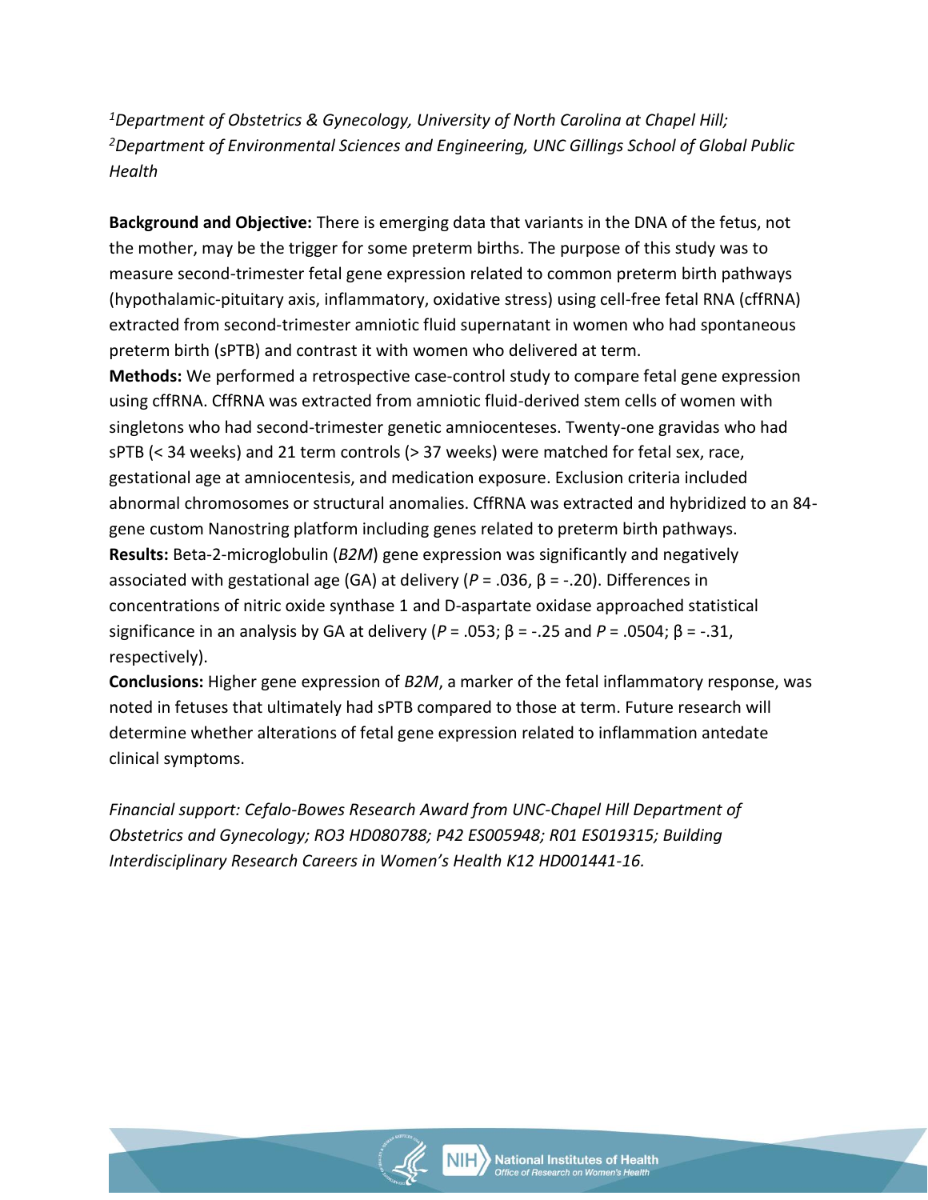[1]*Department of Obstetrics & Gynecology, University of North Carolina at Chapel Hill;*
[2]*Department of Environmental Sciences and Engineering, UNC Gillings School of Global Public Health*

**Background and Objective:** There is emerging data that variants in the DNA of the fetus, not the mother, may be the trigger for some preterm births. The purpose of this study was to measure second-trimester fetal gene expression related to common preterm birth pathways (hypothalamic-pituitary axis, inflammatory, oxidative stress) using cell-free fetal RNA (cffRNA) extracted from second-trimester amniotic fluid supernatant in women who had spontaneous preterm birth (sPTB) and contrast it with women who delivered at term.

**Methods:** We performed a retrospective case-control study to compare fetal gene expression using cffRNA. CffRNA was extracted from amniotic fluid-derived stem cells of women with singletons who had second-trimester genetic amniocenteses. Twenty-one gravidas who had sPTB (< 34 weeks) and 21 term controls (> 37 weeks) were matched for fetal sex, race, gestational age at amniocentesis, and medication exposure. Exclusion criteria included abnormal chromosomes or structural anomalies. CffRNA was extracted and hybridized to an 84-gene custom Nanostring platform including genes related to preterm birth pathways.

**Results:** Beta-2-microglobulin (*B2M*) gene expression was significantly and negatively associated with gestational age (GA) at delivery ($P = .036$, $\beta = -.20$). Differences in concentrations of nitric oxide synthase 1 and D-aspartate oxidase approached statistical significance in an analysis by GA at delivery ($P = .053$; $\beta = -.25$ and $P = .0504$; $\beta = -.31$, respectively).

**Conclusions:** Higher gene expression of *B2M*, a marker of the fetal inflammatory response, was noted in fetuses that ultimately had sPTB compared to those at term. Future research will determine whether alterations of fetal gene expression related to inflammation antedate clinical symptoms.

*Financial support: Cefalo-Bowes Research Award from UNC-Chapel Hill Department of Obstetrics and Gynecology; RO3 HD080788; P42 ES005948; R01 ES019315; Building Interdisciplinary Research Careers in Women's Health K12 HD001441-16.*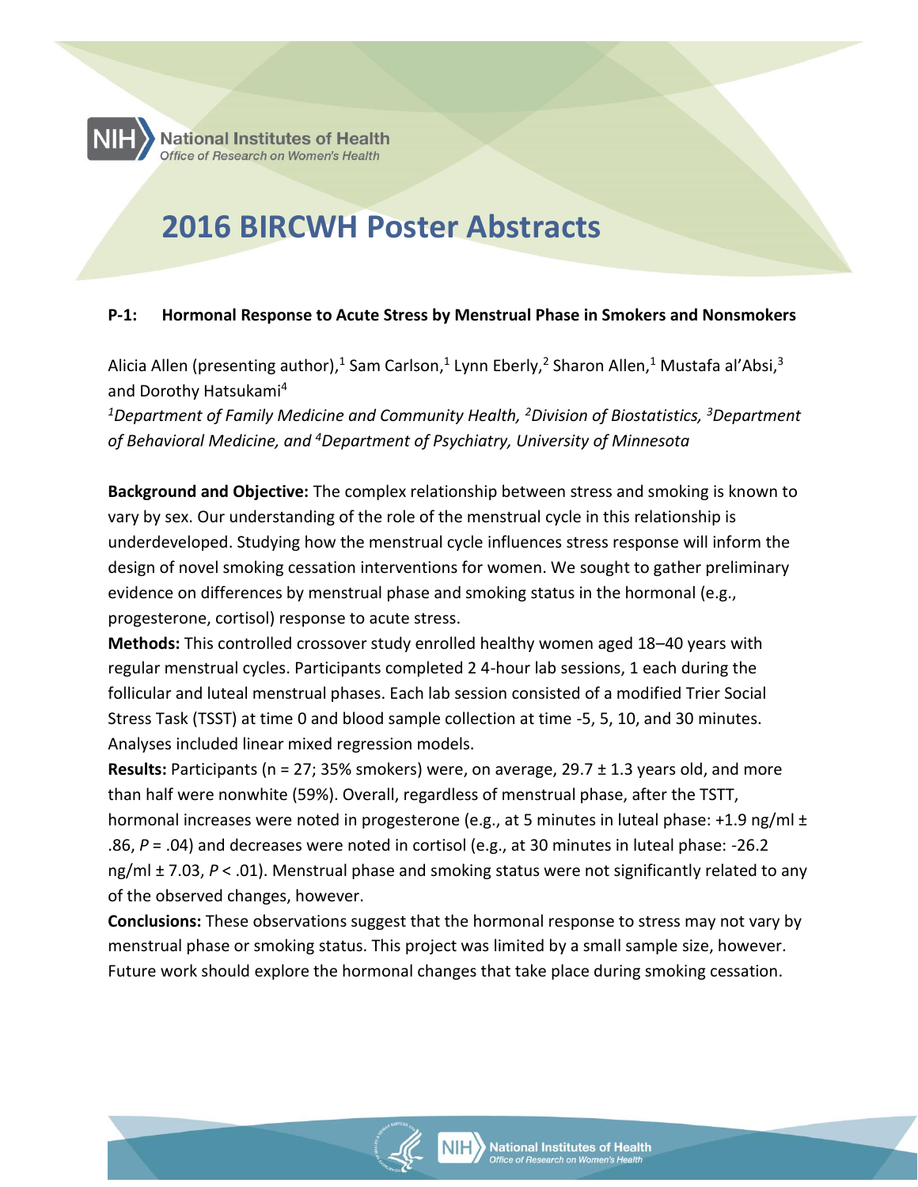# 2016 BIRCWH Poster Abstracts

**P-1: Hormonal Response to Acute Stress by Menstrual Phase in Smokers and Nonsmokers**

Alicia Allen (presenting author),[1] Sam Carlson,[1] Lynn Eberly,[2] Sharon Allen,[1] Mustafa al'Absi,[3] and Dorothy Hatsukami[4]

*[1]Department of Family Medicine and Community Health, [2]Division of Biostatistics, [3]Department of Behavioral Medicine, and [4]Department of Psychiatry, University of Minnesota*

**Background and Objective:** The complex relationship between stress and smoking is known to vary by sex. Our understanding of the role of the menstrual cycle in this relationship is underdeveloped. Studying how the menstrual cycle influences stress response will inform the design of novel smoking cessation interventions for women. We sought to gather preliminary evidence on differences by menstrual phase and smoking status in the hormonal (e.g., progesterone, cortisol) response to acute stress.

**Methods:** This controlled crossover study enrolled healthy women aged 18–40 years with regular menstrual cycles. Participants completed 2 4-hour lab sessions, 1 each during the follicular and luteal menstrual phases. Each lab session consisted of a modified Trier Social Stress Task (TSST) at time 0 and blood sample collection at time -5, 5, 10, and 30 minutes. Analyses included linear mixed regression models.

**Results:** Participants (n = 27; 35% smokers) were, on average, 29.7 ± 1.3 years old, and more than half were nonwhite (59%). Overall, regardless of menstrual phase, after the TSTT, hormonal increases were noted in progesterone (e.g., at 5 minutes in luteal phase: +1.9 ng/ml ± .86, $P = .04$) and decreases were noted in cortisol (e.g., at 30 minutes in luteal phase: -26.2 ng/ml ± 7.03, $P < .01$). Menstrual phase and smoking status were not significantly related to any of the observed changes, however.

**Conclusions:** These observations suggest that the hormonal response to stress may not vary by menstrual phase or smoking status. This project was limited by a small sample size, however. Future work should explore the hormonal changes that take place during smoking cessation.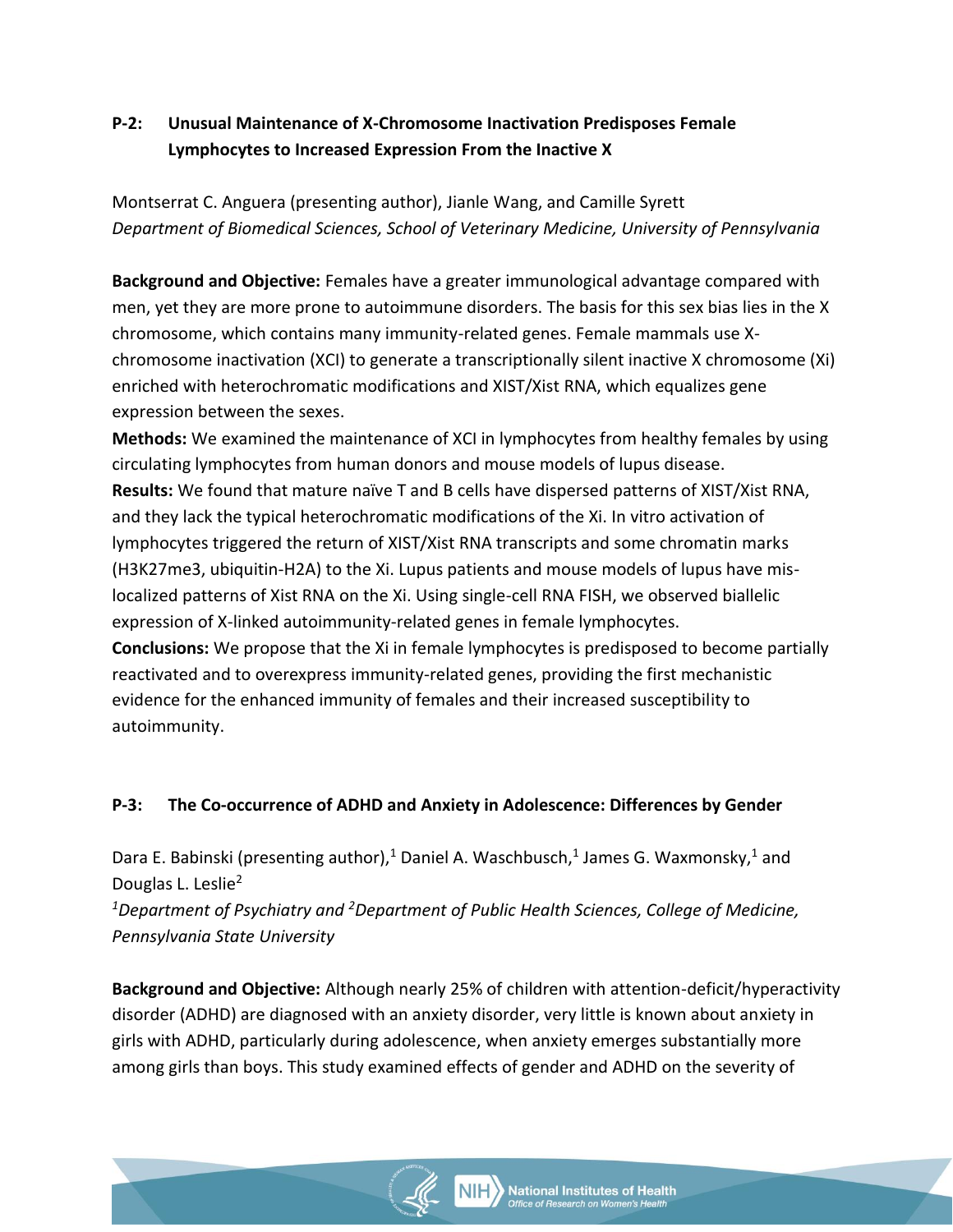### P-2: Unusual Maintenance of X-Chromosome Inactivation Predisposes Female Lymphocytes to Increased Expression From the Inactive X

Montserrat C. Anguera (presenting author), Jianle Wang, and Camille Syrett
*Department of Biomedical Sciences, School of Veterinary Medicine, University of Pennsylvania*

**Background and Objective:** Females have a greater immunological advantage compared with men, yet they are more prone to autoimmune disorders. The basis for this sex bias lies in the X chromosome, which contains many immunity-related genes. Female mammals use X-chromosome inactivation (XCI) to generate a transcriptionally silent inactive X chromosome (Xi) enriched with heterochromatic modifications and XIST/Xist RNA, which equalizes gene expression between the sexes.

**Methods:** We examined the maintenance of XCI in lymphocytes from healthy females by using circulating lymphocytes from human donors and mouse models of lupus disease.

**Results:** We found that mature naïve T and B cells have dispersed patterns of XIST/Xist RNA, and they lack the typical heterochromatic modifications of the Xi. In vitro activation of lymphocytes triggered the return of XIST/Xist RNA transcripts and some chromatin marks (H3K27me3, ubiquitin-H2A) to the Xi. Lupus patients and mouse models of lupus have mis-localized patterns of Xist RNA on the Xi. Using single-cell RNA FISH, we observed biallelic expression of X-linked autoimmunity-related genes in female lymphocytes.

**Conclusions:** We propose that the Xi in female lymphocytes is predisposed to become partially reactivated and to overexpress immunity-related genes, providing the first mechanistic evidence for the enhanced immunity of females and their increased susceptibility to autoimmunity.

### P-3: The Co-occurrence of ADHD and Anxiety in Adolescence: Differences by Gender

Dara E. Babinski (presenting author),[1] Daniel A. Waschbusch,[1] James G. Waxmonsky,[1] and Douglas L. Leslie[2]
*[1]Department of Psychiatry and [2]Department of Public Health Sciences, College of Medicine, Pennsylvania State University*

**Background and Objective:** Although nearly 25% of children with attention-deficit/hyperactivity disorder (ADHD) are diagnosed with an anxiety disorder, very little is known about anxiety in girls with ADHD, particularly during adolescence, when anxiety emerges substantially more among girls than boys. This study examined effects of gender and ADHD on the severity of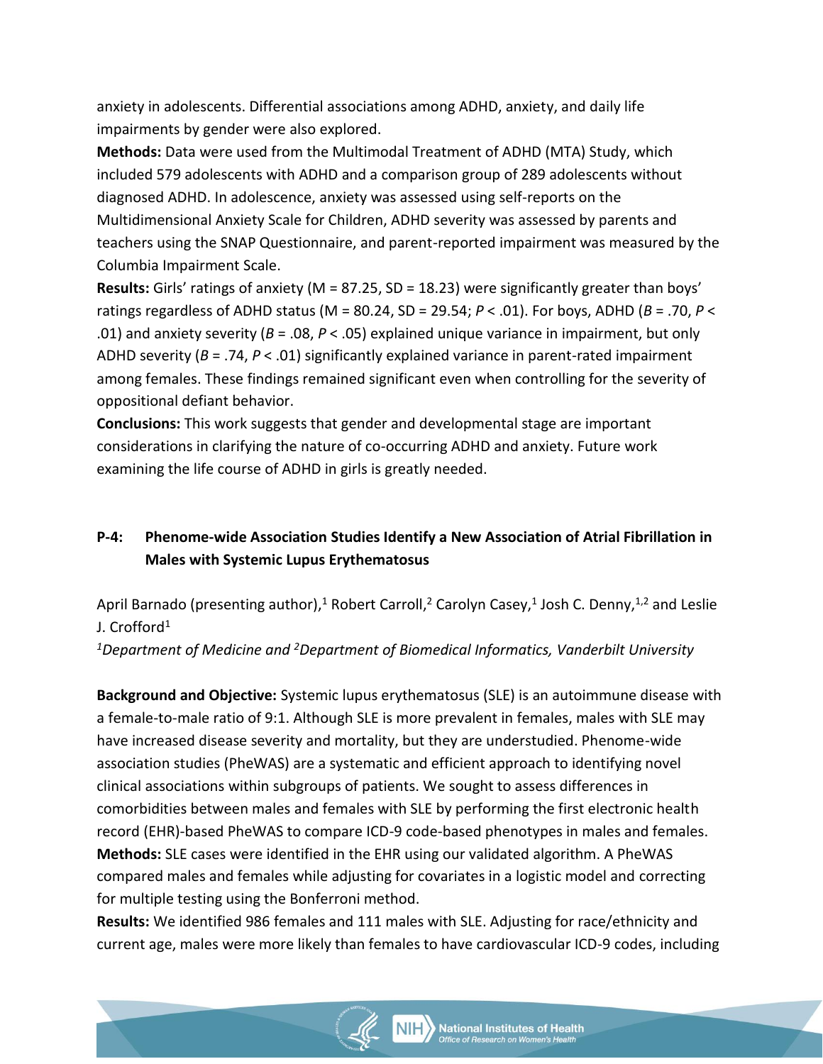anxiety in adolescents. Differential associations among ADHD, anxiety, and daily life impairments by gender were also explored.

**Methods:** Data were used from the Multimodal Treatment of ADHD (MTA) Study, which included 579 adolescents with ADHD and a comparison group of 289 adolescents without diagnosed ADHD. In adolescence, anxiety was assessed using self-reports on the Multidimensional Anxiety Scale for Children, ADHD severity was assessed by parents and teachers using the SNAP Questionnaire, and parent-reported impairment was measured by the Columbia Impairment Scale.

**Results:** Girls' ratings of anxiety (M = 87.25, SD = 18.23) were significantly greater than boys' ratings regardless of ADHD status (M = 80.24, SD = 29.54; $P < .01$). For boys, ADHD ($B = .70$, $P < .01$) and anxiety severity ($B = .08$, $P < .05$) explained unique variance in impairment, but only ADHD severity ($B = .74$, $P < .01$) significantly explained variance in parent-rated impairment among females. These findings remained significant even when controlling for the severity of oppositional defiant behavior.

**Conclusions:** This work suggests that gender and developmental stage are important considerations in clarifying the nature of co-occurring ADHD and anxiety. Future work examining the life course of ADHD in girls is greatly needed.

### P-4: Phenome-wide Association Studies Identify a New Association of Atrial Fibrillation in Males with Systemic Lupus Erythematosus

April Barnado (presenting author),[1] Robert Carroll,[2] Carolyn Casey,[1] Josh C. Denny,[1,2] and Leslie J. Crofford[1]

*[1]Department of Medicine and [2]Department of Biomedical Informatics, Vanderbilt University*

**Background and Objective:** Systemic lupus erythematosus (SLE) is an autoimmune disease with a female-to-male ratio of 9:1. Although SLE is more prevalent in females, males with SLE may have increased disease severity and mortality, but they are understudied. Phenome-wide association studies (PheWAS) are a systematic and efficient approach to identifying novel clinical associations within subgroups of patients. We sought to assess differences in comorbidities between males and females with SLE by performing the first electronic health record (EHR)-based PheWAS to compare ICD-9 code-based phenotypes in males and females.

**Methods:** SLE cases were identified in the EHR using our validated algorithm. A PheWAS compared males and females while adjusting for covariates in a logistic model and correcting for multiple testing using the Bonferroni method.

**Results:** We identified 986 females and 111 males with SLE. Adjusting for race/ethnicity and current age, males were more likely than females to have cardiovascular ICD-9 codes, including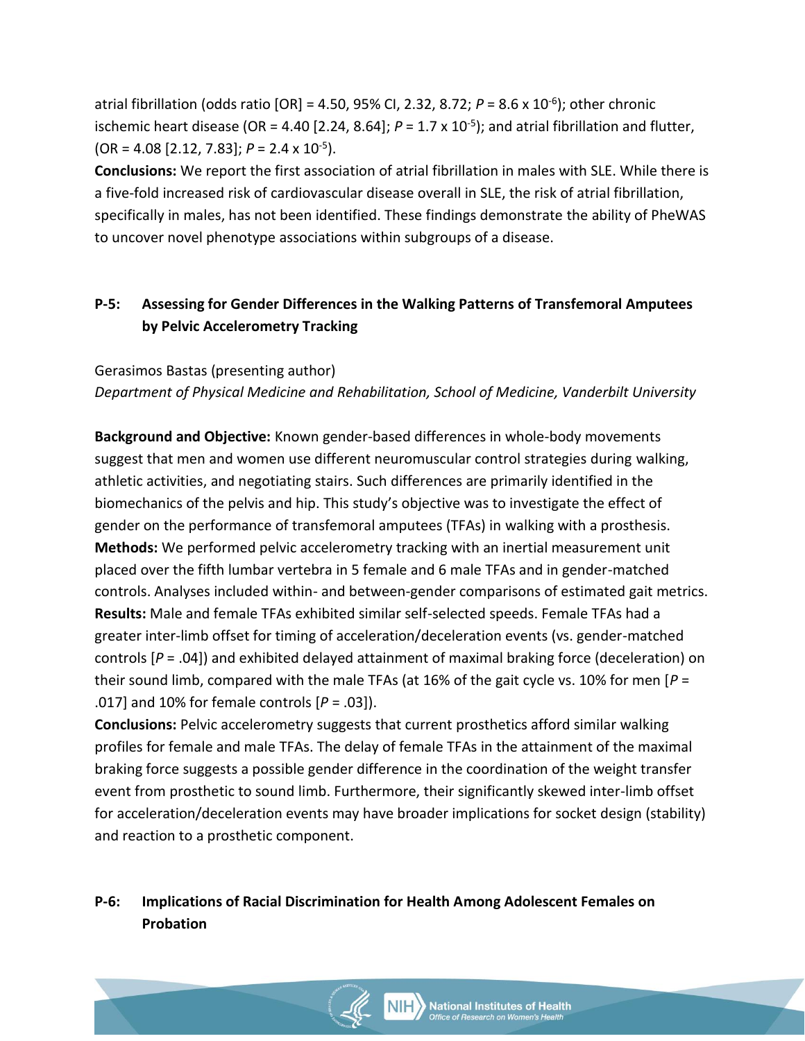atrial fibrillation (odds ratio [OR] = 4.50, 95% CI, 2.32, 8.72; $P = 8.6 \times 10^{-6}$); other chronic ischemic heart disease (OR = 4.40 [2.24, 8.64]; $P = 1.7 \times 10^{-5}$); and atrial fibrillation and flutter, (OR = 4.08 [2.12, 7.83]; $P = 2.4 \times 10^{-5}$).

**Conclusions:** We report the first association of atrial fibrillation in males with SLE. While there is a five-fold increased risk of cardiovascular disease overall in SLE, the risk of atrial fibrillation, specifically in males, has not been identified. These findings demonstrate the ability of PheWAS to uncover novel phenotype associations within subgroups of a disease.

## P-5: Assessing for Gender Differences in the Walking Patterns of Transfemoral Amputees by Pelvic Accelerometry Tracking

Gerasimos Bastas (presenting author)
*Department of Physical Medicine and Rehabilitation, School of Medicine, Vanderbilt University*

**Background and Objective:** Known gender-based differences in whole-body movements suggest that men and women use different neuromuscular control strategies during walking, athletic activities, and negotiating stairs. Such differences are primarily identified in the biomechanics of the pelvis and hip. This study's objective was to investigate the effect of gender on the performance of transfemoral amputees (TFAs) in walking with a prosthesis.

**Methods:** We performed pelvic accelerometry tracking with an inertial measurement unit placed over the fifth lumbar vertebra in 5 female and 6 male TFAs and in gender-matched controls. Analyses included within- and between-gender comparisons of estimated gait metrics.

**Results:** Male and female TFAs exhibited similar self-selected speeds. Female TFAs had a greater inter-limb offset for timing of acceleration/deceleration events (vs. gender-matched controls [$P = .04$]) and exhibited delayed attainment of maximal braking force (deceleration) on their sound limb, compared with the male TFAs (at 16% of the gait cycle vs. 10% for men [$P = .017$] and 10% for female controls [$P = .03$]).

**Conclusions:** Pelvic accelerometry suggests that current prosthetics afford similar walking profiles for female and male TFAs. The delay of female TFAs in the attainment of the maximal braking force suggests a possible gender difference in the coordination of the weight transfer event from prosthetic to sound limb. Furthermore, their significantly skewed inter-limb offset for acceleration/deceleration events may have broader implications for socket design (stability) and reaction to a prosthetic component.

## P-6: Implications of Racial Discrimination for Health Among Adolescent Females on Probation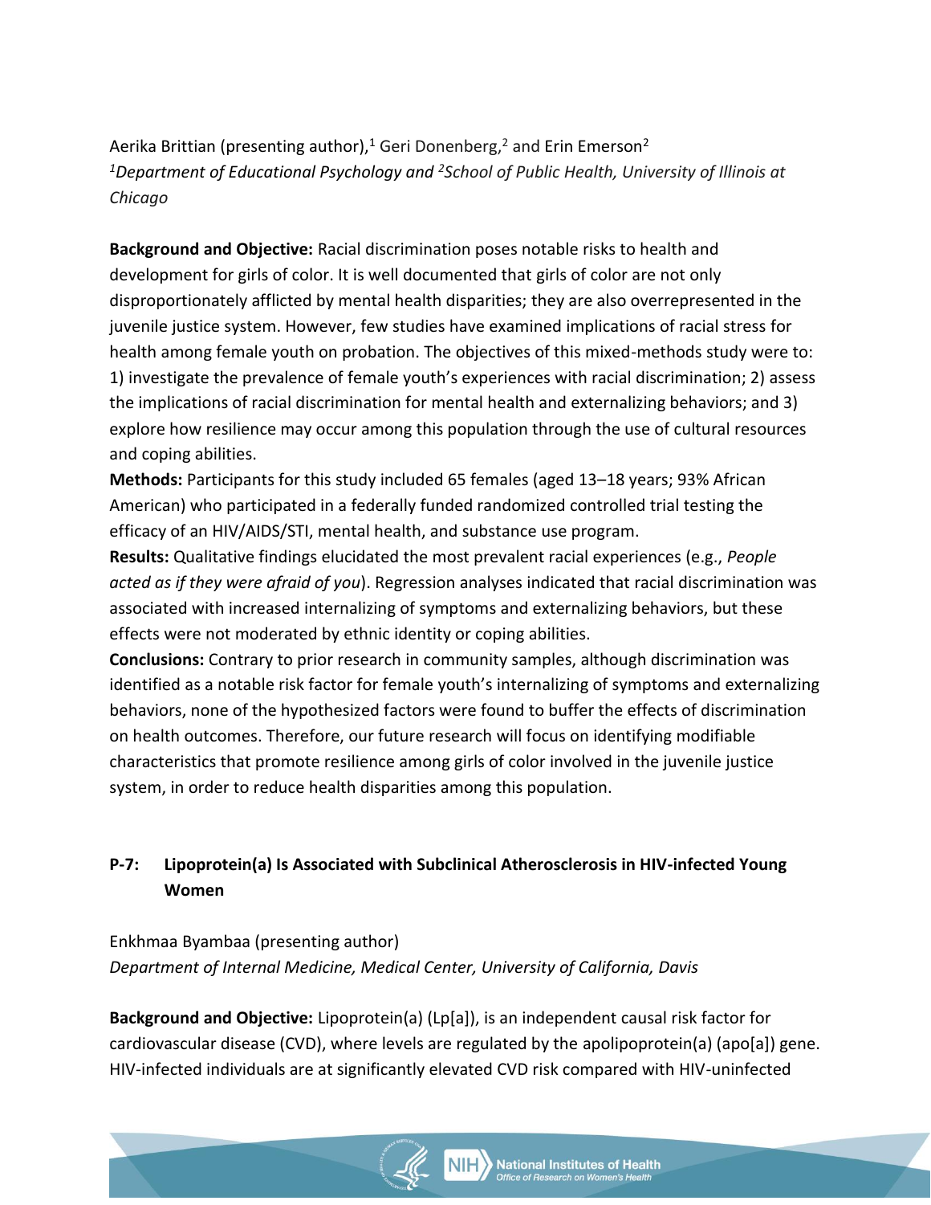Aerika Brittian (presenting author),[1] Geri Donenberg,[2] and Erin Emerson[2]
*[1]Department of Educational Psychology and [2]School of Public Health, University of Illinois at Chicago*

**Background and Objective:** Racial discrimination poses notable risks to health and development for girls of color. It is well documented that girls of color are not only disproportionately afflicted by mental health disparities; they are also overrepresented in the juvenile justice system. However, few studies have examined implications of racial stress for health among female youth on probation. The objectives of this mixed-methods study were to: 1) investigate the prevalence of female youth's experiences with racial discrimination; 2) assess the implications of racial discrimination for mental health and externalizing behaviors; and 3) explore how resilience may occur among this population through the use of cultural resources and coping abilities.

**Methods:** Participants for this study included 65 females (aged 13–18 years; 93% African American) who participated in a federally funded randomized controlled trial testing the efficacy of an HIV/AIDS/STI, mental health, and substance use program.

**Results:** Qualitative findings elucidated the most prevalent racial experiences (e.g., *People acted as if they were afraid of you*). Regression analyses indicated that racial discrimination was associated with increased internalizing of symptoms and externalizing behaviors, but these effects were not moderated by ethnic identity or coping abilities.

**Conclusions:** Contrary to prior research in community samples, although discrimination was identified as a notable risk factor for female youth's internalizing of symptoms and externalizing behaviors, none of the hypothesized factors were found to buffer the effects of discrimination on health outcomes. Therefore, our future research will focus on identifying modifiable characteristics that promote resilience among girls of color involved in the juvenile justice system, in order to reduce health disparities among this population.

## P-7: Lipoprotein(a) Is Associated with Subclinical Atherosclerosis in HIV-infected Young Women

Enkhmaa Byambaa (presenting author)
*Department of Internal Medicine, Medical Center, University of California, Davis*

**Background and Objective:** Lipoprotein(a) (Lp[a]), is an independent causal risk factor for cardiovascular disease (CVD), where levels are regulated by the apolipoprotein(a) (apo[a]) gene. HIV-infected individuals are at significantly elevated CVD risk compared with HIV-uninfected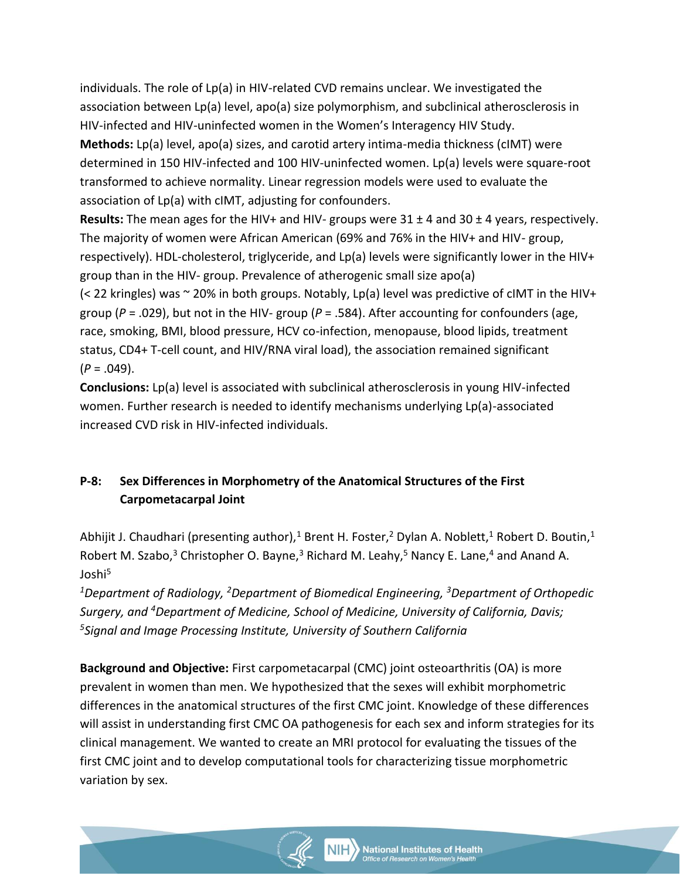individuals. The role of Lp(a) in HIV-related CVD remains unclear. We investigated the association between Lp(a) level, apo(a) size polymorphism, and subclinical atherosclerosis in HIV-infected and HIV-uninfected women in the Women's Interagency HIV Study.

**Methods:** Lp(a) level, apo(a) sizes, and carotid artery intima-media thickness (cIMT) were determined in 150 HIV-infected and 100 HIV-uninfected women. Lp(a) levels were square-root transformed to achieve normality. Linear regression models were used to evaluate the association of Lp(a) with cIMT, adjusting for confounders.

**Results:** The mean ages for the HIV+ and HIV- groups were 31 ± 4 and 30 ± 4 years, respectively. The majority of women were African American (69% and 76% in the HIV+ and HIV- group, respectively). HDL-cholesterol, triglyceride, and Lp(a) levels were significantly lower in the HIV+ group than in the HIV- group. Prevalence of atherogenic small size apo(a) (< 22 kringles) was ~ 20% in both groups. Notably, Lp(a) level was predictive of cIMT in the HIV+ group ($P$ = .029), but not in the HIV- group ($P$ = .584). After accounting for confounders (age, race, smoking, BMI, blood pressure, HCV co-infection, menopause, blood lipids, treatment status, CD4+ T-cell count, and HIV/RNA viral load), the association remained significant ($P$ = .049).

**Conclusions:** Lp(a) level is associated with subclinical atherosclerosis in young HIV-infected women. Further research is needed to identify mechanisms underlying Lp(a)-associated increased CVD risk in HIV-infected individuals.

### P-8: Sex Differences in Morphometry of the Anatomical Structures of the First Carpometacarpal Joint

Abhijit J. Chaudhari (presenting author),[1] Brent H. Foster,[2] Dylan A. Noblett,[1] Robert D. Boutin,[1] Robert M. Szabo,[3] Christopher O. Bayne,[3] Richard M. Leahy,[5] Nancy E. Lane,[4] and Anand A. Joshi[5]

*[1]Department of Radiology, [2]Department of Biomedical Engineering, [3]Department of Orthopedic Surgery, and [4]Department of Medicine, School of Medicine, University of California, Davis; [5]Signal and Image Processing Institute, University of Southern California*

**Background and Objective:** First carpometacarpal (CMC) joint osteoarthritis (OA) is more prevalent in women than men. We hypothesized that the sexes will exhibit morphometric differences in the anatomical structures of the first CMC joint. Knowledge of these differences will assist in understanding first CMC OA pathogenesis for each sex and inform strategies for its clinical management. We wanted to create an MRI protocol for evaluating the tissues of the first CMC joint and to develop computational tools for characterizing tissue morphometric variation by sex.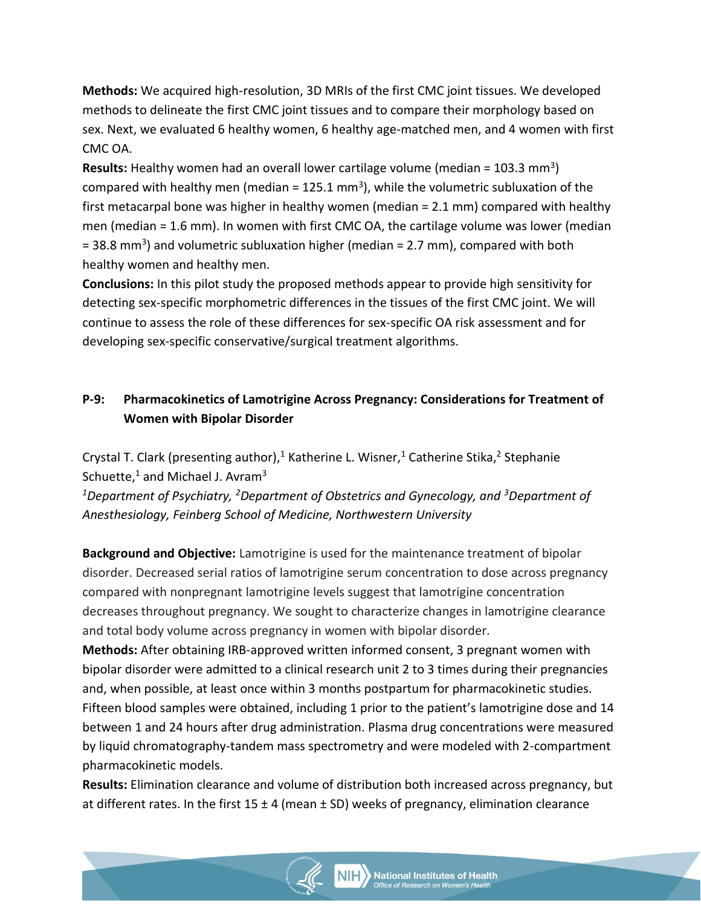**Methods:** We acquired high-resolution, 3D MRIs of the first CMC joint tissues. We developed methods to delineate the first CMC joint tissues and to compare their morphology based on sex. Next, we evaluated 6 healthy women, 6 healthy age-matched men, and 4 women with first CMC OA.

**Results:** Healthy women had an overall lower cartilage volume (median = 103.3 mm$^3$) compared with healthy men (median = 125.1 mm$^3$), while the volumetric subluxation of the first metacarpal bone was higher in healthy women (median = 2.1 mm) compared with healthy men (median = 1.6 mm). In women with first CMC OA, the cartilage volume was lower (median = 38.8 mm$^3$) and volumetric subluxation higher (median = 2.7 mm), compared with both healthy women and healthy men.

**Conclusions:** In this pilot study the proposed methods appear to provide high sensitivity for detecting sex-specific morphometric differences in the tissues of the first CMC joint. We will continue to assess the role of these differences for sex-specific OA risk assessment and for developing sex-specific conservative/surgical treatment algorithms.

### P-9: Pharmacokinetics of Lamotrigine Across Pregnancy: Considerations for Treatment of Women with Bipolar Disorder

Crystal T. Clark (presenting author),[1] Katherine L. Wisner,[1] Catherine Stika,[2] Stephanie Schuette,[1] and Michael J. Avram[3]

*[1]Department of Psychiatry, [2]Department of Obstetrics and Gynecology, and [3]Department of Anesthesiology, Feinberg School of Medicine, Northwestern University*

**Background and Objective:** Lamotrigine is used for the maintenance treatment of bipolar disorder. Decreased serial ratios of lamotrigine serum concentration to dose across pregnancy compared with nonpregnant lamotrigine levels suggest that lamotrigine concentration decreases throughout pregnancy. We sought to characterize changes in lamotrigine clearance and total body volume across pregnancy in women with bipolar disorder.

**Methods:** After obtaining IRB-approved written informed consent, 3 pregnant women with bipolar disorder were admitted to a clinical research unit 2 to 3 times during their pregnancies and, when possible, at least once within 3 months postpartum for pharmacokinetic studies. Fifteen blood samples were obtained, including 1 prior to the patient's lamotrigine dose and 14 between 1 and 24 hours after drug administration. Plasma drug concentrations were measured by liquid chromatography-tandem mass spectrometry and were modeled with 2-compartment pharmacokinetic models.

**Results:** Elimination clearance and volume of distribution both increased across pregnancy, but at different rates. In the first 15 ± 4 (mean ± SD) weeks of pregnancy, elimination clearance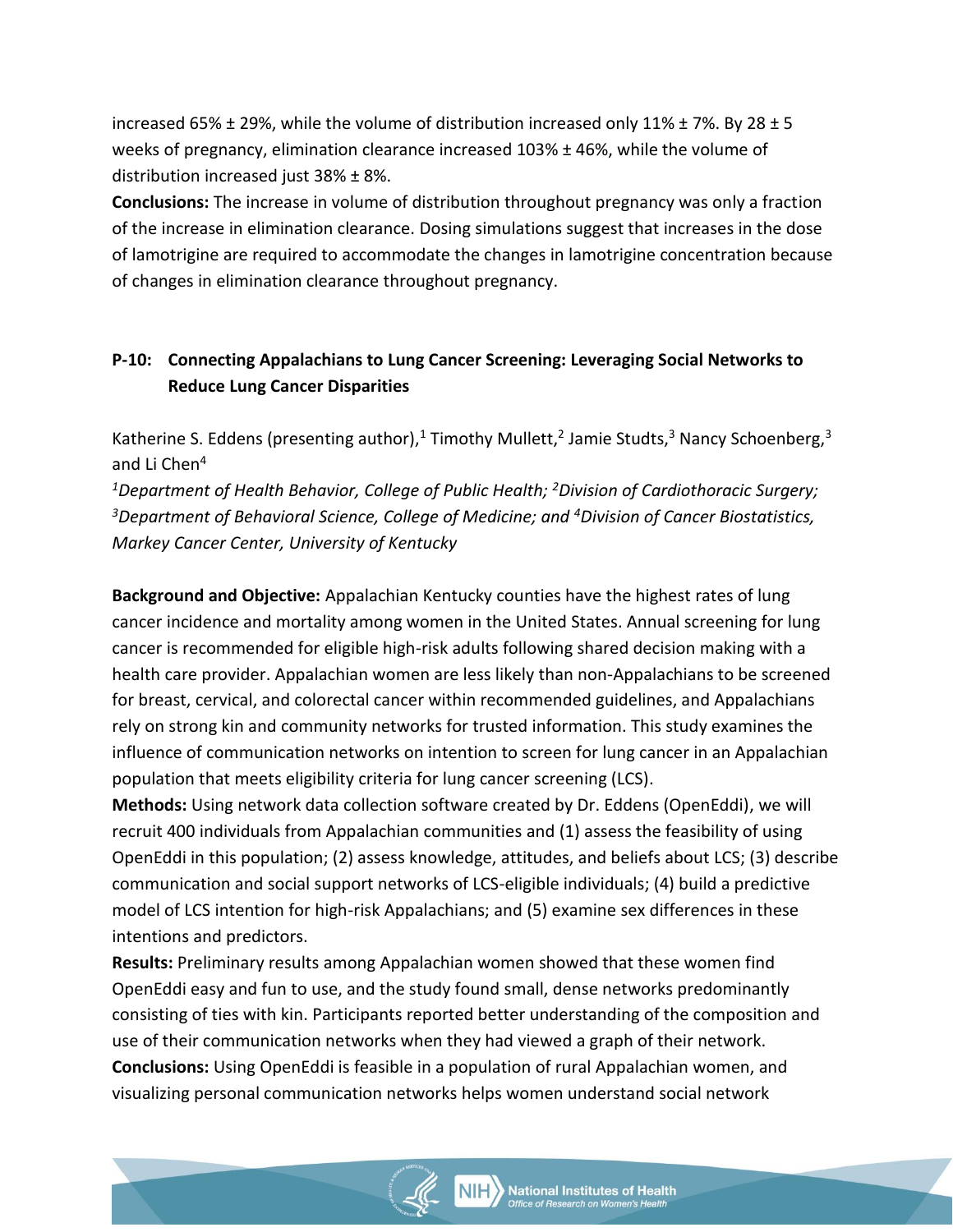increased 65% ± 29%, while the volume of distribution increased only 11% ± 7%. By 28 ± 5 weeks of pregnancy, elimination clearance increased 103% ± 46%, while the volume of distribution increased just 38% ± 8%.

**Conclusions:** The increase in volume of distribution throughout pregnancy was only a fraction of the increase in elimination clearance. Dosing simulations suggest that increases in the dose of lamotrigine are required to accommodate the changes in lamotrigine concentration because of changes in elimination clearance throughout pregnancy.

### P-10: Connecting Appalachians to Lung Cancer Screening: Leveraging Social Networks to Reduce Lung Cancer Disparities

Katherine S. Eddens (presenting author),[1] Timothy Mullett,[2] Jamie Studts,[3] Nancy Schoenberg,[3] and Li Chen[4]

*[1]Department of Health Behavior, College of Public Health; [2]Division of Cardiothoracic Surgery; [3]Department of Behavioral Science, College of Medicine; and [4]Division of Cancer Biostatistics, Markey Cancer Center, University of Kentucky*

**Background and Objective:** Appalachian Kentucky counties have the highest rates of lung cancer incidence and mortality among women in the United States. Annual screening for lung cancer is recommended for eligible high-risk adults following shared decision making with a health care provider. Appalachian women are less likely than non-Appalachians to be screened for breast, cervical, and colorectal cancer within recommended guidelines, and Appalachians rely on strong kin and community networks for trusted information. This study examines the influence of communication networks on intention to screen for lung cancer in an Appalachian population that meets eligibility criteria for lung cancer screening (LCS).

**Methods:** Using network data collection software created by Dr. Eddens (OpenEddi), we will recruit 400 individuals from Appalachian communities and (1) assess the feasibility of using OpenEddi in this population; (2) assess knowledge, attitudes, and beliefs about LCS; (3) describe communication and social support networks of LCS-eligible individuals; (4) build a predictive model of LCS intention for high-risk Appalachians; and (5) examine sex differences in these intentions and predictors.

**Results:** Preliminary results among Appalachian women showed that these women find OpenEddi easy and fun to use, and the study found small, dense networks predominantly consisting of ties with kin. Participants reported better understanding of the composition and use of their communication networks when they had viewed a graph of their network.

**Conclusions:** Using OpenEddi is feasible in a population of rural Appalachian women, and visualizing personal communication networks helps women understand social network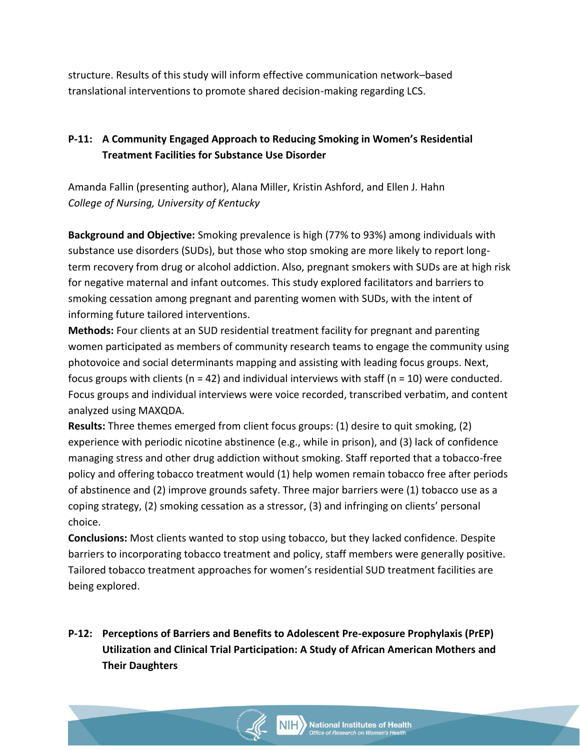structure. Results of this study will inform effective communication network–based translational interventions to promote shared decision-making regarding LCS.

### P-11: A Community Engaged Approach to Reducing Smoking in Women's Residential Treatment Facilities for Substance Use Disorder

Amanda Fallin (presenting author), Alana Miller, Kristin Ashford, and Ellen J. Hahn
*College of Nursing, University of Kentucky*

**Background and Objective:** Smoking prevalence is high (77% to 93%) among individuals with substance use disorders (SUDs), but those who stop smoking are more likely to report long-term recovery from drug or alcohol addiction. Also, pregnant smokers with SUDs are at high risk for negative maternal and infant outcomes. This study explored facilitators and barriers to smoking cessation among pregnant and parenting women with SUDs, with the intent of informing future tailored interventions.

**Methods:** Four clients at an SUD residential treatment facility for pregnant and parenting women participated as members of community research teams to engage the community using photovoice and social determinants mapping and assisting with leading focus groups. Next, focus groups with clients (n = 42) and individual interviews with staff (n = 10) were conducted. Focus groups and individual interviews were voice recorded, transcribed verbatim, and content analyzed using MAXQDA.

**Results:** Three themes emerged from client focus groups: (1) desire to quit smoking, (2) experience with periodic nicotine abstinence (e.g., while in prison), and (3) lack of confidence managing stress and other drug addiction without smoking. Staff reported that a tobacco-free policy and offering tobacco treatment would (1) help women remain tobacco free after periods of abstinence and (2) improve grounds safety. Three major barriers were (1) tobacco use as a coping strategy, (2) smoking cessation as a stressor, (3) and infringing on clients' personal choice.

**Conclusions:** Most clients wanted to stop using tobacco, but they lacked confidence. Despite barriers to incorporating tobacco treatment and policy, staff members were generally positive. Tailored tobacco treatment approaches for women's residential SUD treatment facilities are being explored.

### P-12: Perceptions of Barriers and Benefits to Adolescent Pre-exposure Prophylaxis (PrEP) Utilization and Clinical Trial Participation: A Study of African American Mothers and Their Daughters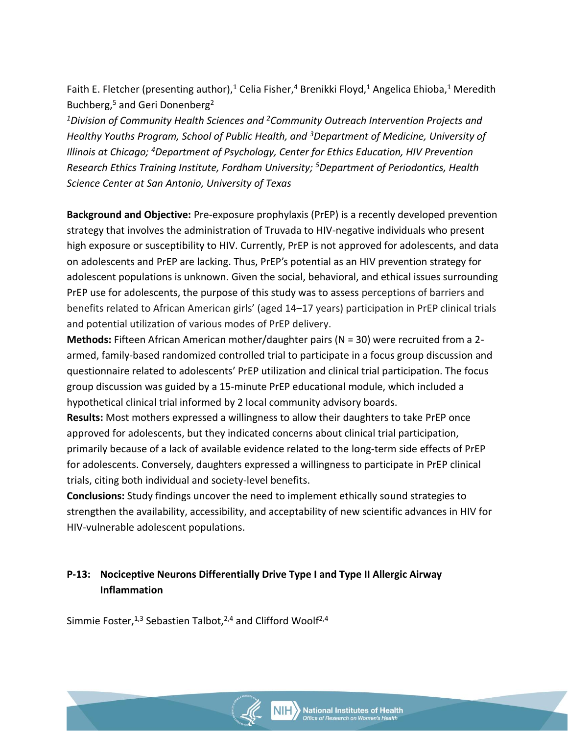Faith E. Fletcher (presenting author),[1] Celia Fisher,[4] Brenikki Floyd,[1] Angelica Ehioba,[1] Meredith Buchberg,[5] and Geri Donenberg[2]

*[1]Division of Community Health Sciences and [2]Community Outreach Intervention Projects and Healthy Youths Program, School of Public Health, and [3]Department of Medicine, University of Illinois at Chicago; [4]Department of Psychology, Center for Ethics Education, HIV Prevention Research Ethics Training Institute, Fordham University; [5]Department of Periodontics, Health Science Center at San Antonio, University of Texas*

**Background and Objective:** Pre-exposure prophylaxis (PrEP) is a recently developed prevention strategy that involves the administration of Truvada to HIV-negative individuals who present high exposure or susceptibility to HIV. Currently, PrEP is not approved for adolescents, and data on adolescents and PrEP are lacking. Thus, PrEP's potential as an HIV prevention strategy for adolescent populations is unknown. Given the social, behavioral, and ethical issues surrounding PrEP use for adolescents, the purpose of this study was to assess perceptions of barriers and benefits related to African American girls' (aged 14–17 years) participation in PrEP clinical trials and potential utilization of various modes of PrEP delivery.

**Methods:** Fifteen African American mother/daughter pairs (N = 30) were recruited from a 2-armed, family-based randomized controlled trial to participate in a focus group discussion and questionnaire related to adolescents' PrEP utilization and clinical trial participation. The focus group discussion was guided by a 15-minute PrEP educational module, which included a hypothetical clinical trial informed by 2 local community advisory boards.

**Results:** Most mothers expressed a willingness to allow their daughters to take PrEP once approved for adolescents, but they indicated concerns about clinical trial participation, primarily because of a lack of available evidence related to the long-term side effects of PrEP for adolescents. Conversely, daughters expressed a willingness to participate in PrEP clinical trials, citing both individual and society-level benefits.

**Conclusions:** Study findings uncover the need to implement ethically sound strategies to strengthen the availability, accessibility, and acceptability of new scientific advances in HIV for HIV-vulnerable adolescent populations.

### P-13: Nociceptive Neurons Differentially Drive Type I and Type II Allergic Airway Inflammation

Simmie Foster,[1,3] Sebastien Talbot,[2,4] and Clifford Woolf[2,4]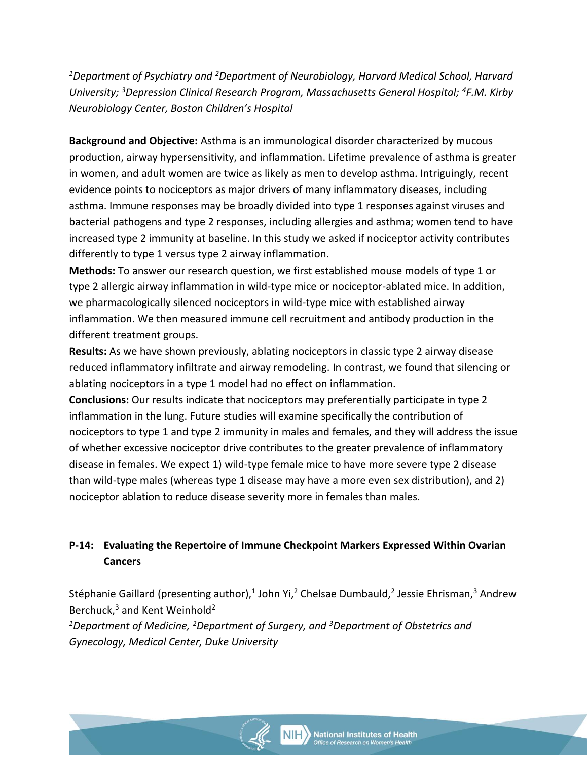*[1]Department of Psychiatry and [2]Department of Neurobiology, Harvard Medical School, Harvard University; [3]Depression Clinical Research Program, Massachusetts General Hospital; [4]F.M. Kirby Neurobiology Center, Boston Children's Hospital*

**Background and Objective:** Asthma is an immunological disorder characterized by mucous production, airway hypersensitivity, and inflammation. Lifetime prevalence of asthma is greater in women, and adult women are twice as likely as men to develop asthma. Intriguingly, recent evidence points to nociceptors as major drivers of many inflammatory diseases, including asthma. Immune responses may be broadly divided into type 1 responses against viruses and bacterial pathogens and type 2 responses, including allergies and asthma; women tend to have increased type 2 immunity at baseline. In this study we asked if nociceptor activity contributes differently to type 1 versus type 2 airway inflammation.

**Methods:** To answer our research question, we first established mouse models of type 1 or type 2 allergic airway inflammation in wild-type mice or nociceptor-ablated mice. In addition, we pharmacologically silenced nociceptors in wild-type mice with established airway inflammation. We then measured immune cell recruitment and antibody production in the different treatment groups.

**Results:** As we have shown previously, ablating nociceptors in classic type 2 airway disease reduced inflammatory infiltrate and airway remodeling. In contrast, we found that silencing or ablating nociceptors in a type 1 model had no effect on inflammation.

**Conclusions:** Our results indicate that nociceptors may preferentially participate in type 2 inflammation in the lung. Future studies will examine specifically the contribution of nociceptors to type 1 and type 2 immunity in males and females, and they will address the issue of whether excessive nociceptor drive contributes to the greater prevalence of inflammatory disease in females. We expect 1) wild-type female mice to have more severe type 2 disease than wild-type males (whereas type 1 disease may have a more even sex distribution), and 2) nociceptor ablation to reduce disease severity more in females than males.

## P-14: Evaluating the Repertoire of Immune Checkpoint Markers Expressed Within Ovarian Cancers

Stéphanie Gaillard (presenting author),[1] John Yi,[2] Chelsae Dumbauld,[2] Jessie Ehrisman,[3] Andrew Berchuck,[3] and Kent Weinhold[2]

*[1]Department of Medicine, [2]Department of Surgery, and [3]Department of Obstetrics and Gynecology, Medical Center, Duke University*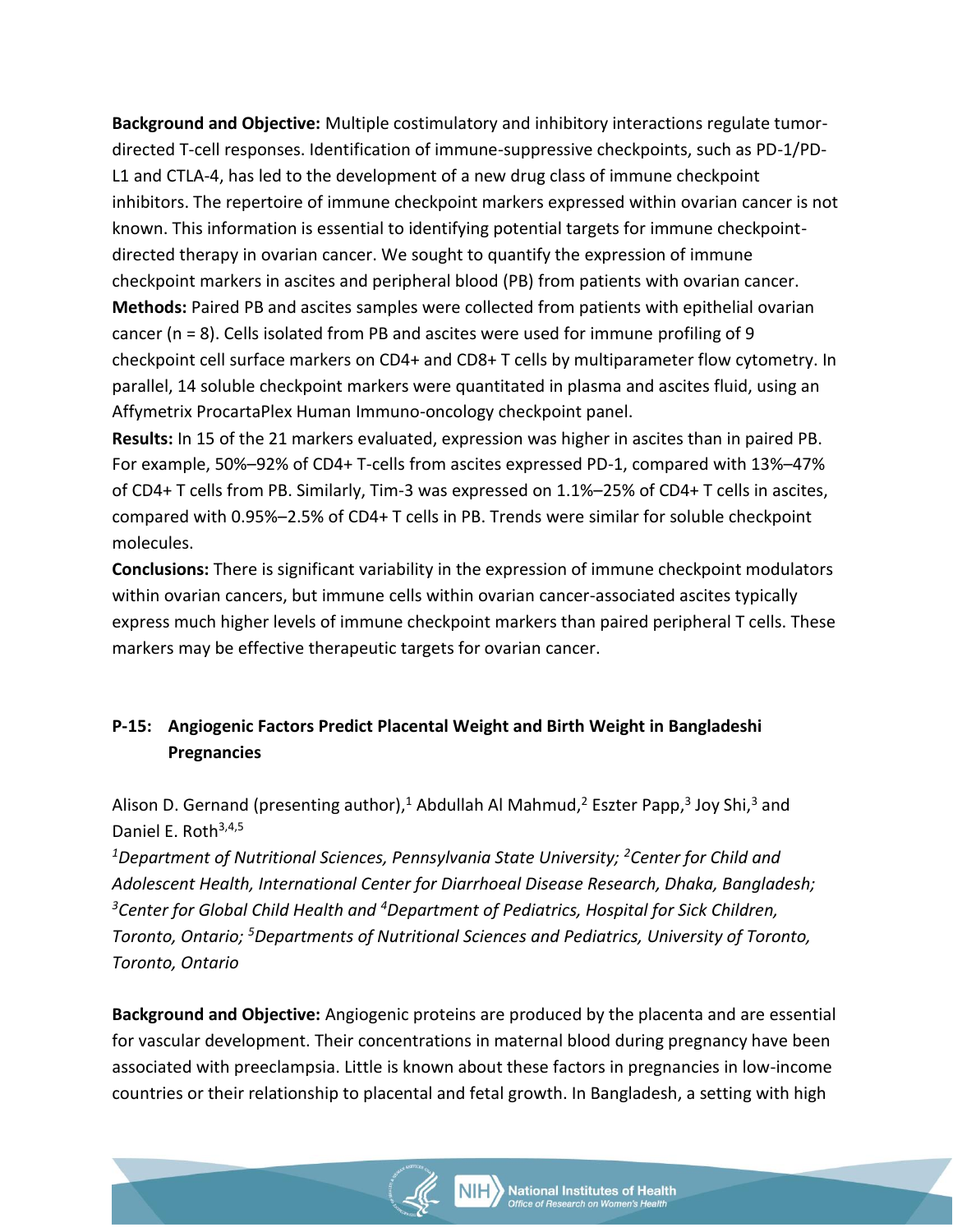**Background and Objective:** Multiple costimulatory and inhibitory interactions regulate tumor-directed T-cell responses. Identification of immune-suppressive checkpoints, such as PD-1/PD-L1 and CTLA-4, has led to the development of a new drug class of immune checkpoint inhibitors. The repertoire of immune checkpoint markers expressed within ovarian cancer is not known. This information is essential to identifying potential targets for immune checkpoint-directed therapy in ovarian cancer. We sought to quantify the expression of immune checkpoint markers in ascites and peripheral blood (PB) from patients with ovarian cancer.
**Methods:** Paired PB and ascites samples were collected from patients with epithelial ovarian cancer (n = 8). Cells isolated from PB and ascites were used for immune profiling of 9 checkpoint cell surface markers on CD4+ and CD8+ T cells by multiparameter flow cytometry. In parallel, 14 soluble checkpoint markers were quantitated in plasma and ascites fluid, using an Affymetrix ProcartaPlex Human Immuno-oncology checkpoint panel.
**Results:** In 15 of the 21 markers evaluated, expression was higher in ascites than in paired PB. For example, 50%–92% of CD4+ T-cells from ascites expressed PD-1, compared with 13%–47% of CD4+ T cells from PB. Similarly, Tim-3 was expressed on 1.1%–25% of CD4+ T cells in ascites, compared with 0.95%–2.5% of CD4+ T cells in PB. Trends were similar for soluble checkpoint molecules.
**Conclusions:** There is significant variability in the expression of immune checkpoint modulators within ovarian cancers, but immune cells within ovarian cancer-associated ascites typically express much higher levels of immune checkpoint markers than paired peripheral T cells. These markers may be effective therapeutic targets for ovarian cancer.

### P-15: Angiogenic Factors Predict Placental Weight and Birth Weight in Bangladeshi Pregnancies

Alison D. Gernand (presenting author),[1] Abdullah Al Mahmud,[2] Eszter Papp,[3] Joy Shi,[3] and Daniel E. Roth[3,4,5]

*[1]Department of Nutritional Sciences, Pennsylvania State University; [2]Center for Child and Adolescent Health, International Center for Diarrhoeal Disease Research, Dhaka, Bangladesh; [3]Center for Global Child Health and [4]Department of Pediatrics, Hospital for Sick Children, Toronto, Ontario; [5]Departments of Nutritional Sciences and Pediatrics, University of Toronto, Toronto, Ontario*

**Background and Objective:** Angiogenic proteins are produced by the placenta and are essential for vascular development. Their concentrations in maternal blood during pregnancy have been associated with preeclampsia. Little is known about these factors in pregnancies in low-income countries or their relationship to placental and fetal growth. In Bangladesh, a setting with high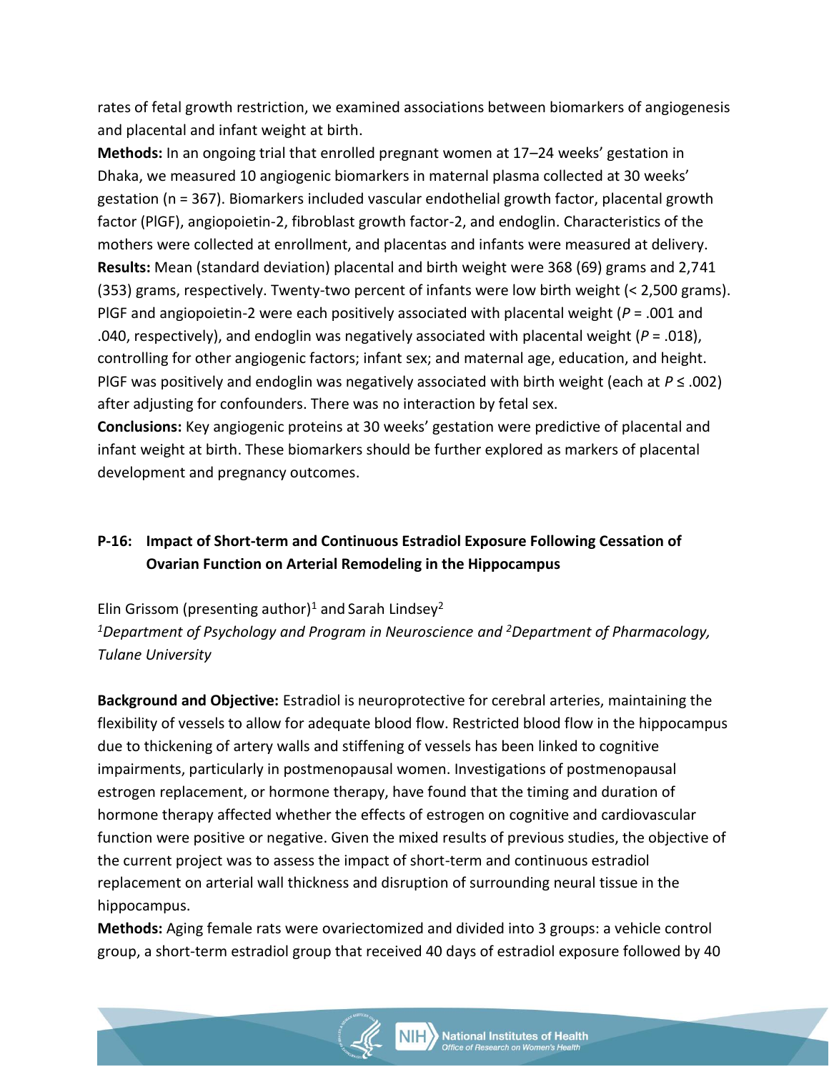rates of fetal growth restriction, we examined associations between biomarkers of angiogenesis and placental and infant weight at birth.

**Methods:** In an ongoing trial that enrolled pregnant women at 17–24 weeks' gestation in Dhaka, we measured 10 angiogenic biomarkers in maternal plasma collected at 30 weeks' gestation (n = 367). Biomarkers included vascular endothelial growth factor, placental growth factor (PlGF), angiopoietin-2, fibroblast growth factor-2, and endoglin. Characteristics of the mothers were collected at enrollment, and placentas and infants were measured at delivery.

**Results:** Mean (standard deviation) placental and birth weight were 368 (69) grams and 2,741 (353) grams, respectively. Twenty-two percent of infants were low birth weight (< 2,500 grams). PlGF and angiopoietin-2 were each positively associated with placental weight ($P = .001$ and .040, respectively), and endoglin was negatively associated with placental weight ($P = .018$), controlling for other angiogenic factors; infant sex; and maternal age, education, and height. PlGF was positively and endoglin was negatively associated with birth weight (each at $P \leq .002$) after adjusting for confounders. There was no interaction by fetal sex.

**Conclusions:** Key angiogenic proteins at 30 weeks' gestation were predictive of placental and infant weight at birth. These biomarkers should be further explored as markers of placental development and pregnancy outcomes.

## P-16: Impact of Short-term and Continuous Estradiol Exposure Following Cessation of Ovarian Function on Arterial Remodeling in the Hippocampus

Elin Grissom (presenting author)[1] and Sarah Lindsey[2]

*[1]Department of Psychology and Program in Neuroscience and [2]Department of Pharmacology, Tulane University*

**Background and Objective:** Estradiol is neuroprotective for cerebral arteries, maintaining the flexibility of vessels to allow for adequate blood flow. Restricted blood flow in the hippocampus due to thickening of artery walls and stiffening of vessels has been linked to cognitive impairments, particularly in postmenopausal women. Investigations of postmenopausal estrogen replacement, or hormone therapy, have found that the timing and duration of hormone therapy affected whether the effects of estrogen on cognitive and cardiovascular function were positive or negative. Given the mixed results of previous studies, the objective of the current project was to assess the impact of short-term and continuous estradiol replacement on arterial wall thickness and disruption of surrounding neural tissue in the hippocampus.

**Methods:** Aging female rats were ovariectomized and divided into 3 groups: a vehicle control group, a short-term estradiol group that received 40 days of estradiol exposure followed by 40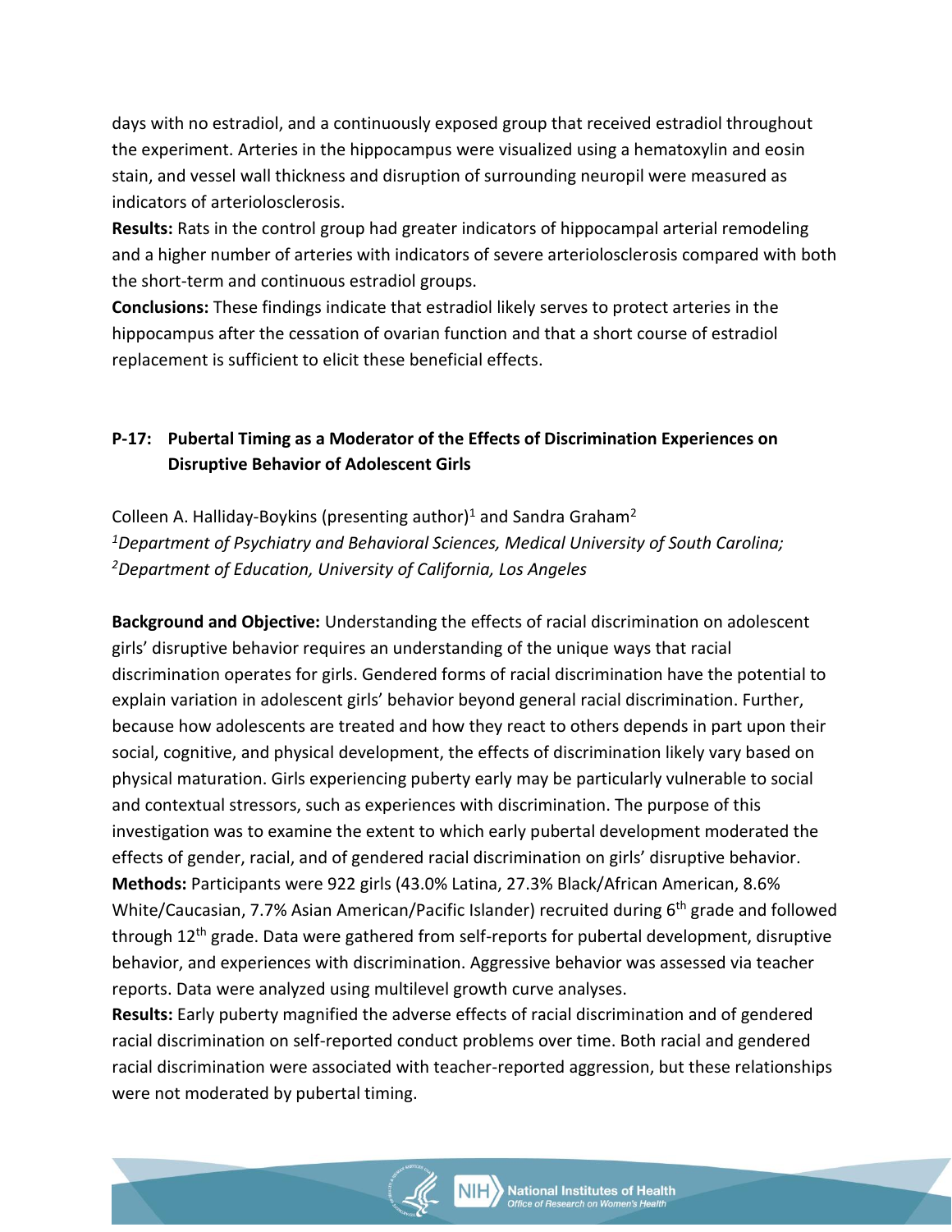days with no estradiol, and a continuously exposed group that received estradiol throughout the experiment. Arteries in the hippocampus were visualized using a hematoxylin and eosin stain, and vessel wall thickness and disruption of surrounding neuropil were measured as indicators of arteriolosclerosis.

**Results:** Rats in the control group had greater indicators of hippocampal arterial remodeling and a higher number of arteries with indicators of severe arteriolosclerosis compared with both the short-term and continuous estradiol groups.

**Conclusions:** These findings indicate that estradiol likely serves to protect arteries in the hippocampus after the cessation of ovarian function and that a short course of estradiol replacement is sufficient to elicit these beneficial effects.

### P-17: Pubertal Timing as a Moderator of the Effects of Discrimination Experiences on Disruptive Behavior of Adolescent Girls

Colleen A. Halliday-Boykins (presenting author)[1] and Sandra Graham[2]

*[1]Department of Psychiatry and Behavioral Sciences, Medical University of South Carolina;*
*[2]Department of Education, University of California, Los Angeles*

**Background and Objective:** Understanding the effects of racial discrimination on adolescent girls' disruptive behavior requires an understanding of the unique ways that racial discrimination operates for girls. Gendered forms of racial discrimination have the potential to explain variation in adolescent girls' behavior beyond general racial discrimination. Further, because how adolescents are treated and how they react to others depends in part upon their social, cognitive, and physical development, the effects of discrimination likely vary based on physical maturation. Girls experiencing puberty early may be particularly vulnerable to social and contextual stressors, such as experiences with discrimination. The purpose of this investigation was to examine the extent to which early pubertal development moderated the effects of gender, racial, and of gendered racial discrimination on girls' disruptive behavior.

**Methods:** Participants were 922 girls (43.0% Latina, 27.3% Black/African American, 8.6% White/Caucasian, 7.7% Asian American/Pacific Islander) recruited during 6th grade and followed through 12th grade. Data were gathered from self-reports for pubertal development, disruptive behavior, and experiences with discrimination. Aggressive behavior was assessed via teacher reports. Data were analyzed using multilevel growth curve analyses.

**Results:** Early puberty magnified the adverse effects of racial discrimination and of gendered racial discrimination on self-reported conduct problems over time. Both racial and gendered racial discrimination were associated with teacher-reported aggression, but these relationships were not moderated by pubertal timing.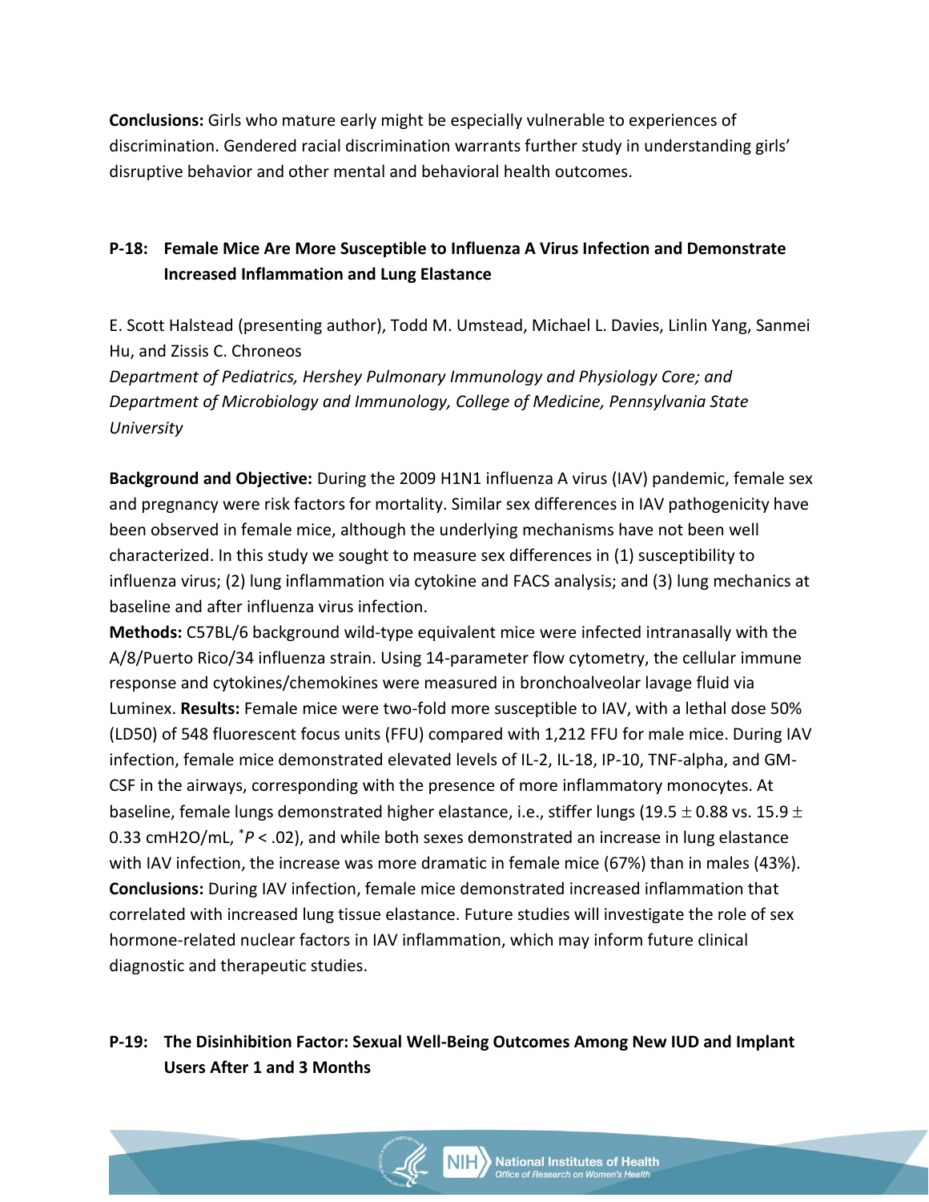**Conclusions:** Girls who mature early might be especially vulnerable to experiences of discrimination. Gendered racial discrimination warrants further study in understanding girls' disruptive behavior and other mental and behavioral health outcomes.

### P-18: Female Mice Are More Susceptible to Influenza A Virus Infection and Demonstrate Increased Inflammation and Lung Elastance

E. Scott Halstead (presenting author), Todd M. Umstead, Michael L. Davies, Linlin Yang, Sanmei Hu, and Zissis C. Chroneos

*Department of Pediatrics, Hershey Pulmonary Immunology and Physiology Core; and Department of Microbiology and Immunology, College of Medicine, Pennsylvania State University*

**Background and Objective:** During the 2009 H1N1 influenza A virus (IAV) pandemic, female sex and pregnancy were risk factors for mortality. Similar sex differences in IAV pathogenicity have been observed in female mice, although the underlying mechanisms have not been well characterized. In this study we sought to measure sex differences in (1) susceptibility to influenza virus; (2) lung inflammation via cytokine and FACS analysis; and (3) lung mechanics at baseline and after influenza virus infection.

**Methods:** C57BL/6 background wild-type equivalent mice were infected intranasally with the A/8/Puerto Rico/34 influenza strain. Using 14-parameter flow cytometry, the cellular immune response and cytokines/chemokines were measured in bronchoalveolar lavage fluid via Luminex. **Results:** Female mice were two-fold more susceptible to IAV, with a lethal dose 50% (LD50) of 548 fluorescent focus units (FFU) compared with 1,212 FFU for male mice. During IAV infection, female mice demonstrated elevated levels of IL-2, IL-18, IP-10, TNF-alpha, and GM-CSF in the airways, corresponding with the presence of more inflammatory monocytes. At baseline, female lungs demonstrated higher elastance, i.e., stiffer lungs ($19.5 \pm 0.88$ vs. $15.9 \pm 0.33$ cmH2O/mL, $^{*}P < .02$), and while both sexes demonstrated an increase in lung elastance with IAV infection, the increase was more dramatic in female mice (67%) than in males (43%).

**Conclusions:** During IAV infection, female mice demonstrated increased inflammation that correlated with increased lung tissue elastance. Future studies will investigate the role of sex hormone-related nuclear factors in IAV inflammation, which may inform future clinical diagnostic and therapeutic studies.

### P-19: The Disinhibition Factor: Sexual Well-Being Outcomes Among New IUD and Implant Users After 1 and 3 Months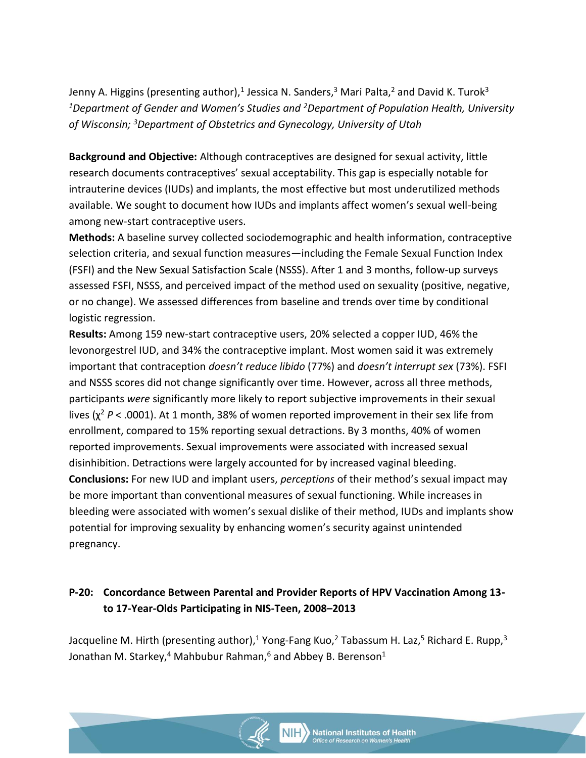Jenny A. Higgins (presenting author),[1] Jessica N. Sanders,[3] Mari Palta,[2] and David K. Turok[3]
*[1]Department of Gender and Women's Studies and [2]Department of Population Health, University of Wisconsin; [3]Department of Obstetrics and Gynecology, University of Utah*

**Background and Objective:** Although contraceptives are designed for sexual activity, little research documents contraceptives' sexual acceptability. This gap is especially notable for intrauterine devices (IUDs) and implants, the most effective but most underutilized methods available. We sought to document how IUDs and implants affect women's sexual well-being among new-start contraceptive users.

**Methods:** A baseline survey collected sociodemographic and health information, contraceptive selection criteria, and sexual function measures—including the Female Sexual Function Index (FSFI) and the New Sexual Satisfaction Scale (NSSS). After 1 and 3 months, follow-up surveys assessed FSFI, NSSS, and perceived impact of the method used on sexuality (positive, negative, or no change). We assessed differences from baseline and trends over time by conditional logistic regression.

**Results:** Among 159 new-start contraceptive users, 20% selected a copper IUD, 46% the levonorgestrel IUD, and 34% the contraceptive implant. Most women said it was extremely important that contraception *doesn't reduce libido* (77%) and *doesn't interrupt sex* (73%). FSFI and NSSS scores did not change significantly over time. However, across all three methods, participants *were* significantly more likely to report subjective improvements in their sexual lives ($\chi^2$ $P < .0001$). At 1 month, 38% of women reported improvement in their sex life from enrollment, compared to 15% reporting sexual detractions. By 3 months, 40% of women reported improvements. Sexual improvements were associated with increased sexual disinhibition. Detractions were largely accounted for by increased vaginal bleeding.

**Conclusions:** For new IUD and implant users, *perceptions* of their method's sexual impact may be more important than conventional measures of sexual functioning. While increases in bleeding were associated with women's sexual dislike of their method, IUDs and implants show potential for improving sexuality by enhancing women's security against unintended pregnancy.

## P-20: Concordance Between Parental and Provider Reports of HPV Vaccination Among 13- to 17-Year-Olds Participating in NIS-Teen, 2008–2013

Jacqueline M. Hirth (presenting author),[1] Yong-Fang Kuo,[2] Tabassum H. Laz,[5] Richard E. Rupp,[3] Jonathan M. Starkey,[4] Mahbubur Rahman,[6] and Abbey B. Berenson[1]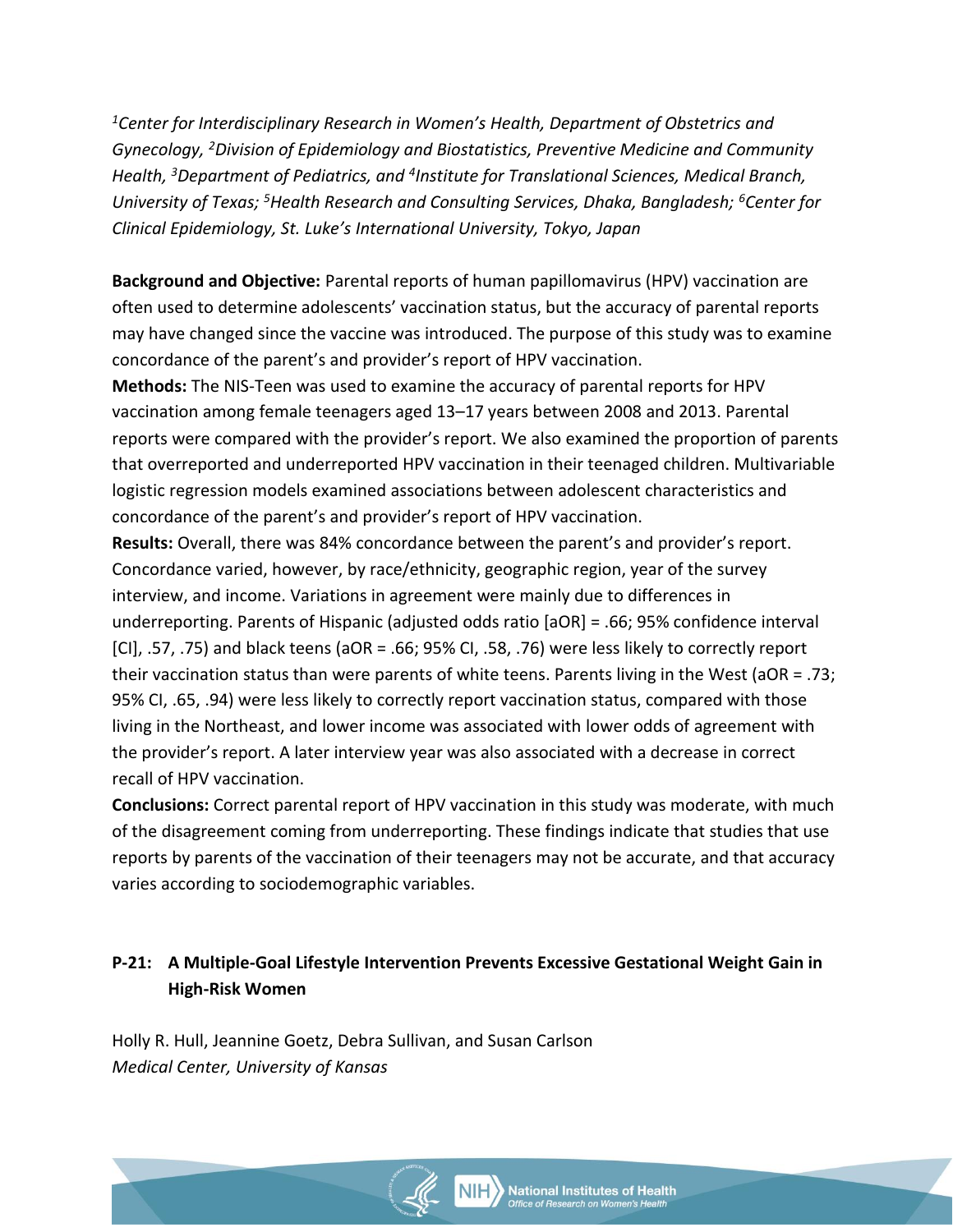*[1]Center for Interdisciplinary Research in Women's Health, Department of Obstetrics and Gynecology, [2]Division of Epidemiology and Biostatistics, Preventive Medicine and Community Health, [3]Department of Pediatrics, and [4]Institute for Translational Sciences, Medical Branch, University of Texas; [5]Health Research and Consulting Services, Dhaka, Bangladesh; [6]Center for Clinical Epidemiology, St. Luke's International University, Tokyo, Japan*

**Background and Objective:** Parental reports of human papillomavirus (HPV) vaccination are often used to determine adolescents' vaccination status, but the accuracy of parental reports may have changed since the vaccine was introduced. The purpose of this study was to examine concordance of the parent's and provider's report of HPV vaccination.

**Methods:** The NIS-Teen was used to examine the accuracy of parental reports for HPV vaccination among female teenagers aged 13–17 years between 2008 and 2013. Parental reports were compared with the provider's report. We also examined the proportion of parents that overreported and underreported HPV vaccination in their teenaged children. Multivariable logistic regression models examined associations between adolescent characteristics and concordance of the parent's and provider's report of HPV vaccination.

**Results:** Overall, there was 84% concordance between the parent's and provider's report. Concordance varied, however, by race/ethnicity, geographic region, year of the survey interview, and income. Variations in agreement were mainly due to differences in underreporting. Parents of Hispanic (adjusted odds ratio [aOR] = .66; 95% confidence interval [CI], .57, .75) and black teens (aOR = .66; 95% CI, .58, .76) were less likely to correctly report their vaccination status than were parents of white teens. Parents living in the West (aOR = .73; 95% CI, .65, .94) were less likely to correctly report vaccination status, compared with those living in the Northeast, and lower income was associated with lower odds of agreement with the provider's report. A later interview year was also associated with a decrease in correct recall of HPV vaccination.

**Conclusions:** Correct parental report of HPV vaccination in this study was moderate, with much of the disagreement coming from underreporting. These findings indicate that studies that use reports by parents of the vaccination of their teenagers may not be accurate, and that accuracy varies according to sociodemographic variables.

### P-21: A Multiple-Goal Lifestyle Intervention Prevents Excessive Gestational Weight Gain in High-Risk Women

Holly R. Hull, Jeannine Goetz, Debra Sullivan, and Susan Carlson

*Medical Center, University of Kansas*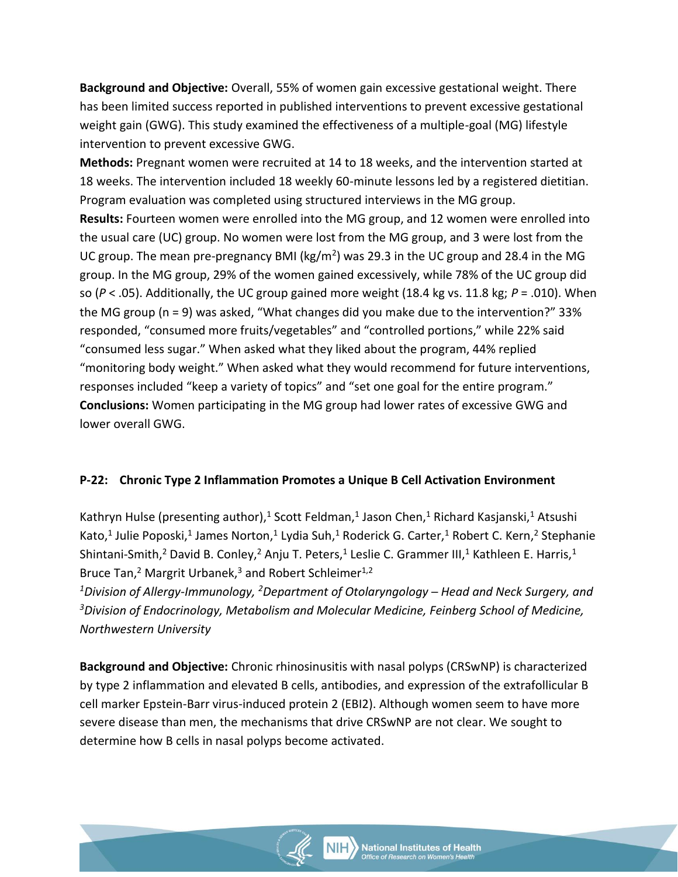**Background and Objective:** Overall, 55% of women gain excessive gestational weight. There has been limited success reported in published interventions to prevent excessive gestational weight gain (GWG). This study examined the effectiveness of a multiple-goal (MG) lifestyle intervention to prevent excessive GWG.

**Methods:** Pregnant women were recruited at 14 to 18 weeks, and the intervention started at 18 weeks. The intervention included 18 weekly 60-minute lessons led by a registered dietitian. Program evaluation was completed using structured interviews in the MG group.

**Results:** Fourteen women were enrolled into the MG group, and 12 women were enrolled into the usual care (UC) group. No women were lost from the MG group, and 3 were lost from the UC group. The mean pre-pregnancy BMI ($kg/m^2$) was 29.3 in the UC group and 28.4 in the MG group. In the MG group, 29% of the women gained excessively, while 78% of the UC group did so ($P < .05$). Additionally, the UC group gained more weight (18.4 kg vs. 11.8 kg; $P = .010$). When the MG group (n = 9) was asked, “What changes did you make due to the intervention?” 33% responded, “consumed more fruits/vegetables” and “controlled portions,” while 22% said “consumed less sugar.” When asked what they liked about the program, 44% replied “monitoring body weight.” When asked what they would recommend for future interventions, responses included “keep a variety of topics” and “set one goal for the entire program.”

**Conclusions:** Women participating in the MG group had lower rates of excessive GWG and lower overall GWG.

### P-22: Chronic Type 2 Inflammation Promotes a Unique B Cell Activation Environment

Kathryn Hulse (presenting author),[1] Scott Feldman,[1] Jason Chen,[1] Richard Kasjanski,[1] Atsushi Kato,[1] Julie Poposki,[1] James Norton,[1] Lydia Suh,[1] Roderick G. Carter,[1] Robert C. Kern,[2] Stephanie Shintani-Smith,[2] David B. Conley,[2] Anju T. Peters,[1] Leslie C. Grammer III,[1] Kathleen E. Harris,[1] Bruce Tan,[2] Margrit Urbanek,[3] and Robert Schleimer[1,2]

*[1]Division of Allergy-Immunology, [2]Department of Otolaryngology – Head and Neck Surgery, and [3]Division of Endocrinology, Metabolism and Molecular Medicine, Feinberg School of Medicine, Northwestern University*

**Background and Objective:** Chronic rhinosinusitis with nasal polyps (CRSwNP) is characterized by type 2 inflammation and elevated B cells, antibodies, and expression of the extrafollicular B cell marker Epstein-Barr virus-induced protein 2 (EBI2). Although women seem to have more severe disease than men, the mechanisms that drive CRSwNP are not clear. We sought to determine how B cells in nasal polyps become activated.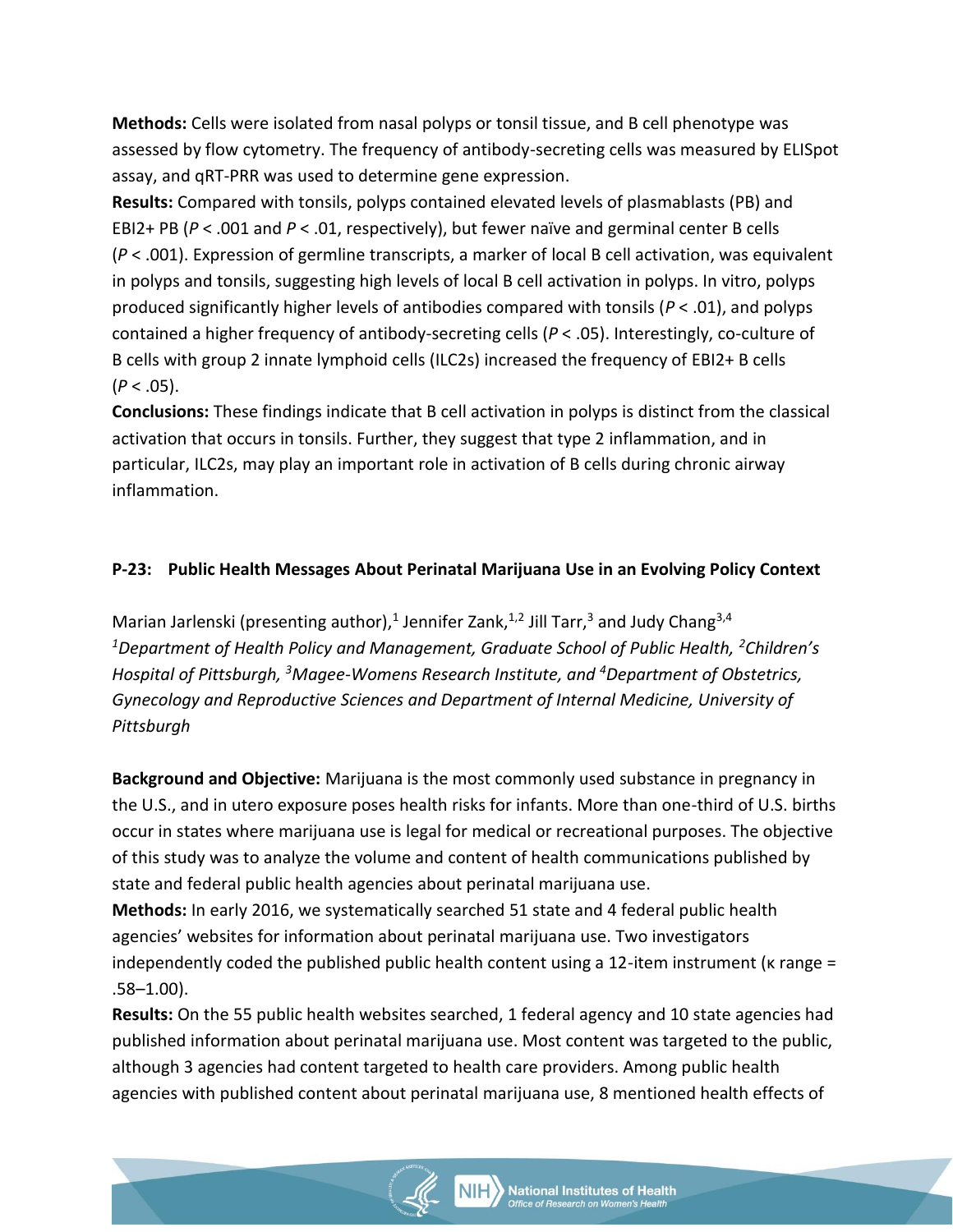**Methods:** Cells were isolated from nasal polyps or tonsil tissue, and B cell phenotype was assessed by flow cytometry. The frequency of antibody-secreting cells was measured by ELISpot assay, and qRT-PRR was used to determine gene expression.

**Results:** Compared with tonsils, polyps contained elevated levels of plasmablasts (PB) and EBI2+ PB (*P* < .001 and *P* < .01, respectively), but fewer naïve and germinal center B cells (*P* < .001). Expression of germline transcripts, a marker of local B cell activation, was equivalent in polyps and tonsils, suggesting high levels of local B cell activation in polyps. In vitro, polyps produced significantly higher levels of antibodies compared with tonsils (*P* < .01), and polyps contained a higher frequency of antibody-secreting cells (*P* < .05). Interestingly, co-culture of B cells with group 2 innate lymphoid cells (ILC2s) increased the frequency of EBI2+ B cells (*P* < .05).

**Conclusions:** These findings indicate that B cell activation in polyps is distinct from the classical activation that occurs in tonsils. Further, they suggest that type 2 inflammation, and in particular, ILC2s, may play an important role in activation of B cells during chronic airway inflammation.

### P-23: Public Health Messages About Perinatal Marijuana Use in an Evolving Policy Context

Marian Jarlenski (presenting author),[1] Jennifer Zank,[1,2] Jill Tarr,[3] and Judy Chang[3,4]

*[1]Department of Health Policy and Management, Graduate School of Public Health, [2]Children's Hospital of Pittsburgh, [3]Magee-Womens Research Institute, and [4]Department of Obstetrics, Gynecology and Reproductive Sciences and Department of Internal Medicine, University of Pittsburgh*

**Background and Objective:** Marijuana is the most commonly used substance in pregnancy in the U.S., and in utero exposure poses health risks for infants. More than one-third of U.S. births occur in states where marijuana use is legal for medical or recreational purposes. The objective of this study was to analyze the volume and content of health communications published by state and federal public health agencies about perinatal marijuana use.

**Methods:** In early 2016, we systematically searched 51 state and 4 federal public health agencies' websites for information about perinatal marijuana use. Two investigators independently coded the published public health content using a 12-item instrument (κ range = .58–1.00).

**Results:** On the 55 public health websites searched, 1 federal agency and 10 state agencies had published information about perinatal marijuana use. Most content was targeted to the public, although 3 agencies had content targeted to health care providers. Among public health agencies with published content about perinatal marijuana use, 8 mentioned health effects of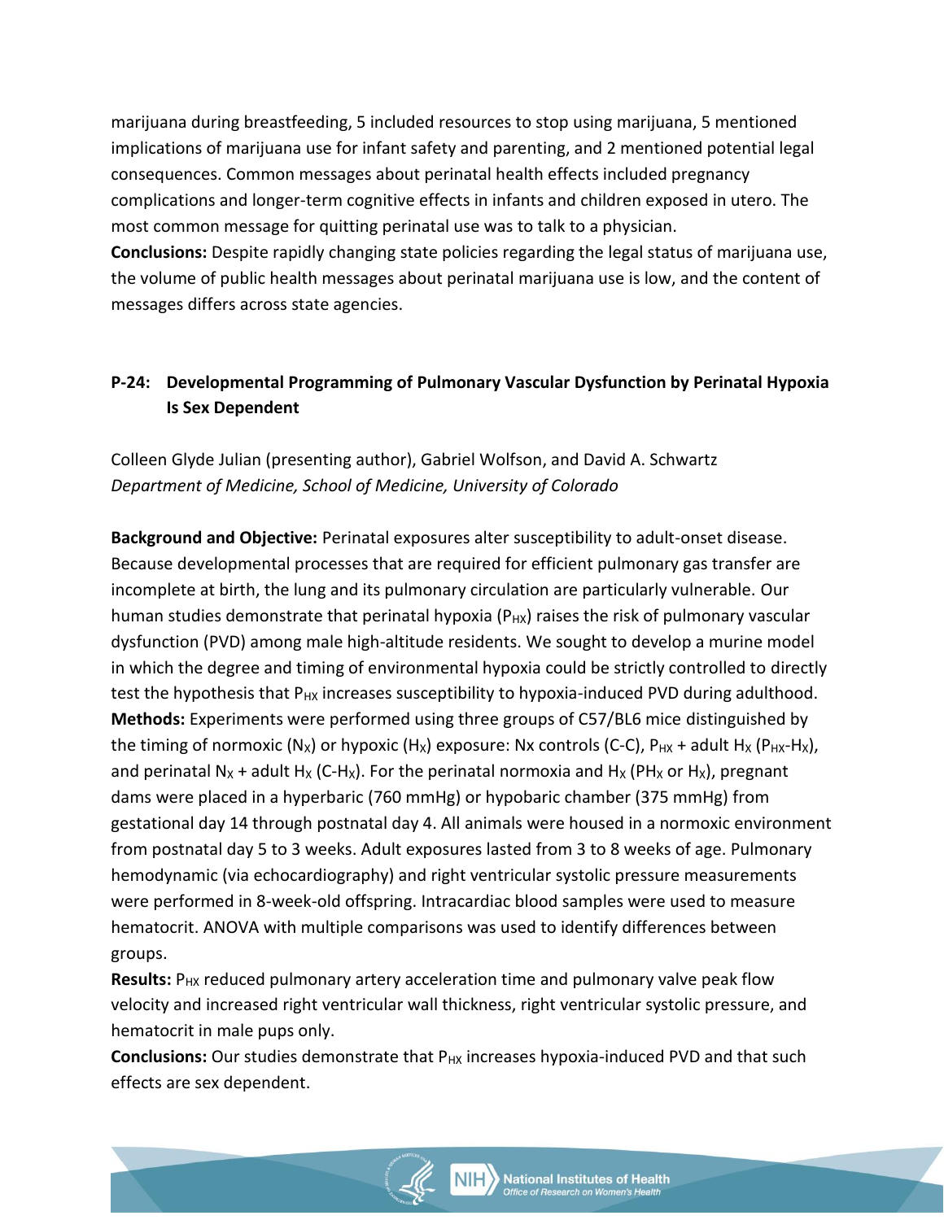marijuana during breastfeeding, 5 included resources to stop using marijuana, 5 mentioned implications of marijuana use for infant safety and parenting, and 2 mentioned potential legal consequences. Common messages about perinatal health effects included pregnancy complications and longer-term cognitive effects in infants and children exposed in utero. The most common message for quitting perinatal use was to talk to a physician.

**Conclusions:** Despite rapidly changing state policies regarding the legal status of marijuana use, the volume of public health messages about perinatal marijuana use is low, and the content of messages differs across state agencies.

### P-24: Developmental Programming of Pulmonary Vascular Dysfunction by Perinatal Hypoxia Is Sex Dependent

Colleen Glyde Julian (presenting author), Gabriel Wolfson, and David A. Schwartz
*Department of Medicine, School of Medicine, University of Colorado*

**Background and Objective:** Perinatal exposures alter susceptibility to adult-onset disease. Because developmental processes that are required for efficient pulmonary gas transfer are incomplete at birth, the lung and its pulmonary circulation are particularly vulnerable. Our human studies demonstrate that perinatal hypoxia ($P_{HX}$) raises the risk of pulmonary vascular dysfunction (PVD) among male high-altitude residents. We sought to develop a murine model in which the degree and timing of environmental hypoxia could be strictly controlled to directly test the hypothesis that $P_{HX}$ increases susceptibility to hypoxia-induced PVD during adulthood.

**Methods:** Experiments were performed using three groups of C57/BL6 mice distinguished by the timing of normoxic ($N_X$) or hypoxic ($H_X$) exposure: Nx controls (C-C), $P_{HX}$ + adult $H_X$ ($P_{HX}$-$H_X$), and perinatal $N_X$ + adult $H_X$ (C-$H_X$). For the perinatal normoxia and $H_X$ ($PH_X$ or $H_X$), pregnant dams were placed in a hyperbaric (760 mmHg) or hypobaric chamber (375 mmHg) from gestational day 14 through postnatal day 4. All animals were housed in a normoxic environment from postnatal day 5 to 3 weeks. Adult exposures lasted from 3 to 8 weeks of age. Pulmonary hemodynamic (via echocardiography) and right ventricular systolic pressure measurements were performed in 8-week-old offspring. Intracardiac blood samples were used to measure hematocrit. ANOVA with multiple comparisons was used to identify differences between groups.

**Results:** $P_{HX}$ reduced pulmonary artery acceleration time and pulmonary valve peak flow velocity and increased right ventricular wall thickness, right ventricular systolic pressure, and hematocrit in male pups only.

**Conclusions:** Our studies demonstrate that $P_{HX}$ increases hypoxia-induced PVD and that such effects are sex dependent.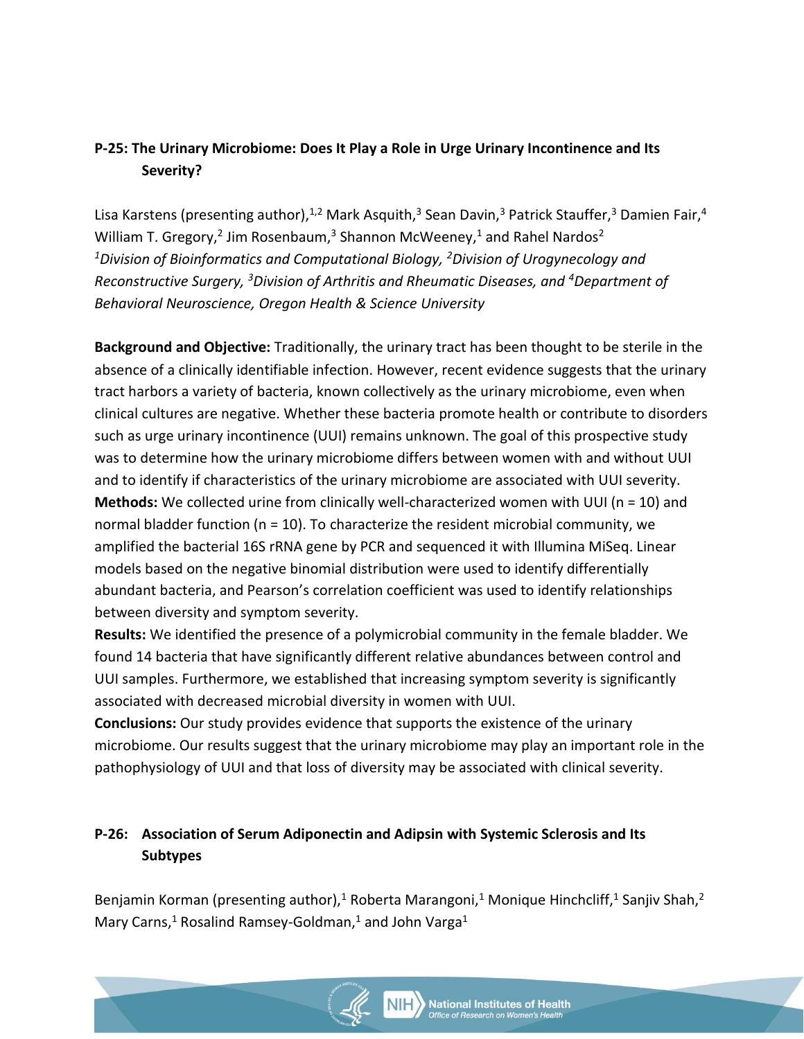### P-25: The Urinary Microbiome: Does It Play a Role in Urge Urinary Incontinence and Its Severity?

Lisa Karstens (presenting author),[1,2] Mark Asquith,[3] Sean Davin,[3] Patrick Stauffer,[3] Damien Fair,[4] William T. Gregory,[2] Jim Rosenbaum,[3] Shannon McWeeney,[1] and Rahel Nardos[2]
*[1]Division of Bioinformatics and Computational Biology, [2]Division of Urogynecology and Reconstructive Surgery, [3]Division of Arthritis and Rheumatic Diseases, and [4]Department of Behavioral Neuroscience, Oregon Health & Science University*

**Background and Objective:** Traditionally, the urinary tract has been thought to be sterile in the absence of a clinically identifiable infection. However, recent evidence suggests that the urinary tract harbors a variety of bacteria, known collectively as the urinary microbiome, even when clinical cultures are negative. Whether these bacteria promote health or contribute to disorders such as urge urinary incontinence (UUI) remains unknown. The goal of this prospective study was to determine how the urinary microbiome differs between women with and without UUI and to identify if characteristics of the urinary microbiome are associated with UUI severity.
**Methods:** We collected urine from clinically well-characterized women with UUI (n = 10) and normal bladder function (n = 10). To characterize the resident microbial community, we amplified the bacterial 16S rRNA gene by PCR and sequenced it with Illumina MiSeq. Linear models based on the negative binomial distribution were used to identify differentially abundant bacteria, and Pearson's correlation coefficient was used to identify relationships between diversity and symptom severity.
**Results:** We identified the presence of a polymicrobial community in the female bladder. We found 14 bacteria that have significantly different relative abundances between control and UUI samples. Furthermore, we established that increasing symptom severity is significantly associated with decreased microbial diversity in women with UUI.
**Conclusions:** Our study provides evidence that supports the existence of the urinary microbiome. Our results suggest that the urinary microbiome may play an important role in the pathophysiology of UUI and that loss of diversity may be associated with clinical severity.

### P-26: Association of Serum Adiponectin and Adipsin with Systemic Sclerosis and Its Subtypes

Benjamin Korman (presenting author),[1] Roberta Marangoni,[1] Monique Hinchcliff,[1] Sanjiv Shah,[2] Mary Carns,[1] Rosalind Ramsey-Goldman,[1] and John Varga[1]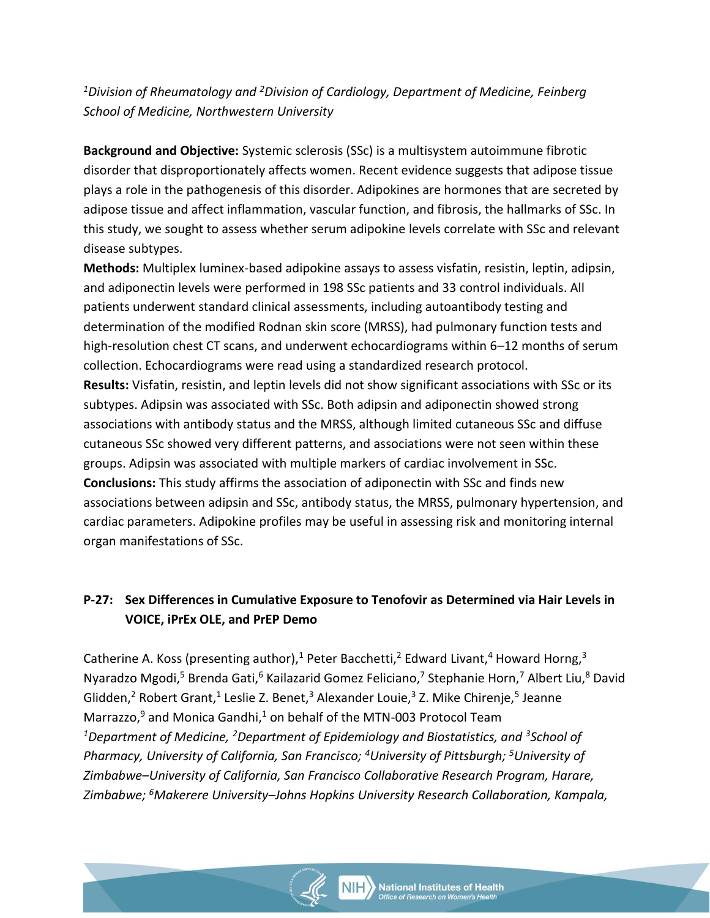[1]Division of Rheumatology and [2]Division of Cardiology, Department of Medicine, Feinberg School of Medicine, Northwestern University*

**Background and Objective:** Systemic sclerosis (SSc) is a multisystem autoimmune fibrotic disorder that disproportionately affects women. Recent evidence suggests that adipose tissue plays a role in the pathogenesis of this disorder. Adipokines are hormones that are secreted by adipose tissue and affect inflammation, vascular function, and fibrosis, the hallmarks of SSc. In this study, we sought to assess whether serum adipokine levels correlate with SSc and relevant disease subtypes.

**Methods:** Multiplex luminex-based adipokine assays to assess visfatin, resistin, leptin, adipsin, and adiponectin levels were performed in 198 SSc patients and 33 control individuals. All patients underwent standard clinical assessments, including autoantibody testing and determination of the modified Rodnan skin score (MRSS), had pulmonary function tests and high-resolution chest CT scans, and underwent echocardiograms within 6–12 months of serum collection. Echocardiograms were read using a standardized research protocol.

**Results:** Visfatin, resistin, and leptin levels did not show significant associations with SSc or its subtypes. Adipsin was associated with SSc. Both adipsin and adiponectin showed strong associations with antibody status and the MRSS, although limited cutaneous SSc and diffuse cutaneous SSc showed very different patterns, and associations were not seen within these groups. Adipsin was associated with multiple markers of cardiac involvement in SSc.

**Conclusions:** This study affirms the association of adiponectin with SSc and finds new associations between adipsin and SSc, antibody status, the MRSS, pulmonary hypertension, and cardiac parameters. Adipokine profiles may be useful in assessing risk and monitoring internal organ manifestations of SSc.

## P-27: Sex Differences in Cumulative Exposure to Tenofovir as Determined via Hair Levels in VOICE, iPrEx OLE, and PrEP Demo

Catherine A. Koss (presenting author),[1] Peter Bacchetti,[2] Edward Livant,[4] Howard Horng,[3] Nyaradzo Mgodi,[5] Brenda Gati,[6] Kailazarid Gomez Feliciano,[7] Stephanie Horn,[7] Albert Liu,[8] David Glidden,[2] Robert Grant,[1] Leslie Z. Benet,[3] Alexander Louie,[3] Z. Mike Chirenje,[5] Jeanne Marrazzo,[9] and Monica Gandhi,[1] on behalf of the MTN-003 Protocol Team

*[1]Department of Medicine, [2]Department of Epidemiology and Biostatistics, and [3]School of Pharmacy, University of California, San Francisco; [4]University of Pittsburgh; [5]University of Zimbabwe–University of California, San Francisco Collaborative Research Program, Harare, Zimbabwe; [6]Makerere University–Johns Hopkins University Research Collaboration, Kampala,*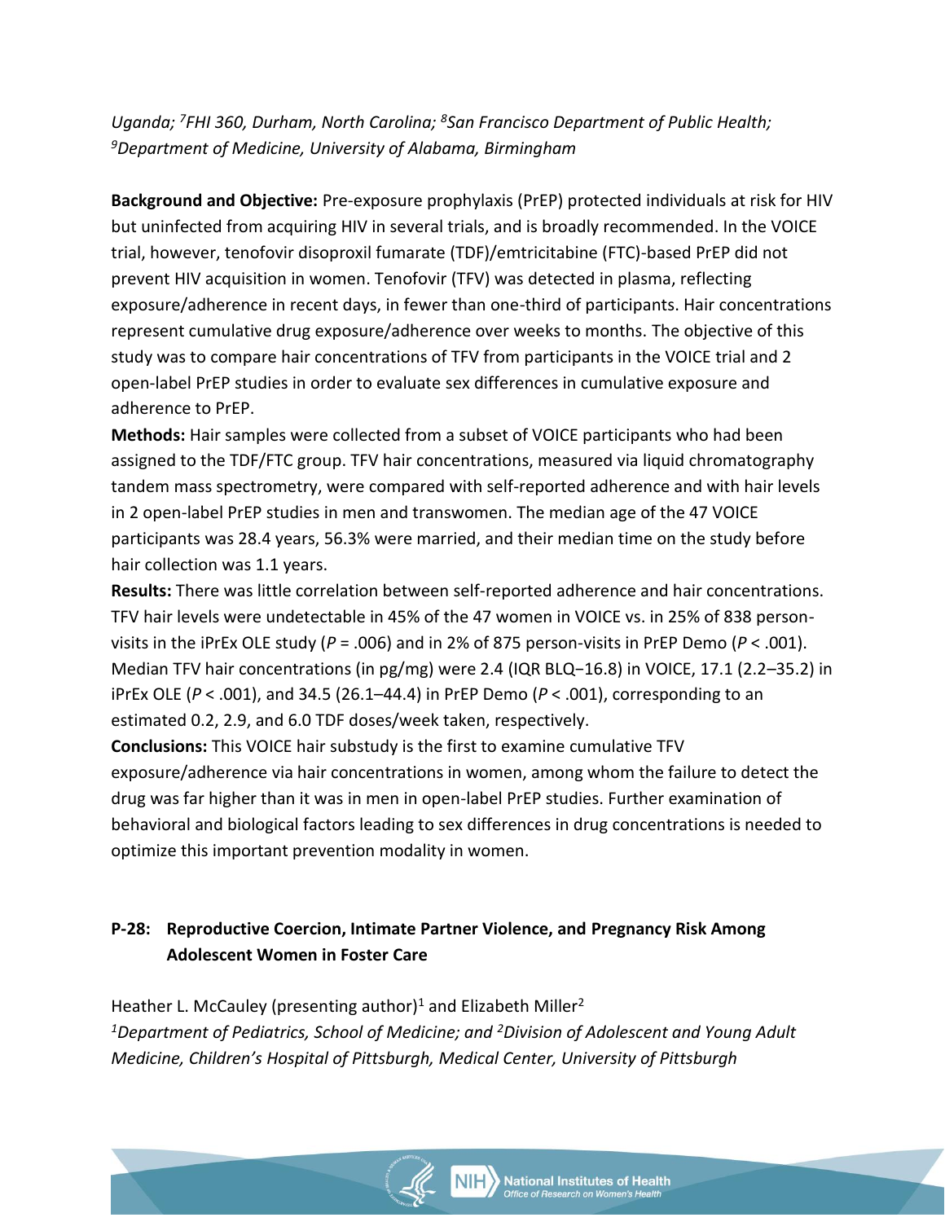*Uganda; [7]FHI 360, Durham, North Carolina; [8]San Francisco Department of Public Health; [9]Department of Medicine, University of Alabama, Birmingham*

**Background and Objective:** Pre-exposure prophylaxis (PrEP) protected individuals at risk for HIV but uninfected from acquiring HIV in several trials, and is broadly recommended. In the VOICE trial, however, tenofovir disoproxil fumarate (TDF)/emtricitabine (FTC)-based PrEP did not prevent HIV acquisition in women. Tenofovir (TFV) was detected in plasma, reflecting exposure/adherence in recent days, in fewer than one-third of participants. Hair concentrations represent cumulative drug exposure/adherence over weeks to months. The objective of this study was to compare hair concentrations of TFV from participants in the VOICE trial and 2 open-label PrEP studies in order to evaluate sex differences in cumulative exposure and adherence to PrEP.

**Methods:** Hair samples were collected from a subset of VOICE participants who had been assigned to the TDF/FTC group. TFV hair concentrations, measured via liquid chromatography tandem mass spectrometry, were compared with self-reported adherence and with hair levels in 2 open-label PrEP studies in men and transwomen. The median age of the 47 VOICE participants was 28.4 years, 56.3% were married, and their median time on the study before hair collection was 1.1 years.

**Results:** There was little correlation between self-reported adherence and hair concentrations. TFV hair levels were undetectable in 45% of the 47 women in VOICE vs. in 25% of 838 person-visits in the iPrEx OLE study ($P = .006$) and in 2% of 875 person-visits in PrEP Demo ($P < .001$). Median TFV hair concentrations (in pg/mg) were 2.4 (IQR BLQ–16.8) in VOICE, 17.1 (2.2–35.2) in iPrEx OLE ($P < .001$), and 34.5 (26.1–44.4) in PrEP Demo ($P < .001$), corresponding to an estimated 0.2, 2.9, and 6.0 TDF doses/week taken, respectively.

**Conclusions:** This VOICE hair substudy is the first to examine cumulative TFV exposure/adherence via hair concentrations in women, among whom the failure to detect the drug was far higher than it was in men in open-label PrEP studies. Further examination of behavioral and biological factors leading to sex differences in drug concentrations is needed to optimize this important prevention modality in women.

### P-28: Reproductive Coercion, Intimate Partner Violence, and Pregnancy Risk Among Adolescent Women in Foster Care

Heather L. McCauley (presenting author)[1] and Elizabeth Miller[2]

*[1]Department of Pediatrics, School of Medicine; and [2]Division of Adolescent and Young Adult Medicine, Children's Hospital of Pittsburgh, Medical Center, University of Pittsburgh*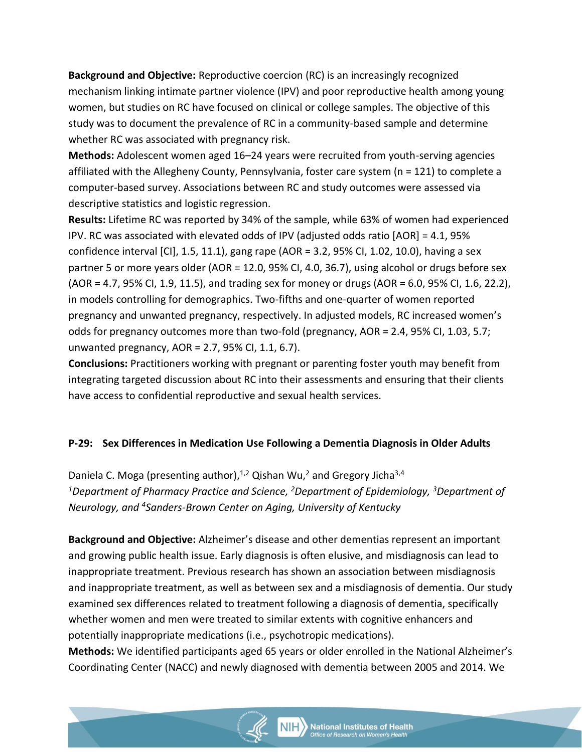**Background and Objective:** Reproductive coercion (RC) is an increasingly recognized mechanism linking intimate partner violence (IPV) and poor reproductive health among young women, but studies on RC have focused on clinical or college samples. The objective of this study was to document the prevalence of RC in a community-based sample and determine whether RC was associated with pregnancy risk.

**Methods:** Adolescent women aged 16–24 years were recruited from youth-serving agencies affiliated with the Allegheny County, Pennsylvania, foster care system (n = 121) to complete a computer-based survey. Associations between RC and study outcomes were assessed via descriptive statistics and logistic regression.

**Results:** Lifetime RC was reported by 34% of the sample, while 63% of women had experienced IPV. RC was associated with elevated odds of IPV (adjusted odds ratio [AOR] = 4.1, 95% confidence interval [CI], 1.5, 11.1), gang rape (AOR = 3.2, 95% CI, 1.02, 10.0), having a sex partner 5 or more years older (AOR = 12.0, 95% CI, 4.0, 36.7), using alcohol or drugs before sex (AOR = 4.7, 95% CI, 1.9, 11.5), and trading sex for money or drugs (AOR = 6.0, 95% CI, 1.6, 22.2), in models controlling for demographics. Two-fifths and one-quarter of women reported pregnancy and unwanted pregnancy, respectively. In adjusted models, RC increased women's odds for pregnancy outcomes more than two-fold (pregnancy, AOR = 2.4, 95% CI, 1.03, 5.7; unwanted pregnancy, AOR = 2.7, 95% CI, 1.1, 6.7).

**Conclusions:** Practitioners working with pregnant or parenting foster youth may benefit from integrating targeted discussion about RC into their assessments and ensuring that their clients have access to confidential reproductive and sexual health services.

### P-29: Sex Differences in Medication Use Following a Dementia Diagnosis in Older Adults

Daniela C. Moga (presenting author),[1,2] Qishan Wu,[2] and Gregory Jicha[3,4]

*[1]Department of Pharmacy Practice and Science, [2]Department of Epidemiology, [3]Department of Neurology, and [4]Sanders-Brown Center on Aging, University of Kentucky*

**Background and Objective:** Alzheimer's disease and other dementias represent an important and growing public health issue. Early diagnosis is often elusive, and misdiagnosis can lead to inappropriate treatment. Previous research has shown an association between misdiagnosis and inappropriate treatment, as well as between sex and a misdiagnosis of dementia. Our study examined sex differences related to treatment following a diagnosis of dementia, specifically whether women and men were treated to similar extents with cognitive enhancers and potentially inappropriate medications (i.e., psychotropic medications).

**Methods:** We identified participants aged 65 years or older enrolled in the National Alzheimer's Coordinating Center (NACC) and newly diagnosed with dementia between 2005 and 2014. We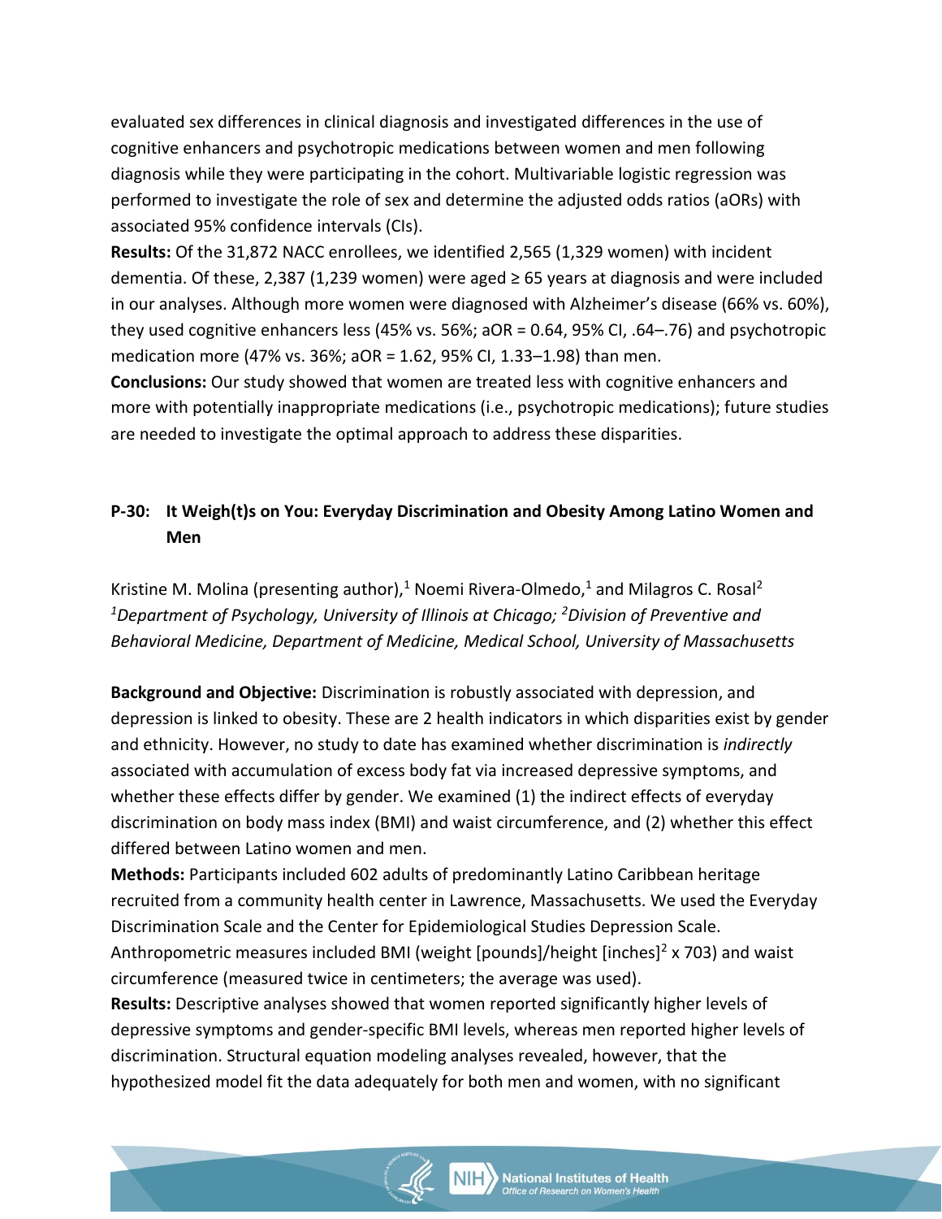evaluated sex differences in clinical diagnosis and investigated differences in the use of cognitive enhancers and psychotropic medications between women and men following diagnosis while they were participating in the cohort. Multivariable logistic regression was performed to investigate the role of sex and determine the adjusted odds ratios (aORs) with associated 95% confidence intervals (CIs).

**Results:** Of the 31,872 NACC enrollees, we identified 2,565 (1,329 women) with incident dementia. Of these, 2,387 (1,239 women) were aged ≥ 65 years at diagnosis and were included in our analyses. Although more women were diagnosed with Alzheimer's disease (66% vs. 60%), they used cognitive enhancers less (45% vs. 56%; aOR = 0.64, 95% CI, .64–.76) and psychotropic medication more (47% vs. 36%; aOR = 1.62, 95% CI, 1.33–1.98) than men.

**Conclusions:** Our study showed that women are treated less with cognitive enhancers and more with potentially inappropriate medications (i.e., psychotropic medications); future studies are needed to investigate the optimal approach to address these disparities.

### P-30: It Weigh(t)s on You: Everyday Discrimination and Obesity Among Latino Women and Men

Kristine M. Molina (presenting author),[1] Noemi Rivera-Olmedo,[1] and Milagros C. Rosal[2]

*[1]Department of Psychology, University of Illinois at Chicago; [2]Division of Preventive and Behavioral Medicine, Department of Medicine, Medical School, University of Massachusetts*

**Background and Objective:** Discrimination is robustly associated with depression, and depression is linked to obesity. These are 2 health indicators in which disparities exist by gender and ethnicity. However, no study to date has examined whether discrimination is *indirectly* associated with accumulation of excess body fat via increased depressive symptoms, and whether these effects differ by gender. We examined (1) the indirect effects of everyday discrimination on body mass index (BMI) and waist circumference, and (2) whether this effect differed between Latino women and men.

**Methods:** Participants included 602 adults of predominantly Latino Caribbean heritage recruited from a community health center in Lawrence, Massachusetts. We used the Everyday Discrimination Scale and the Center for Epidemiological Studies Depression Scale. Anthropometric measures included BMI (weight [pounds]/height [inches]$^2$ x 703) and waist circumference (measured twice in centimeters; the average was used).

**Results:** Descriptive analyses showed that women reported significantly higher levels of depressive symptoms and gender-specific BMI levels, whereas men reported higher levels of discrimination. Structural equation modeling analyses revealed, however, that the hypothesized model fit the data adequately for both men and women, with no significant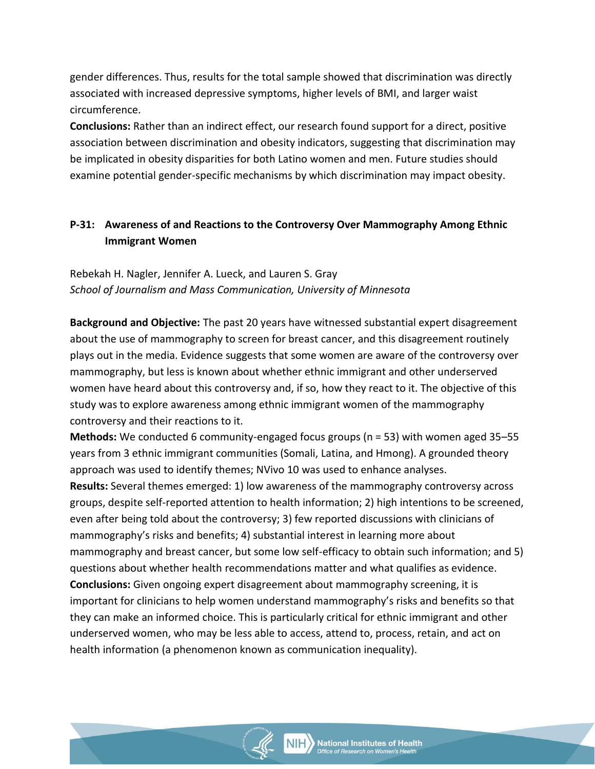gender differences. Thus, results for the total sample showed that discrimination was directly associated with increased depressive symptoms, higher levels of BMI, and larger waist circumference.

**Conclusions:** Rather than an indirect effect, our research found support for a direct, positive association between discrimination and obesity indicators, suggesting that discrimination may be implicated in obesity disparities for both Latino women and men. Future studies should examine potential gender-specific mechanisms by which discrimination may impact obesity.

### P-31: Awareness of and Reactions to the Controversy Over Mammography Among Ethnic Immigrant Women

Rebekah H. Nagler, Jennifer A. Lueck, and Lauren S. Gray
*School of Journalism and Mass Communication, University of Minnesota*

**Background and Objective:** The past 20 years have witnessed substantial expert disagreement about the use of mammography to screen for breast cancer, and this disagreement routinely plays out in the media. Evidence suggests that some women are aware of the controversy over mammography, but less is known about whether ethnic immigrant and other underserved women have heard about this controversy and, if so, how they react to it. The objective of this study was to explore awareness among ethnic immigrant women of the mammography controversy and their reactions to it.

**Methods:** We conducted 6 community-engaged focus groups (n = 53) with women aged 35–55 years from 3 ethnic immigrant communities (Somali, Latina, and Hmong). A grounded theory approach was used to identify themes; NVivo 10 was used to enhance analyses.

**Results:** Several themes emerged: 1) low awareness of the mammography controversy across groups, despite self-reported attention to health information; 2) high intentions to be screened, even after being told about the controversy; 3) few reported discussions with clinicians of mammography's risks and benefits; 4) substantial interest in learning more about mammography and breast cancer, but some low self-efficacy to obtain such information; and 5) questions about whether health recommendations matter and what qualifies as evidence.

**Conclusions:** Given ongoing expert disagreement about mammography screening, it is important for clinicians to help women understand mammography's risks and benefits so that they can make an informed choice. This is particularly critical for ethnic immigrant and other underserved women, who may be less able to access, attend to, process, retain, and act on health information (a phenomenon known as communication inequality).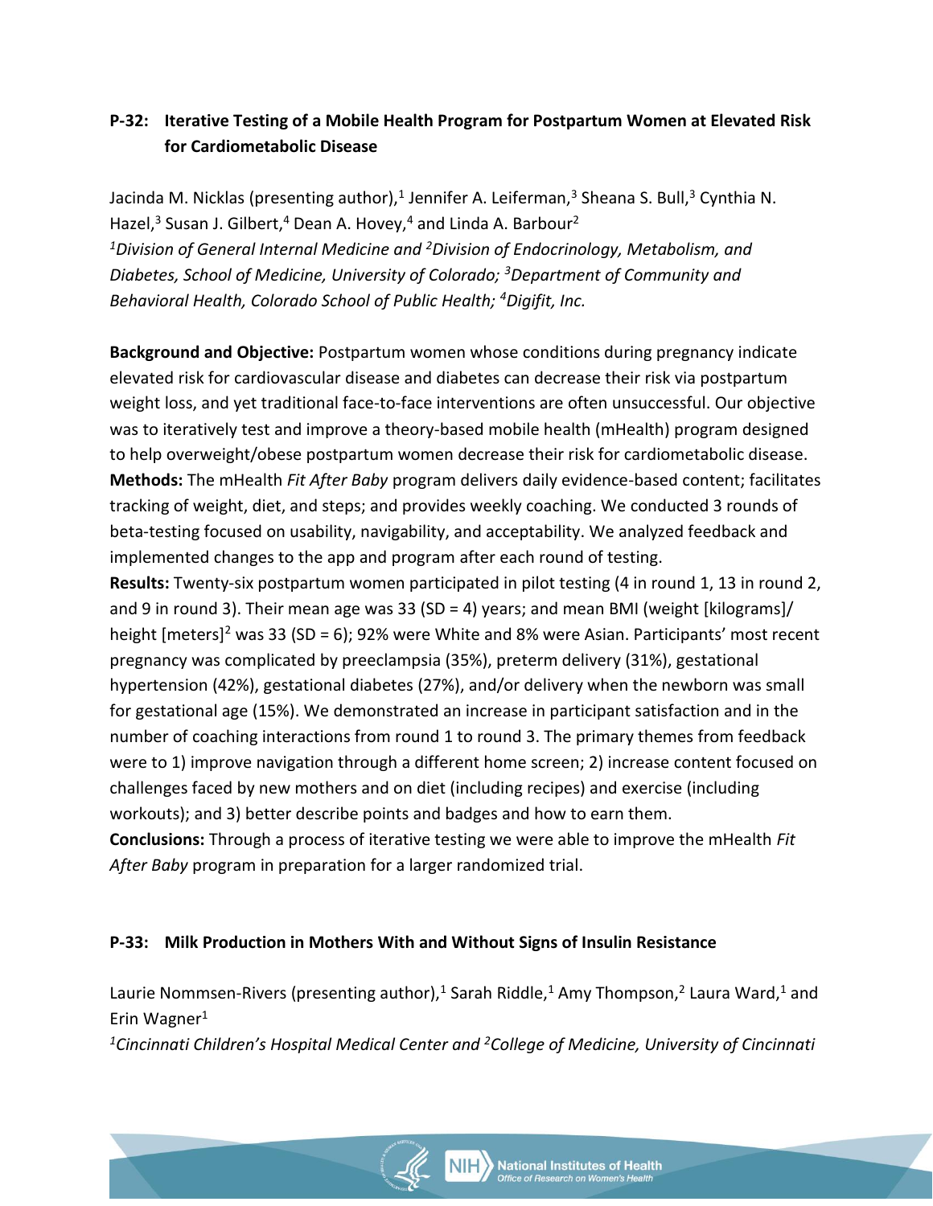### P-32: Iterative Testing of a Mobile Health Program for Postpartum Women at Elevated Risk for Cardiometabolic Disease

Jacinda M. Nicklas (presenting author),[1] Jennifer A. Leiferman,[3] Sheana S. Bull,[3] Cynthia N. Hazel,[3] Susan J. Gilbert,[4] Dean A. Hovey,[4] and Linda A. Barbour[2]

*[1]Division of General Internal Medicine and [2]Division of Endocrinology, Metabolism, and Diabetes, School of Medicine, University of Colorado; [3]Department of Community and Behavioral Health, Colorado School of Public Health; [4]Digifit, Inc.*

**Background and Objective:** Postpartum women whose conditions during pregnancy indicate elevated risk for cardiovascular disease and diabetes can decrease their risk via postpartum weight loss, and yet traditional face-to-face interventions are often unsuccessful. Our objective was to iteratively test and improve a theory-based mobile health (mHealth) program designed to help overweight/obese postpartum women decrease their risk for cardiometabolic disease.
**Methods:** The mHealth *Fit After Baby* program delivers daily evidence-based content; facilitates tracking of weight, diet, and steps; and provides weekly coaching. We conducted 3 rounds of beta-testing focused on usability, navigability, and acceptability. We analyzed feedback and implemented changes to the app and program after each round of testing.
**Results:** Twenty-six postpartum women participated in pilot testing (4 in round 1, 13 in round 2, and 9 in round 3). Their mean age was 33 (SD = 4) years; and mean BMI (weight [kilograms]/ height [meters]$^2$ was 33 (SD = 6); 92% were White and 8% were Asian. Participants' most recent pregnancy was complicated by preeclampsia (35%), preterm delivery (31%), gestational hypertension (42%), gestational diabetes (27%), and/or delivery when the newborn was small for gestational age (15%). We demonstrated an increase in participant satisfaction and in the number of coaching interactions from round 1 to round 3. The primary themes from feedback were to 1) improve navigation through a different home screen; 2) increase content focused on challenges faced by new mothers and on diet (including recipes) and exercise (including workouts); and 3) better describe points and badges and how to earn them.
**Conclusions:** Through a process of iterative testing we were able to improve the mHealth *Fit After Baby* program in preparation for a larger randomized trial.

### P-33: Milk Production in Mothers With and Without Signs of Insulin Resistance

Laurie Nommsen-Rivers (presenting author),[1] Sarah Riddle,[1] Amy Thompson,[2] Laura Ward,[1] and Erin Wagner[1]

*[1]Cincinnati Children's Hospital Medical Center and [2]College of Medicine, University of Cincinnati*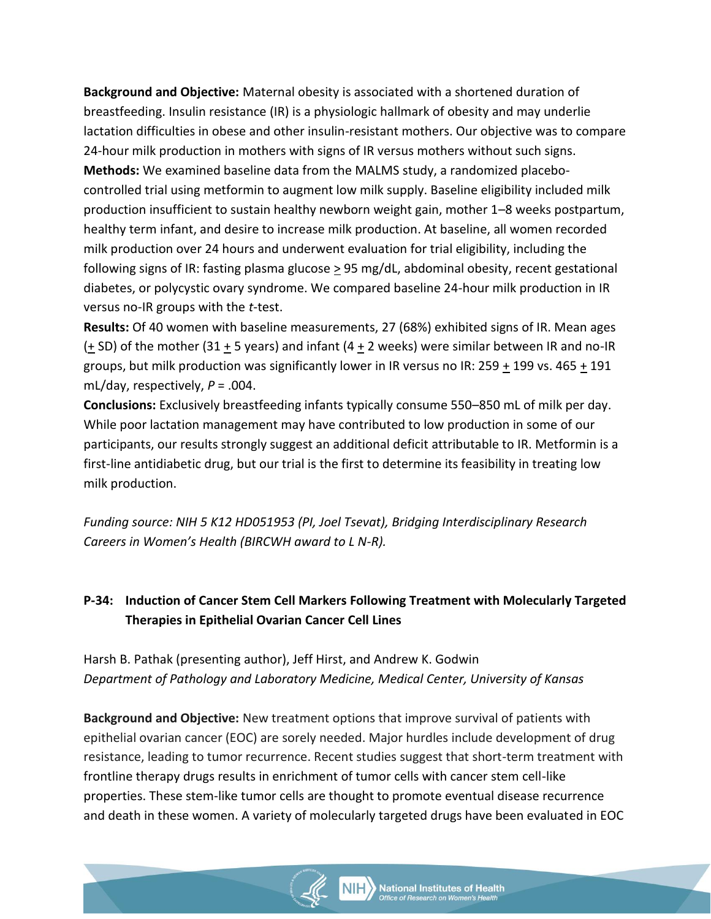**Background and Objective:** Maternal obesity is associated with a shortened duration of breastfeeding. Insulin resistance (IR) is a physiologic hallmark of obesity and may underlie lactation difficulties in obese and other insulin-resistant mothers. Our objective was to compare 24-hour milk production in mothers with signs of IR versus mothers without such signs.
**Methods:** We examined baseline data from the MALMS study, a randomized placebo-controlled trial using metformin to augment low milk supply. Baseline eligibility included milk production insufficient to sustain healthy newborn weight gain, mother 1–8 weeks postpartum, healthy term infant, and desire to increase milk production. At baseline, all women recorded milk production over 24 hours and underwent evaluation for trial eligibility, including the following signs of IR: fasting plasma glucose $\geq$ 95 mg/dL, abdominal obesity, recent gestational diabetes, or polycystic ovary syndrome. We compared baseline 24-hour milk production in IR versus no-IR groups with the *t*-test.
**Results:** Of 40 women with baseline measurements, 27 (68%) exhibited signs of IR. Mean ages ($\pm$ SD) of the mother (31 $\pm$ 5 years) and infant (4 $\pm$ 2 weeks) were similar between IR and no-IR groups, but milk production was significantly lower in IR versus no IR: 259 $\pm$ 199 vs. 465 $\pm$ 191 mL/day, respectively, $P = .004$.
**Conclusions:** Exclusively breastfeeding infants typically consume 550–850 mL of milk per day. While poor lactation management may have contributed to low production in some of our participants, our results strongly suggest an additional deficit attributable to IR. Metformin is a first-line antidiabetic drug, but our trial is the first to determine its feasibility in treating low milk production.

*Funding source: NIH 5 K12 HD051953 (PI, Joel Tsevat), Bridging Interdisciplinary Research Careers in Women's Health (BIRCWH award to L N-R).*

### P-34: Induction of Cancer Stem Cell Markers Following Treatment with Molecularly Targeted Therapies in Epithelial Ovarian Cancer Cell Lines

Harsh B. Pathak (presenting author), Jeff Hirst, and Andrew K. Godwin
*Department of Pathology and Laboratory Medicine, Medical Center, University of Kansas*

**Background and Objective:** New treatment options that improve survival of patients with epithelial ovarian cancer (EOC) are sorely needed. Major hurdles include development of drug resistance, leading to tumor recurrence. Recent studies suggest that short-term treatment with frontline therapy drugs results in enrichment of tumor cells with cancer stem cell-like properties. These stem-like tumor cells are thought to promote eventual disease recurrence and death in these women. A variety of molecularly targeted drugs have been evaluated in EOC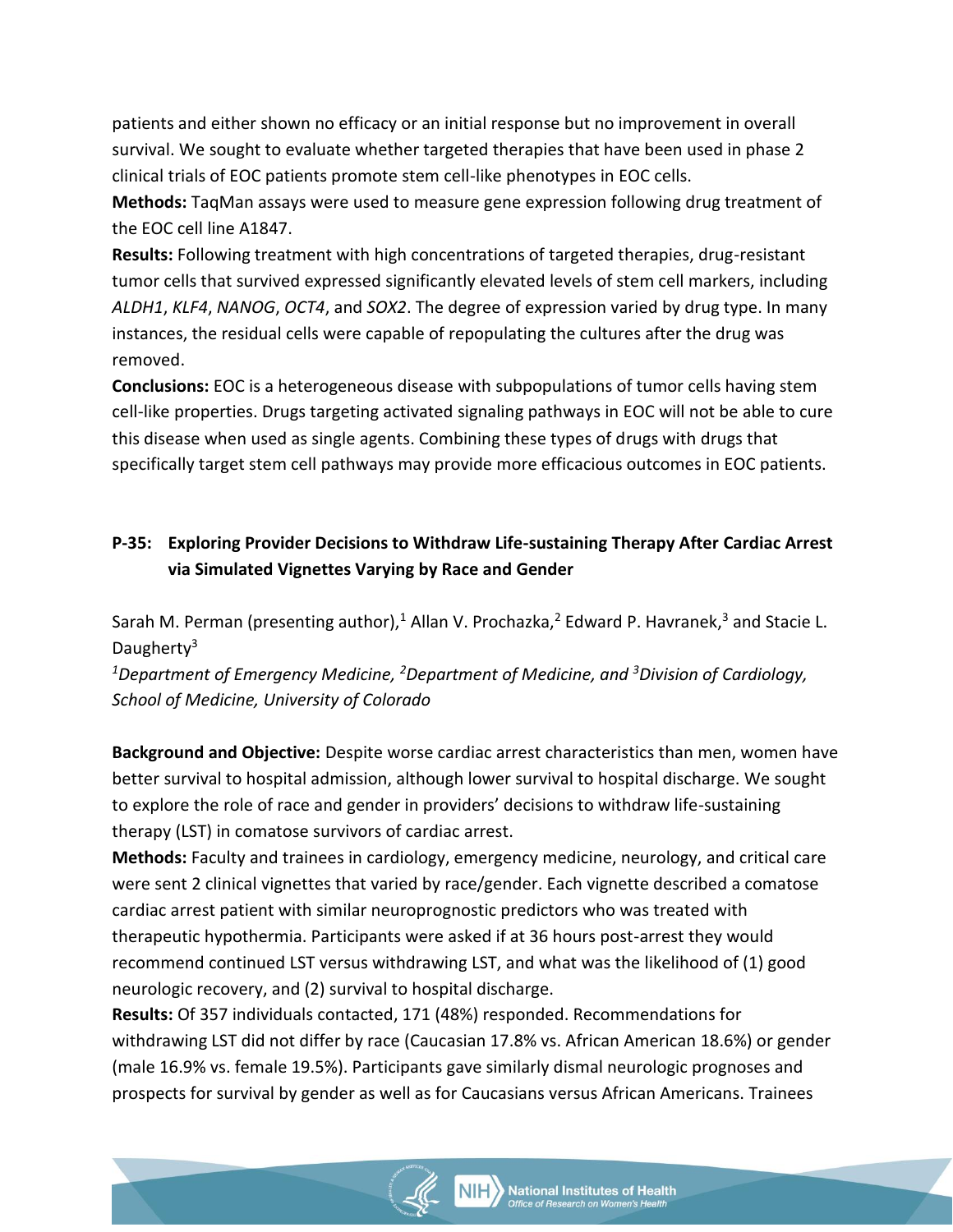patients and either shown no efficacy or an initial response but no improvement in overall survival. We sought to evaluate whether targeted therapies that have been used in phase 2 clinical trials of EOC patients promote stem cell-like phenotypes in EOC cells.

**Methods:** TaqMan assays were used to measure gene expression following drug treatment of the EOC cell line A1847.

**Results:** Following treatment with high concentrations of targeted therapies, drug-resistant tumor cells that survived expressed significantly elevated levels of stem cell markers, including *ALDH1*, *KLF4*, *NANOG*, *OCT4*, and *SOX2*. The degree of expression varied by drug type. In many instances, the residual cells were capable of repopulating the cultures after the drug was removed.

**Conclusions:** EOC is a heterogeneous disease with subpopulations of tumor cells having stem cell-like properties. Drugs targeting activated signaling pathways in EOC will not be able to cure this disease when used as single agents. Combining these types of drugs with drugs that specifically target stem cell pathways may provide more efficacious outcomes in EOC patients.

### P-35: Exploring Provider Decisions to Withdraw Life-sustaining Therapy After Cardiac Arrest via Simulated Vignettes Varying by Race and Gender

Sarah M. Perman (presenting author),[1] Allan V. Prochazka,[2] Edward P. Havranek,[3] and Stacie L. Daugherty[3]

*[1]Department of Emergency Medicine, [2]Department of Medicine, and [3]Division of Cardiology, School of Medicine, University of Colorado*

**Background and Objective:** Despite worse cardiac arrest characteristics than men, women have better survival to hospital admission, although lower survival to hospital discharge. We sought to explore the role of race and gender in providers' decisions to withdraw life-sustaining therapy (LST) in comatose survivors of cardiac arrest.

**Methods:** Faculty and trainees in cardiology, emergency medicine, neurology, and critical care were sent 2 clinical vignettes that varied by race/gender. Each vignette described a comatose cardiac arrest patient with similar neuroprognostic predictors who was treated with therapeutic hypothermia. Participants were asked if at 36 hours post-arrest they would recommend continued LST versus withdrawing LST, and what was the likelihood of (1) good neurologic recovery, and (2) survival to hospital discharge.

**Results:** Of 357 individuals contacted, 171 (48%) responded. Recommendations for withdrawing LST did not differ by race (Caucasian 17.8% vs. African American 18.6%) or gender (male 16.9% vs. female 19.5%). Participants gave similarly dismal neurologic prognoses and prospects for survival by gender as well as for Caucasians versus African Americans. Trainees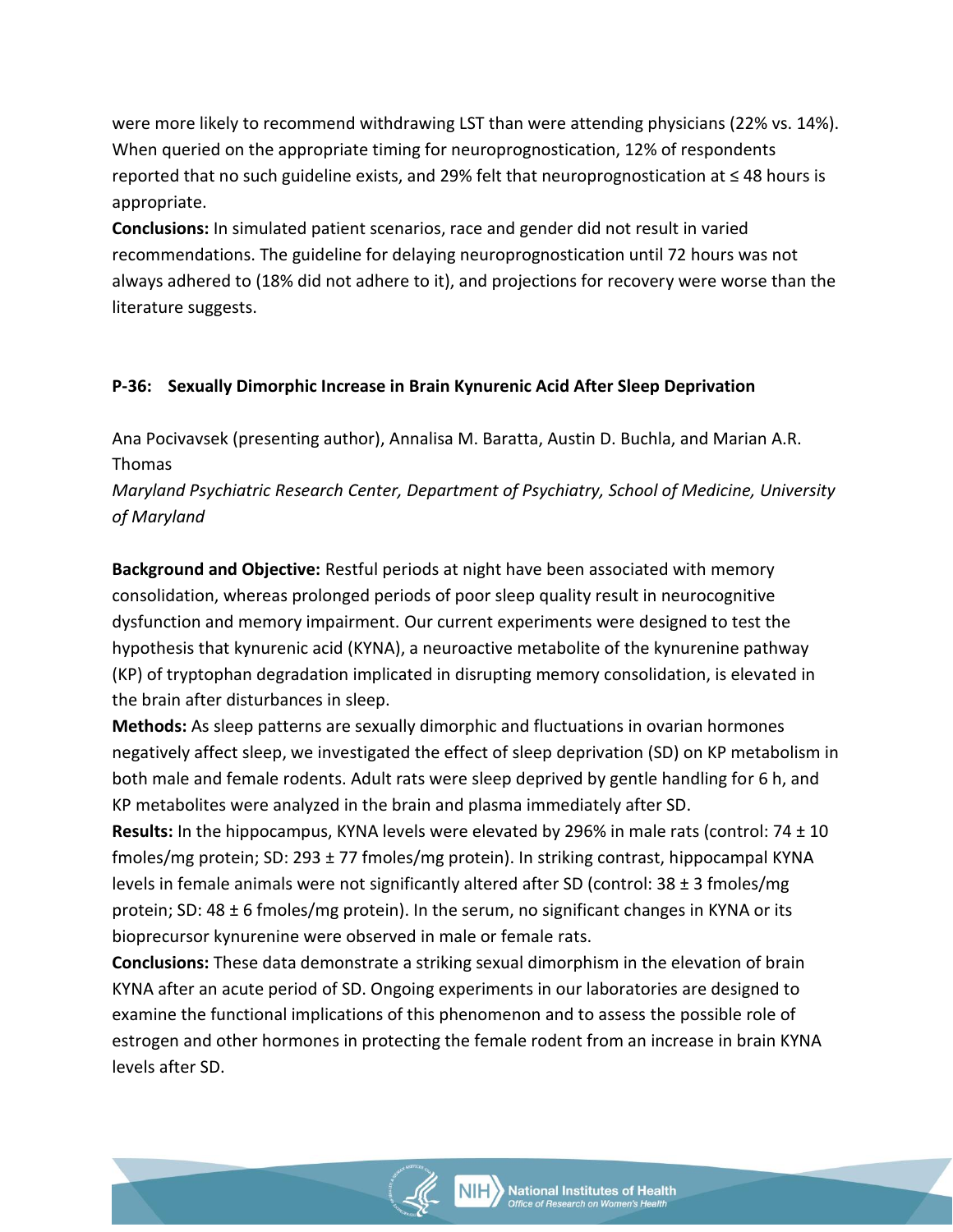were more likely to recommend withdrawing LST than were attending physicians (22% vs. 14%). When queried on the appropriate timing for neuroprognostication, 12% of respondents reported that no such guideline exists, and 29% felt that neuroprognostication at ≤ 48 hours is appropriate.

**Conclusions:** In simulated patient scenarios, race and gender did not result in varied recommendations. The guideline for delaying neuroprognostication until 72 hours was not always adhered to (18% did not adhere to it), and projections for recovery were worse than the literature suggests.

### P-36: Sexually Dimorphic Increase in Brain Kynurenic Acid After Sleep Deprivation

Ana Pocivavsek (presenting author), Annalisa M. Baratta, Austin D. Buchla, and Marian A.R. Thomas

*Maryland Psychiatric Research Center, Department of Psychiatry, School of Medicine, University of Maryland*

**Background and Objective:** Restful periods at night have been associated with memory consolidation, whereas prolonged periods of poor sleep quality result in neurocognitive dysfunction and memory impairment. Our current experiments were designed to test the hypothesis that kynurenic acid (KYNA), a neuroactive metabolite of the kynurenine pathway (KP) of tryptophan degradation implicated in disrupting memory consolidation, is elevated in the brain after disturbances in sleep.

**Methods:** As sleep patterns are sexually dimorphic and fluctuations in ovarian hormones negatively affect sleep, we investigated the effect of sleep deprivation (SD) on KP metabolism in both male and female rodents. Adult rats were sleep deprived by gentle handling for 6 h, and KP metabolites were analyzed in the brain and plasma immediately after SD.

**Results:** In the hippocampus, KYNA levels were elevated by 296% in male rats (control: 74 ± 10 fmoles/mg protein; SD: 293 ± 77 fmoles/mg protein). In striking contrast, hippocampal KYNA levels in female animals were not significantly altered after SD (control: 38 ± 3 fmoles/mg protein; SD: 48 ± 6 fmoles/mg protein). In the serum, no significant changes in KYNA or its bioprecursor kynurenine were observed in male or female rats.

**Conclusions:** These data demonstrate a striking sexual dimorphism in the elevation of brain KYNA after an acute period of SD. Ongoing experiments in our laboratories are designed to examine the functional implications of this phenomenon and to assess the possible role of estrogen and other hormones in protecting the female rodent from an increase in brain KYNA levels after SD.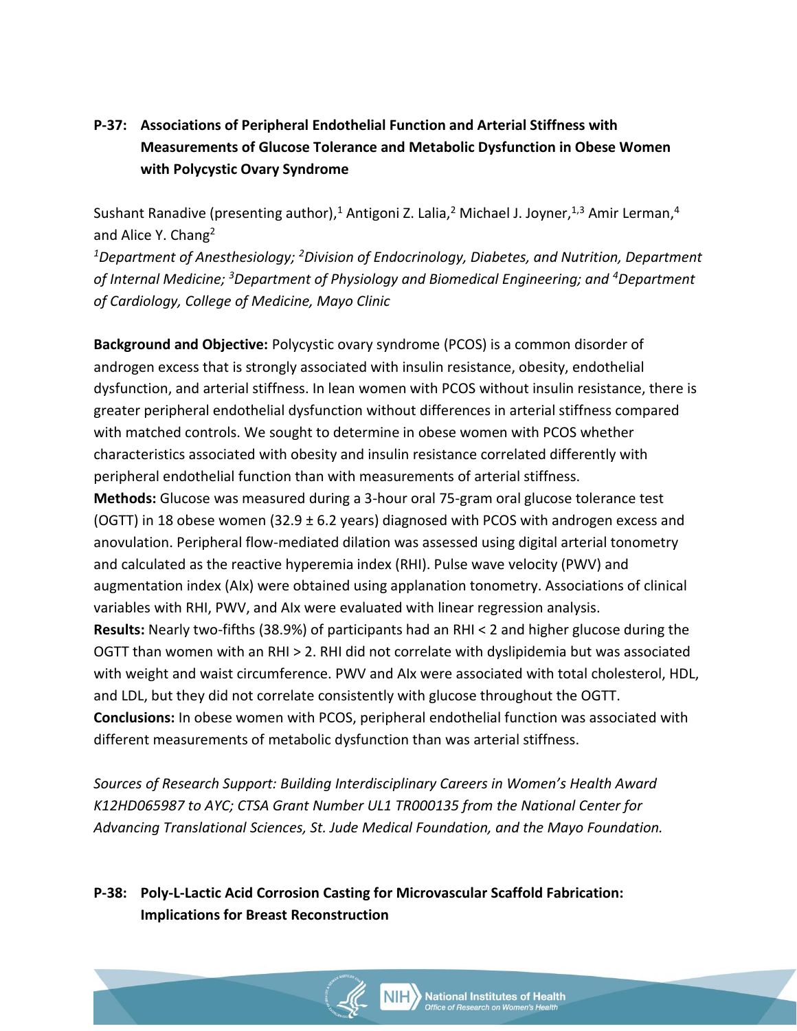### P-37: Associations of Peripheral Endothelial Function and Arterial Stiffness with Measurements of Glucose Tolerance and Metabolic Dysfunction in Obese Women with Polycystic Ovary Syndrome

Sushant Ranadive (presenting author),[1] Antigoni Z. Lalia,[2] Michael J. Joyner,[1,3] Amir Lerman,[4] and Alice Y. Chang[2]

*[1]Department of Anesthesiology; [2]Division of Endocrinology, Diabetes, and Nutrition, Department of Internal Medicine; [3]Department of Physiology and Biomedical Engineering; and [4]Department of Cardiology, College of Medicine, Mayo Clinic*

**Background and Objective:** Polycystic ovary syndrome (PCOS) is a common disorder of androgen excess that is strongly associated with insulin resistance, obesity, endothelial dysfunction, and arterial stiffness. In lean women with PCOS without insulin resistance, there is greater peripheral endothelial dysfunction without differences in arterial stiffness compared with matched controls. We sought to determine in obese women with PCOS whether characteristics associated with obesity and insulin resistance correlated differently with peripheral endothelial function than with measurements of arterial stiffness.

**Methods:** Glucose was measured during a 3-hour oral 75-gram oral glucose tolerance test (OGTT) in 18 obese women (32.9 ± 6.2 years) diagnosed with PCOS with androgen excess and anovulation. Peripheral flow-mediated dilation was assessed using digital arterial tonometry and calculated as the reactive hyperemia index (RHI). Pulse wave velocity (PWV) and augmentation index (AIx) were obtained using applanation tonometry. Associations of clinical variables with RHI, PWV, and AIx were evaluated with linear regression analysis.

**Results:** Nearly two-fifths (38.9%) of participants had an RHI < 2 and higher glucose during the OGTT than women with an RHI > 2. RHI did not correlate with dyslipidemia but was associated with weight and waist circumference. PWV and AIx were associated with total cholesterol, HDL, and LDL, but they did not correlate consistently with glucose throughout the OGTT.

**Conclusions:** In obese women with PCOS, peripheral endothelial function was associated with different measurements of metabolic dysfunction than was arterial stiffness.

*Sources of Research Support: Building Interdisciplinary Careers in Women's Health Award K12HD065987 to AYC; CTSA Grant Number UL1 TR000135 from the National Center for Advancing Translational Sciences, St. Jude Medical Foundation, and the Mayo Foundation.*

### P-38: Poly-L-Lactic Acid Corrosion Casting for Microvascular Scaffold Fabrication: Implications for Breast Reconstruction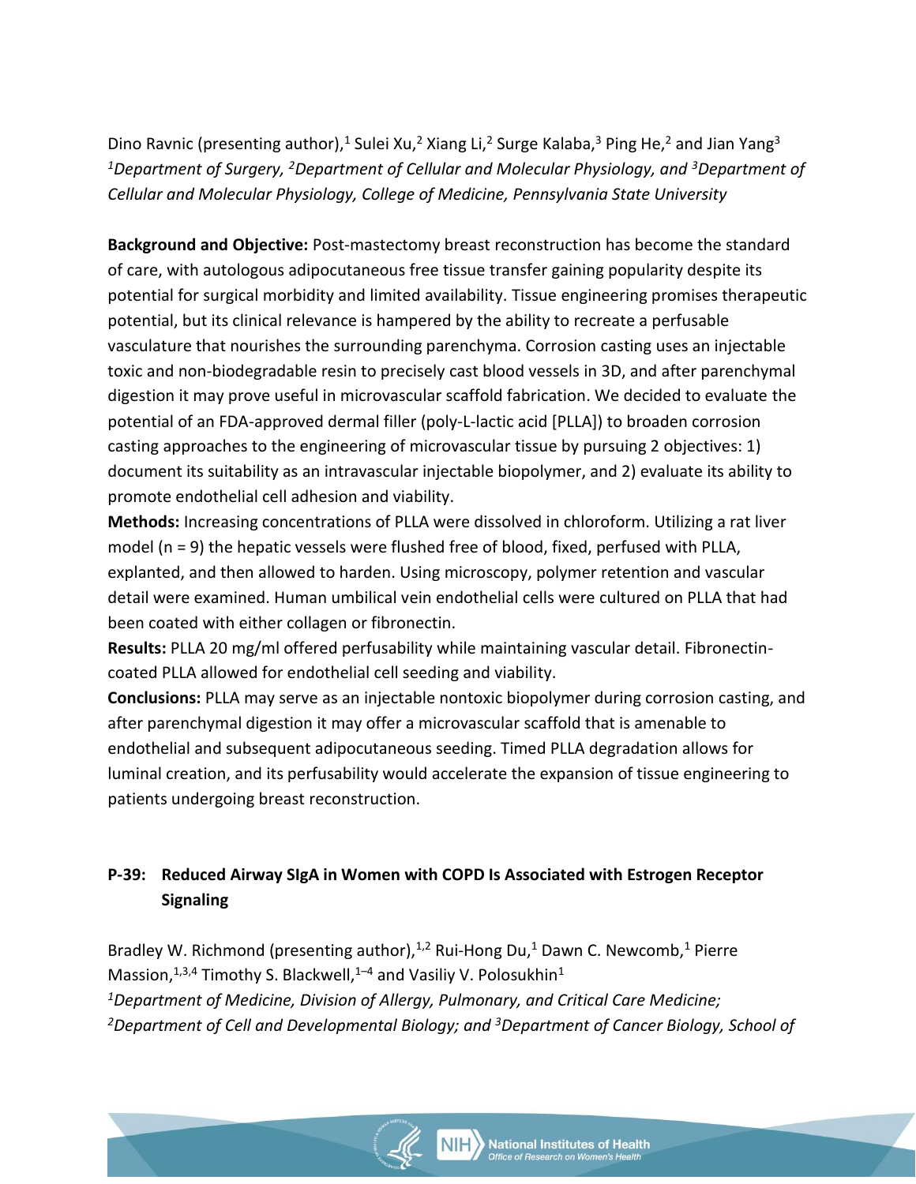Dino Ravnic (presenting author),[1] Sulei Xu,[2] Xiang Li,[2] Surge Kalaba,[3] Ping He,[2] and Jian Yang[3]
*[1]Department of Surgery, [2]Department of Cellular and Molecular Physiology, and [3]Department of Cellular and Molecular Physiology, College of Medicine, Pennsylvania State University*

**Background and Objective:** Post-mastectomy breast reconstruction has become the standard of care, with autologous adipocutaneous free tissue transfer gaining popularity despite its potential for surgical morbidity and limited availability. Tissue engineering promises therapeutic potential, but its clinical relevance is hampered by the ability to recreate a perfusable vasculature that nourishes the surrounding parenchyma. Corrosion casting uses an injectable toxic and non-biodegradable resin to precisely cast blood vessels in 3D, and after parenchymal digestion it may prove useful in microvascular scaffold fabrication. We decided to evaluate the potential of an FDA-approved dermal filler (poly-L-lactic acid [PLLA]) to broaden corrosion casting approaches to the engineering of microvascular tissue by pursuing 2 objectives: 1) document its suitability as an intravascular injectable biopolymer, and 2) evaluate its ability to promote endothelial cell adhesion and viability.
**Methods:** Increasing concentrations of PLLA were dissolved in chloroform. Utilizing a rat liver model (n = 9) the hepatic vessels were flushed free of blood, fixed, perfused with PLLA, explanted, and then allowed to harden. Using microscopy, polymer retention and vascular detail were examined. Human umbilical vein endothelial cells were cultured on PLLA that had been coated with either collagen or fibronectin.
**Results:** PLLA 20 mg/ml offered perfusability while maintaining vascular detail. Fibronectin-coated PLLA allowed for endothelial cell seeding and viability.
**Conclusions:** PLLA may serve as an injectable nontoxic biopolymer during corrosion casting, and after parenchymal digestion it may offer a microvascular scaffold that is amenable to endothelial and subsequent adipocutaneous seeding. Timed PLLA degradation allows for luminal creation, and its perfusability would accelerate the expansion of tissue engineering to patients undergoing breast reconstruction.

## P-39: Reduced Airway SIgA in Women with COPD Is Associated with Estrogen Receptor Signaling

Bradley W. Richmond (presenting author),[1,2] Rui-Hong Du,[1] Dawn C. Newcomb,[1] Pierre Massion,[1,3,4] Timothy S. Blackwell,[1–4] and Vasiliy V. Polosukhin[1]
*[1]Department of Medicine, Division of Allergy, Pulmonary, and Critical Care Medicine; [2]Department of Cell and Developmental Biology; and [3]Department of Cancer Biology, School of*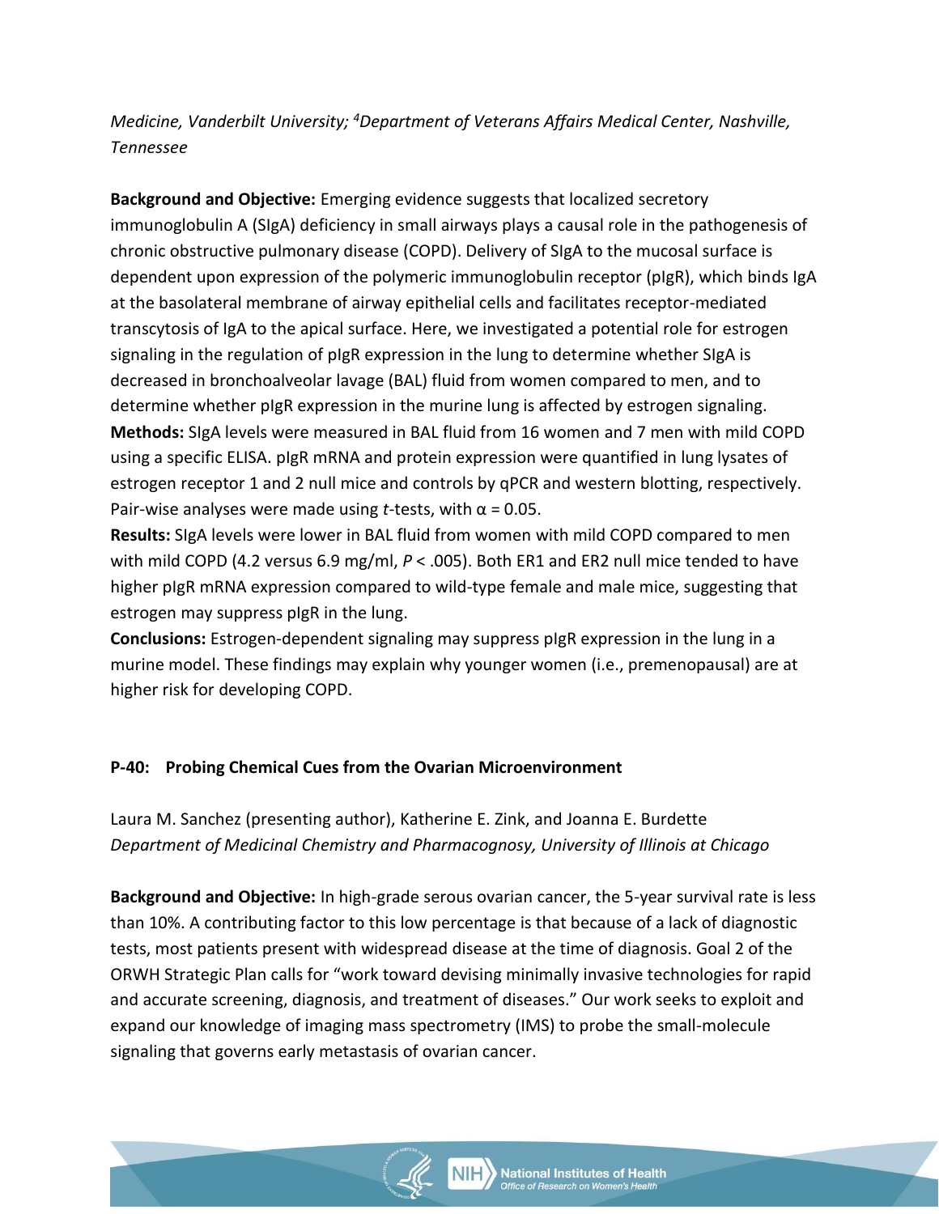*Medicine, Vanderbilt University; [4]Department of Veterans Affairs Medical Center, Nashville, Tennessee*

**Background and Objective:** Emerging evidence suggests that localized secretory immunoglobulin A (SIgA) deficiency in small airways plays a causal role in the pathogenesis of chronic obstructive pulmonary disease (COPD). Delivery of SIgA to the mucosal surface is dependent upon expression of the polymeric immunoglobulin receptor (pIgR), which binds IgA at the basolateral membrane of airway epithelial cells and facilitates receptor-mediated transcytosis of IgA to the apical surface. Here, we investigated a potential role for estrogen signaling in the regulation of pIgR expression in the lung to determine whether SIgA is decreased in bronchoalveolar lavage (BAL) fluid from women compared to men, and to determine whether pIgR expression in the murine lung is affected by estrogen signaling.

**Methods:** SIgA levels were measured in BAL fluid from 16 women and 7 men with mild COPD using a specific ELISA. pIgR mRNA and protein expression were quantified in lung lysates of estrogen receptor 1 and 2 null mice and controls by qPCR and western blotting, respectively. Pair-wise analyses were made using *t*-tests, with $\alpha = 0.05$.

**Results:** SIgA levels were lower in BAL fluid from women with mild COPD compared to men with mild COPD (4.2 versus 6.9 mg/ml, $P < .005$). Both ER1 and ER2 null mice tended to have higher pIgR mRNA expression compared to wild-type female and male mice, suggesting that estrogen may suppress pIgR in the lung.

**Conclusions:** Estrogen-dependent signaling may suppress pIgR expression in the lung in a murine model. These findings may explain why younger women (i.e., premenopausal) are at higher risk for developing COPD.

### P-40: Probing Chemical Cues from the Ovarian Microenvironment

Laura M. Sanchez (presenting author), Katherine E. Zink, and Joanna E. Burdette
*Department of Medicinal Chemistry and Pharmacognosy, University of Illinois at Chicago*

**Background and Objective:** In high-grade serous ovarian cancer, the 5-year survival rate is less than 10%. A contributing factor to this low percentage is that because of a lack of diagnostic tests, most patients present with widespread disease at the time of diagnosis. Goal 2 of the ORWH Strategic Plan calls for "work toward devising minimally invasive technologies for rapid and accurate screening, diagnosis, and treatment of diseases." Our work seeks to exploit and expand our knowledge of imaging mass spectrometry (IMS) to probe the small-molecule signaling that governs early metastasis of ovarian cancer.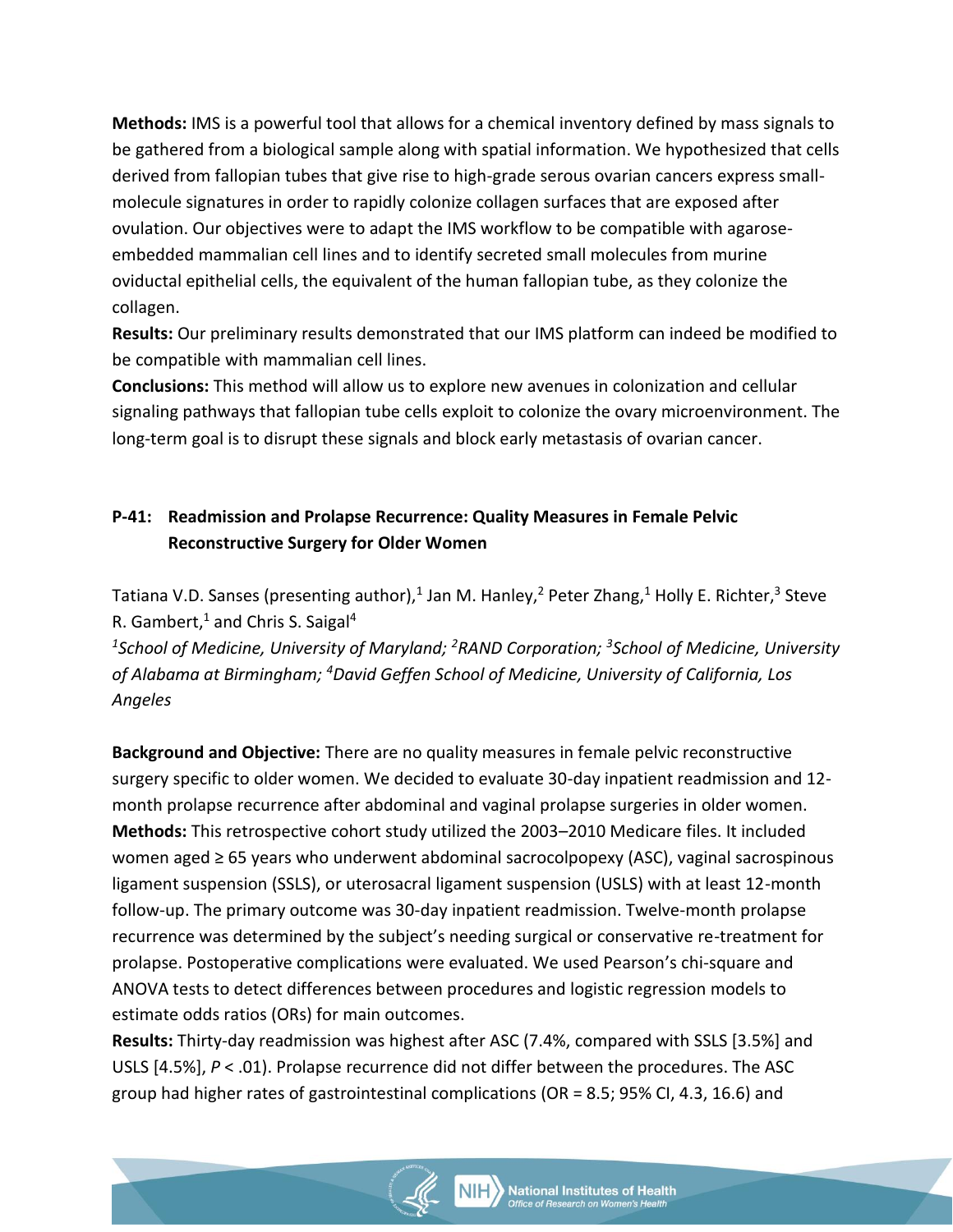**Methods:** IMS is a powerful tool that allows for a chemical inventory defined by mass signals to be gathered from a biological sample along with spatial information. We hypothesized that cells derived from fallopian tubes that give rise to high-grade serous ovarian cancers express small-molecule signatures in order to rapidly colonize collagen surfaces that are exposed after ovulation. Our objectives were to adapt the IMS workflow to be compatible with agarose-embedded mammalian cell lines and to identify secreted small molecules from murine oviductal epithelial cells, the equivalent of the human fallopian tube, as they colonize the collagen.
**Results:** Our preliminary results demonstrated that our IMS platform can indeed be modified to be compatible with mammalian cell lines.
**Conclusions:** This method will allow us to explore new avenues in colonization and cellular signaling pathways that fallopian tube cells exploit to colonize the ovary microenvironment. The long-term goal is to disrupt these signals and block early metastasis of ovarian cancer.

### P-41: Readmission and Prolapse Recurrence: Quality Measures in Female Pelvic Reconstructive Surgery for Older Women

Tatiana V.D. Sanses (presenting author),[1] Jan M. Hanley,[2] Peter Zhang,[1] Holly E. Richter,[3] Steve R. Gambert,[1] and Chris S. Saigal[4]

*[1]School of Medicine, University of Maryland; [2]RAND Corporation; [3]School of Medicine, University of Alabama at Birmingham; [4]David Geffen School of Medicine, University of California, Los Angeles*

**Background and Objective:** There are no quality measures in female pelvic reconstructive surgery specific to older women. We decided to evaluate 30-day inpatient readmission and 12-month prolapse recurrence after abdominal and vaginal prolapse surgeries in older women.
**Methods:** This retrospective cohort study utilized the 2003–2010 Medicare files. It included women aged ≥ 65 years who underwent abdominal sacrocolpopexy (ASC), vaginal sacrospinous ligament suspension (SSLS), or uterosacral ligament suspension (USLS) with at least 12-month follow-up. The primary outcome was 30-day inpatient readmission. Twelve-month prolapse recurrence was determined by the subject's needing surgical or conservative re-treatment for prolapse. Postoperative complications were evaluated. We used Pearson's chi-square and ANOVA tests to detect differences between procedures and logistic regression models to estimate odds ratios (ORs) for main outcomes.
**Results:** Thirty-day readmission was highest after ASC (7.4%, compared with SSLS [3.5%] and USLS [4.5%], $P < .01$). Prolapse recurrence did not differ between the procedures. The ASC group had higher rates of gastrointestinal complications (OR = 8.5; 95% CI, 4.3, 16.6) and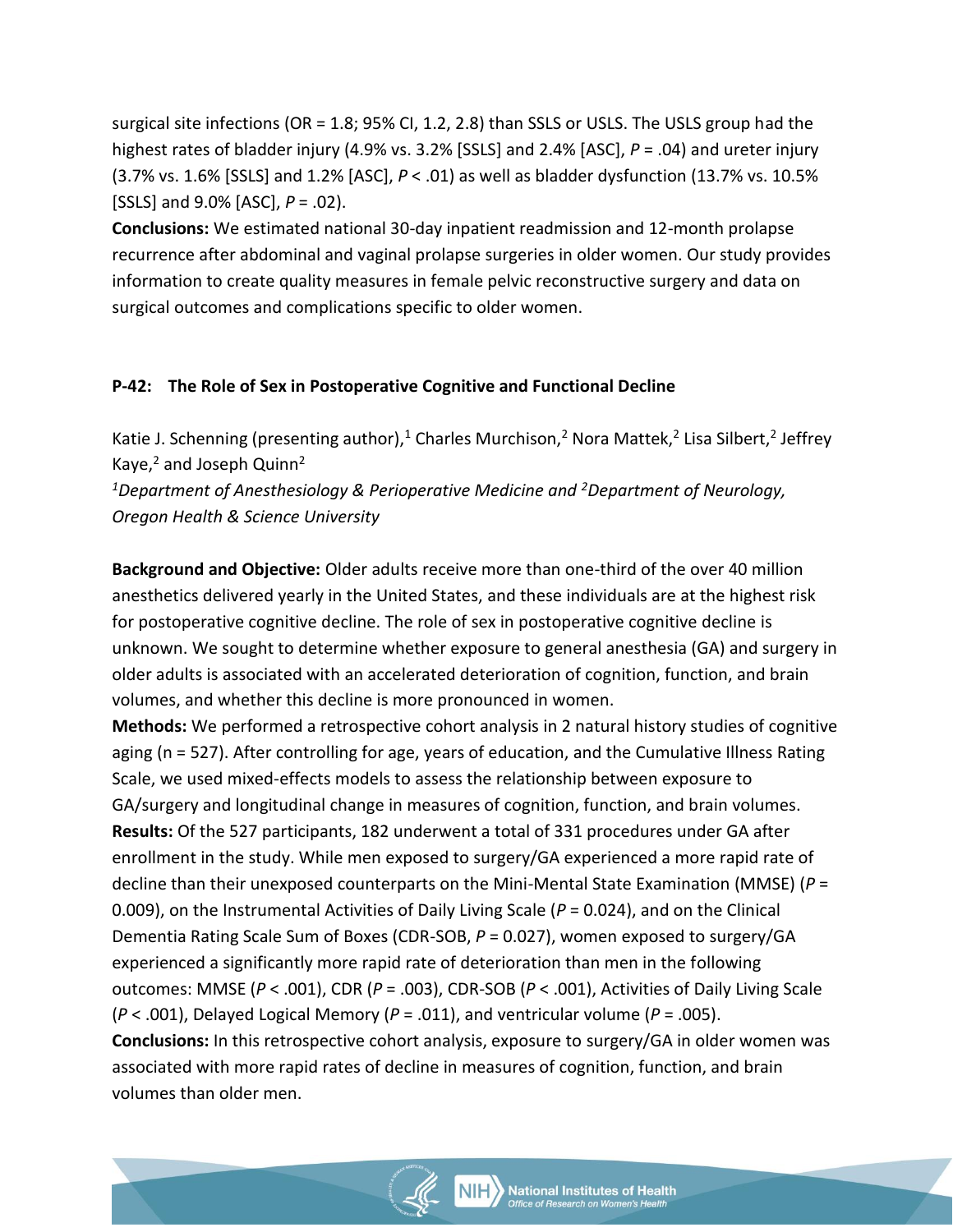surgical site infections (OR = 1.8; 95% CI, 1.2, 2.8) than SSLS or USLS. The USLS group had the highest rates of bladder injury (4.9% vs. 3.2% [SSLS] and 2.4% [ASC], *P* = .04) and ureter injury (3.7% vs. 1.6% [SSLS] and 1.2% [ASC], *P* < .01) as well as bladder dysfunction (13.7% vs. 10.5% [SSLS] and 9.0% [ASC], *P* = .02).

**Conclusions:** We estimated national 30-day inpatient readmission and 12-month prolapse recurrence after abdominal and vaginal prolapse surgeries in older women. Our study provides information to create quality measures in female pelvic reconstructive surgery and data on surgical outcomes and complications specific to older women.

### P-42: The Role of Sex in Postoperative Cognitive and Functional Decline

Katie J. Schenning (presenting author),[1] Charles Murchison,[2] Nora Mattek,[2] Lisa Silbert,[2] Jeffrey Kaye,[2] and Joseph Quinn[2]

*[1]Department of Anesthesiology & Perioperative Medicine and [2]Department of Neurology, Oregon Health & Science University*

**Background and Objective:** Older adults receive more than one-third of the over 40 million anesthetics delivered yearly in the United States, and these individuals are at the highest risk for postoperative cognitive decline. The role of sex in postoperative cognitive decline is unknown. We sought to determine whether exposure to general anesthesia (GA) and surgery in older adults is associated with an accelerated deterioration of cognition, function, and brain volumes, and whether this decline is more pronounced in women.

**Methods:** We performed a retrospective cohort analysis in 2 natural history studies of cognitive aging (n = 527). After controlling for age, years of education, and the Cumulative Illness Rating Scale, we used mixed-effects models to assess the relationship between exposure to GA/surgery and longitudinal change in measures of cognition, function, and brain volumes.

**Results:** Of the 527 participants, 182 underwent a total of 331 procedures under GA after enrollment in the study. While men exposed to surgery/GA experienced a more rapid rate of decline than their unexposed counterparts on the Mini-Mental State Examination (MMSE) (*P* = 0.009), on the Instrumental Activities of Daily Living Scale (*P* = 0.024), and on the Clinical Dementia Rating Scale Sum of Boxes (CDR-SOB, *P* = 0.027), women exposed to surgery/GA experienced a significantly more rapid rate of deterioration than men in the following outcomes: MMSE (*P* < .001), CDR (*P* = .003), CDR-SOB (*P* < .001), Activities of Daily Living Scale (*P* < .001), Delayed Logical Memory (*P* = .011), and ventricular volume (*P* = .005).

**Conclusions:** In this retrospective cohort analysis, exposure to surgery/GA in older women was associated with more rapid rates of decline in measures of cognition, function, and brain volumes than older men.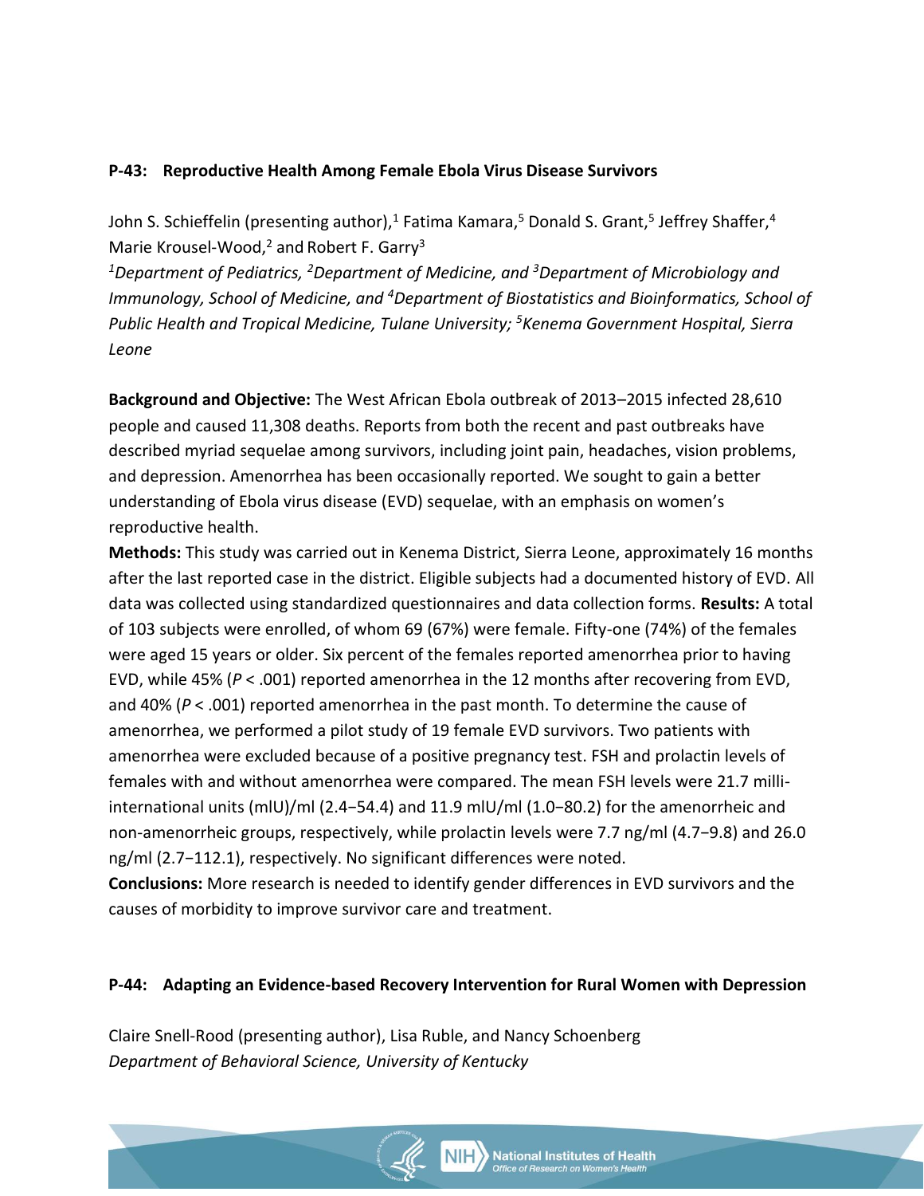### P-43: Reproductive Health Among Female Ebola Virus Disease Survivors

John S. Schieffelin (presenting author),[1] Fatima Kamara,[5] Donald S. Grant,[5] Jeffrey Shaffer,[4] Marie Krousel-Wood,[2] and Robert F. Garry[3]

*[1]Department of Pediatrics, [2]Department of Medicine, and [3]Department of Microbiology and Immunology, School of Medicine, and [4]Department of Biostatistics and Bioinformatics, School of Public Health and Tropical Medicine, Tulane University; [5]Kenema Government Hospital, Sierra Leone*

**Background and Objective:** The West African Ebola outbreak of 2013–2015 infected 28,610 people and caused 11,308 deaths. Reports from both the recent and past outbreaks have described myriad sequelae among survivors, including joint pain, headaches, vision problems, and depression. Amenorrhea has been occasionally reported. We sought to gain a better understanding of Ebola virus disease (EVD) sequelae, with an emphasis on women's reproductive health.

**Methods:** This study was carried out in Kenema District, Sierra Leone, approximately 16 months after the last reported case in the district. Eligible subjects had a documented history of EVD. All data was collected using standardized questionnaires and data collection forms. **Results:** A total of 103 subjects were enrolled, of whom 69 (67%) were female. Fifty-one (74%) of the females were aged 15 years or older. Six percent of the females reported amenorrhea prior to having EVD, while 45% ($P < .001$) reported amenorrhea in the 12 months after recovering from EVD, and 40% ($P < .001$) reported amenorrhea in the past month. To determine the cause of amenorrhea, we performed a pilot study of 19 female EVD survivors. Two patients with amenorrhea were excluded because of a positive pregnancy test. FSH and prolactin levels of females with and without amenorrhea were compared. The mean FSH levels were 21.7 milli-international units (mIU)/ml (2.4−54.4) and 11.9 mIU/ml (1.0−80.2) for the amenorrheic and non-amenorrheic groups, respectively, while prolactin levels were 7.7 ng/ml (4.7−9.8) and 26.0 ng/ml (2.7−112.1), respectively. No significant differences were noted.

**Conclusions:** More research is needed to identify gender differences in EVD survivors and the causes of morbidity to improve survivor care and treatment.

### P-44: Adapting an Evidence-based Recovery Intervention for Rural Women with Depression

Claire Snell-Rood (presenting author), Lisa Ruble, and Nancy Schoenberg

*Department of Behavioral Science, University of Kentucky*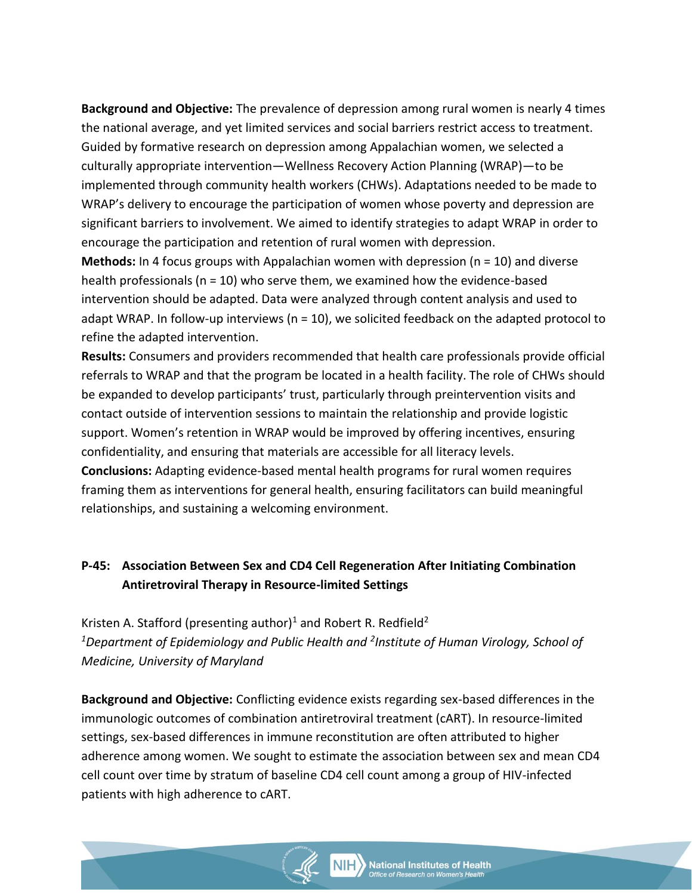**Background and Objective:** The prevalence of depression among rural women is nearly 4 times the national average, and yet limited services and social barriers restrict access to treatment. Guided by formative research on depression among Appalachian women, we selected a culturally appropriate intervention—Wellness Recovery Action Planning (WRAP)—to be implemented through community health workers (CHWs). Adaptations needed to be made to WRAP's delivery to encourage the participation of women whose poverty and depression are significant barriers to involvement. We aimed to identify strategies to adapt WRAP in order to encourage the participation and retention of rural women with depression.

**Methods:** In 4 focus groups with Appalachian women with depression (n = 10) and diverse health professionals (n = 10) who serve them, we examined how the evidence-based intervention should be adapted. Data were analyzed through content analysis and used to adapt WRAP. In follow-up interviews (n = 10), we solicited feedback on the adapted protocol to refine the adapted intervention.

**Results:** Consumers and providers recommended that health care professionals provide official referrals to WRAP and that the program be located in a health facility. The role of CHWs should be expanded to develop participants' trust, particularly through preintervention visits and contact outside of intervention sessions to maintain the relationship and provide logistic support. Women's retention in WRAP would be improved by offering incentives, ensuring confidentiality, and ensuring that materials are accessible for all literacy levels.

**Conclusions:** Adapting evidence-based mental health programs for rural women requires framing them as interventions for general health, ensuring facilitators can build meaningful relationships, and sustaining a welcoming environment.

### P-45: Association Between Sex and CD4 Cell Regeneration After Initiating Combination Antiretroviral Therapy in Resource-limited Settings

Kristen A. Stafford (presenting author)[1] and Robert R. Redfield[2]

*[1]Department of Epidemiology and Public Health and [2]Institute of Human Virology, School of Medicine, University of Maryland*

**Background and Objective:** Conflicting evidence exists regarding sex-based differences in the immunologic outcomes of combination antiretroviral treatment (cART). In resource-limited settings, sex-based differences in immune reconstitution are often attributed to higher adherence among women. We sought to estimate the association between sex and mean CD4 cell count over time by stratum of baseline CD4 cell count among a group of HIV-infected patients with high adherence to cART.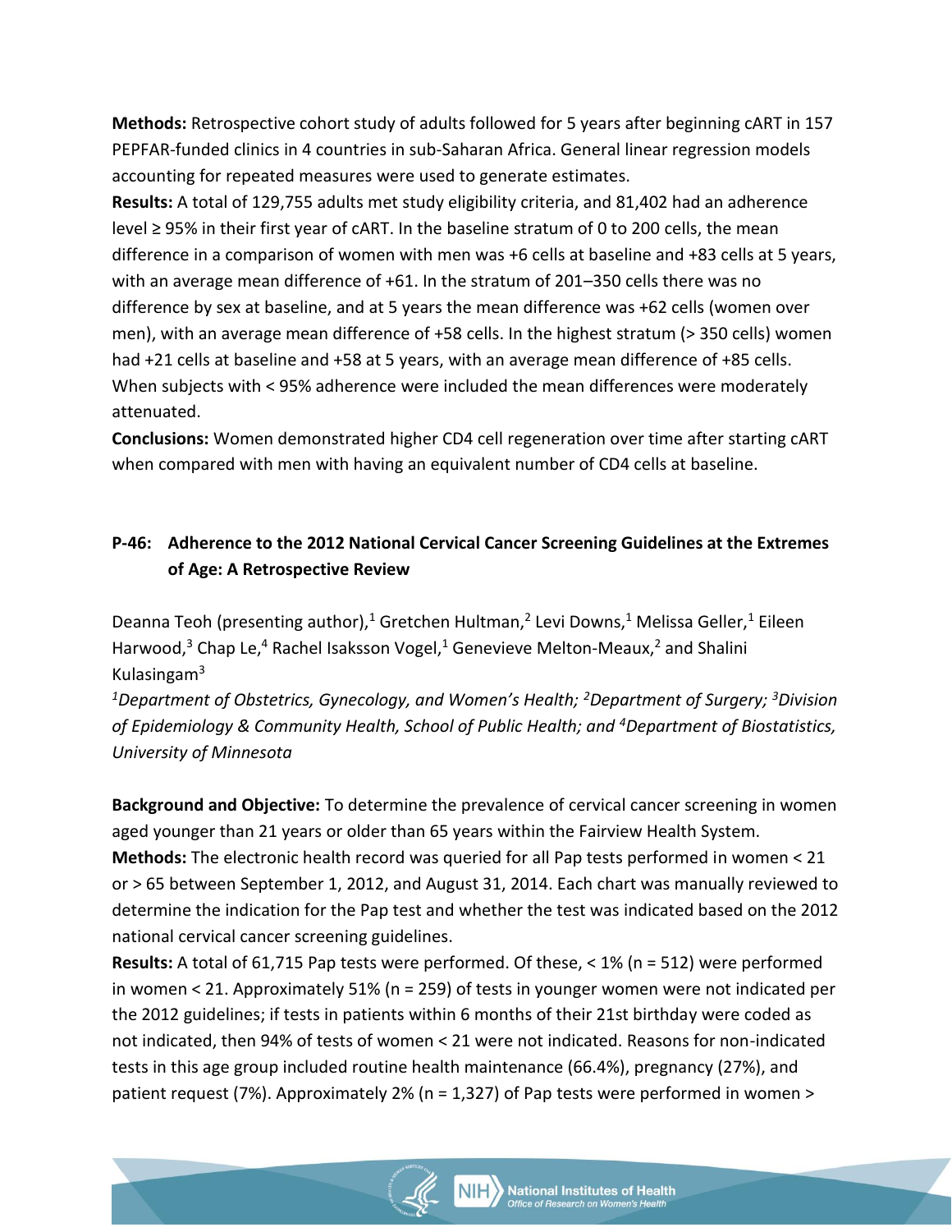**Methods:** Retrospective cohort study of adults followed for 5 years after beginning cART in 157 PEPFAR-funded clinics in 4 countries in sub-Saharan Africa. General linear regression models accounting for repeated measures were used to generate estimates.

**Results:** A total of 129,755 adults met study eligibility criteria, and 81,402 had an adherence level ≥ 95% in their first year of cART. In the baseline stratum of 0 to 200 cells, the mean difference in a comparison of women with men was +6 cells at baseline and +83 cells at 5 years, with an average mean difference of +61. In the stratum of 201–350 cells there was no difference by sex at baseline, and at 5 years the mean difference was +62 cells (women over men), with an average mean difference of +58 cells. In the highest stratum (> 350 cells) women had +21 cells at baseline and +58 at 5 years, with an average mean difference of +85 cells. When subjects with < 95% adherence were included the mean differences were moderately attenuated.

**Conclusions:** Women demonstrated higher CD4 cell regeneration over time after starting cART when compared with men with having an equivalent number of CD4 cells at baseline.

## P-46: Adherence to the 2012 National Cervical Cancer Screening Guidelines at the Extremes of Age: A Retrospective Review

Deanna Teoh (presenting author),[1] Gretchen Hultman,[2] Levi Downs,[1] Melissa Geller,[1] Eileen Harwood,[3] Chap Le,[4] Rachel Isaksson Vogel,[1] Genevieve Melton-Meaux,[2] and Shalini Kulasingam[3]

*[1]Department of Obstetrics, Gynecology, and Women's Health; [2]Department of Surgery; [3]Division of Epidemiology & Community Health, School of Public Health; and [4]Department of Biostatistics, University of Minnesota*

**Background and Objective:** To determine the prevalence of cervical cancer screening in women aged younger than 21 years or older than 65 years within the Fairview Health System.

**Methods:** The electronic health record was queried for all Pap tests performed in women < 21 or > 65 between September 1, 2012, and August 31, 2014. Each chart was manually reviewed to determine the indication for the Pap test and whether the test was indicated based on the 2012 national cervical cancer screening guidelines.

**Results:** A total of 61,715 Pap tests were performed. Of these, < 1% (n = 512) were performed in women < 21. Approximately 51% (n = 259) of tests in younger women were not indicated per the 2012 guidelines; if tests in patients within 6 months of their 21st birthday were coded as not indicated, then 94% of tests of women < 21 were not indicated. Reasons for non-indicated tests in this age group included routine health maintenance (66.4%), pregnancy (27%), and patient request (7%). Approximately 2% (n = 1,327) of Pap tests were performed in women >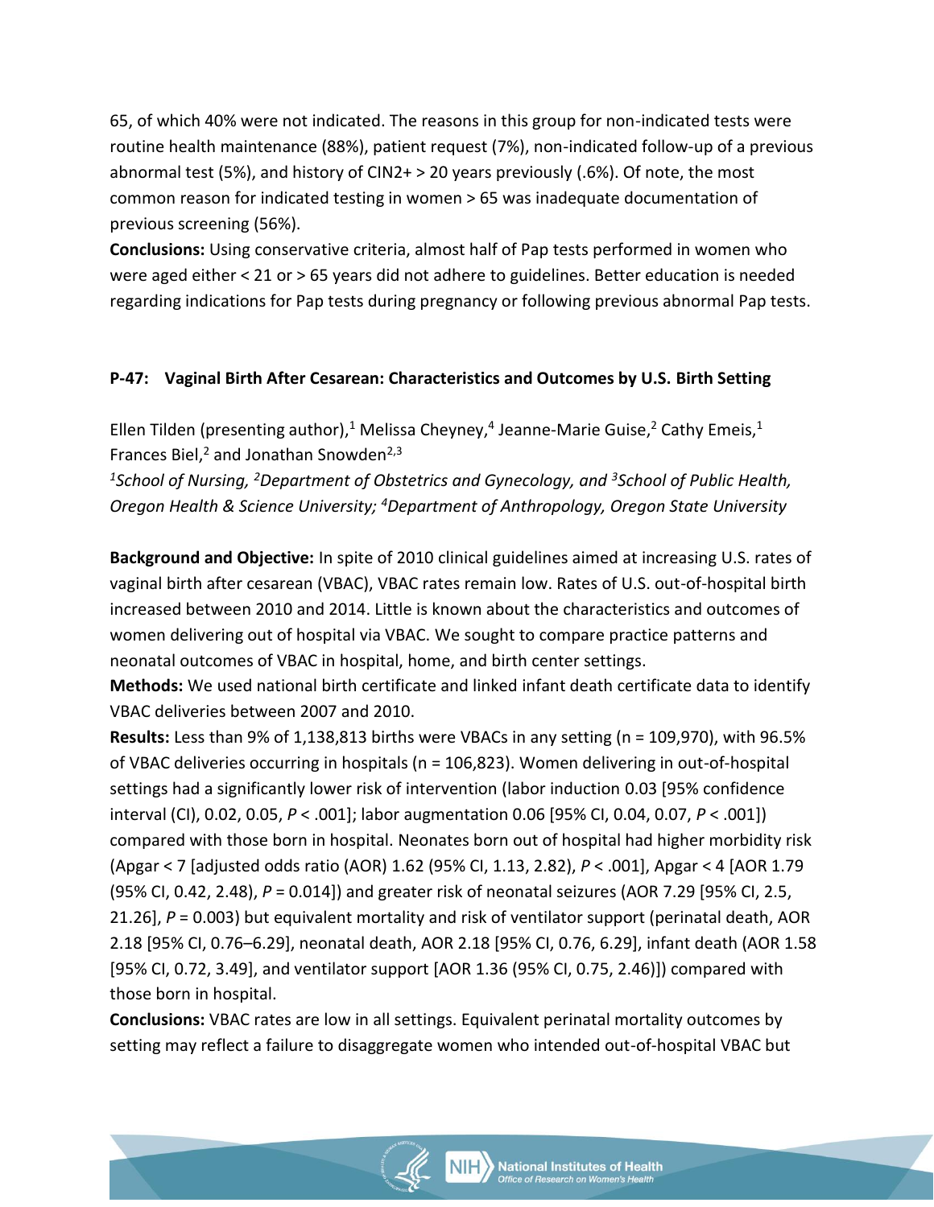65, of which 40% were not indicated. The reasons in this group for non-indicated tests were routine health maintenance (88%), patient request (7%), non-indicated follow-up of a previous abnormal test (5%), and history of CIN2+ > 20 years previously (.6%). Of note, the most common reason for indicated testing in women > 65 was inadequate documentation of previous screening (56%).

**Conclusions:** Using conservative criteria, almost half of Pap tests performed in women who were aged either < 21 or > 65 years did not adhere to guidelines. Better education is needed regarding indications for Pap tests during pregnancy or following previous abnormal Pap tests.

### P-47: Vaginal Birth After Cesarean: Characteristics and Outcomes by U.S. Birth Setting

Ellen Tilden (presenting author),[1] Melissa Cheyney,[4] Jeanne-Marie Guise,[2] Cathy Emeis,[1] Frances Biel,[2] and Jonathan Snowden[2,3]

*[1]School of Nursing, [2]Department of Obstetrics and Gynecology, and [3]School of Public Health, Oregon Health & Science University; [4]Department of Anthropology, Oregon State University*

**Background and Objective:** In spite of 2010 clinical guidelines aimed at increasing U.S. rates of vaginal birth after cesarean (VBAC), VBAC rates remain low. Rates of U.S. out-of-hospital birth increased between 2010 and 2014. Little is known about the characteristics and outcomes of women delivering out of hospital via VBAC. We sought to compare practice patterns and neonatal outcomes of VBAC in hospital, home, and birth center settings.

**Methods:** We used national birth certificate and linked infant death certificate data to identify VBAC deliveries between 2007 and 2010.

**Results:** Less than 9% of 1,138,813 births were VBACs in any setting (n = 109,970), with 96.5% of VBAC deliveries occurring in hospitals (n = 106,823). Women delivering in out-of-hospital settings had a significantly lower risk of intervention (labor induction 0.03 [95% confidence interval (CI), 0.02, 0.05, *P* < .001]; labor augmentation 0.06 [95% CI, 0.04, 0.07, *P* < .001]) compared with those born in hospital. Neonates born out of hospital had higher morbidity risk (Apgar < 7 [adjusted odds ratio (AOR) 1.62 (95% CI, 1.13, 2.82), *P* < .001], Apgar < 4 [AOR 1.79 (95% CI, 0.42, 2.48), *P* = 0.014]) and greater risk of neonatal seizures (AOR 7.29 [95% CI, 2.5, 21.26], *P* = 0.003) but equivalent mortality and risk of ventilator support (perinatal death, AOR 2.18 [95% CI, 0.76–6.29], neonatal death, AOR 2.18 [95% CI, 0.76, 6.29], infant death (AOR 1.58 [95% CI, 0.72, 3.49], and ventilator support [AOR 1.36 (95% CI, 0.75, 2.46)]) compared with those born in hospital.

**Conclusions:** VBAC rates are low in all settings. Equivalent perinatal mortality outcomes by setting may reflect a failure to disaggregate women who intended out-of-hospital VBAC but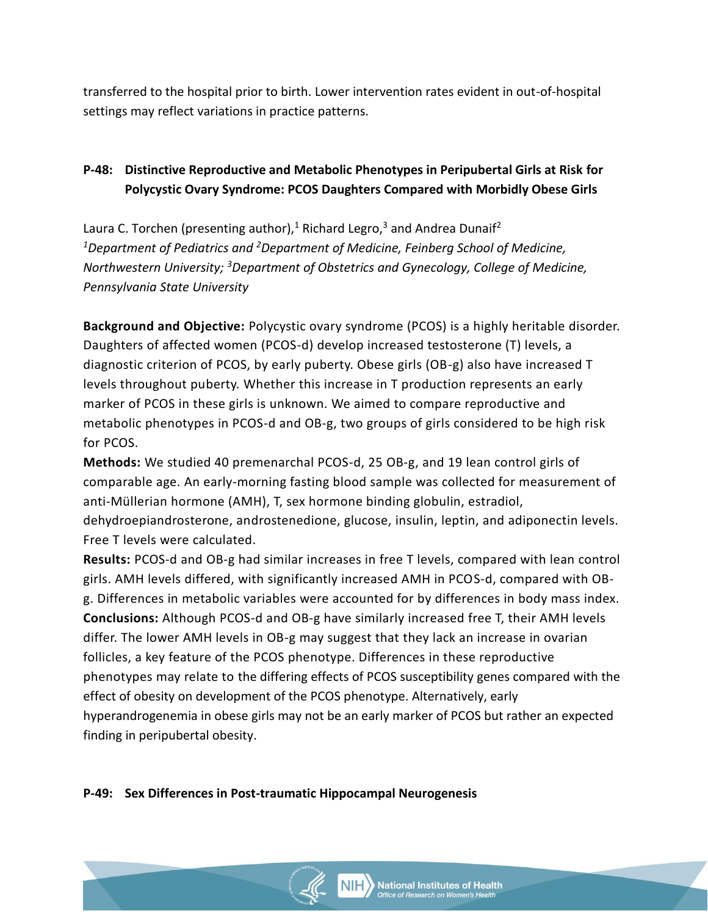transferred to the hospital prior to birth. Lower intervention rates evident in out-of-hospital settings may reflect variations in practice patterns.

### P-48: Distinctive Reproductive and Metabolic Phenotypes in Peripubertal Girls at Risk for Polycystic Ovary Syndrome: PCOS Daughters Compared with Morbidly Obese Girls

Laura C. Torchen (presenting author),[1] Richard Legro,[3] and Andrea Dunaif[2]
*[1]Department of Pediatrics and [2]Department of Medicine, Feinberg School of Medicine, Northwestern University; [3]Department of Obstetrics and Gynecology, College of Medicine, Pennsylvania State University*

**Background and Objective:** Polycystic ovary syndrome (PCOS) is a highly heritable disorder. Daughters of affected women (PCOS-d) develop increased testosterone (T) levels, a diagnostic criterion of PCOS, by early puberty. Obese girls (OB-g) also have increased T levels throughout puberty. Whether this increase in T production represents an early marker of PCOS in these girls is unknown. We aimed to compare reproductive and metabolic phenotypes in PCOS-d and OB-g, two groups of girls considered to be high risk for PCOS.
**Methods:** We studied 40 premenarchal PCOS-d, 25 OB-g, and 19 lean control girls of comparable age. An early-morning fasting blood sample was collected for measurement of anti-Müllerian hormone (AMH), T, sex hormone binding globulin, estradiol, dehydroepiandrosterone, androstenedione, glucose, insulin, leptin, and adiponectin levels. Free T levels were calculated.
**Results:** PCOS-d and OB-g had similar increases in free T levels, compared with lean control girls. AMH levels differed, with significantly increased AMH in PCOS-d, compared with OB-g. Differences in metabolic variables were accounted for by differences in body mass index.
**Conclusions:** Although PCOS-d and OB-g have similarly increased free T, their AMH levels differ. The lower AMH levels in OB-g may suggest that they lack an increase in ovarian follicles, a key feature of the PCOS phenotype. Differences in these reproductive phenotypes may relate to the differing effects of PCOS susceptibility genes compared with the effect of obesity on development of the PCOS phenotype. Alternatively, early hyperandrogenemia in obese girls may not be an early marker of PCOS but rather an expected finding in peripubertal obesity.

### P-49: Sex Differences in Post-traumatic Hippocampal Neurogenesis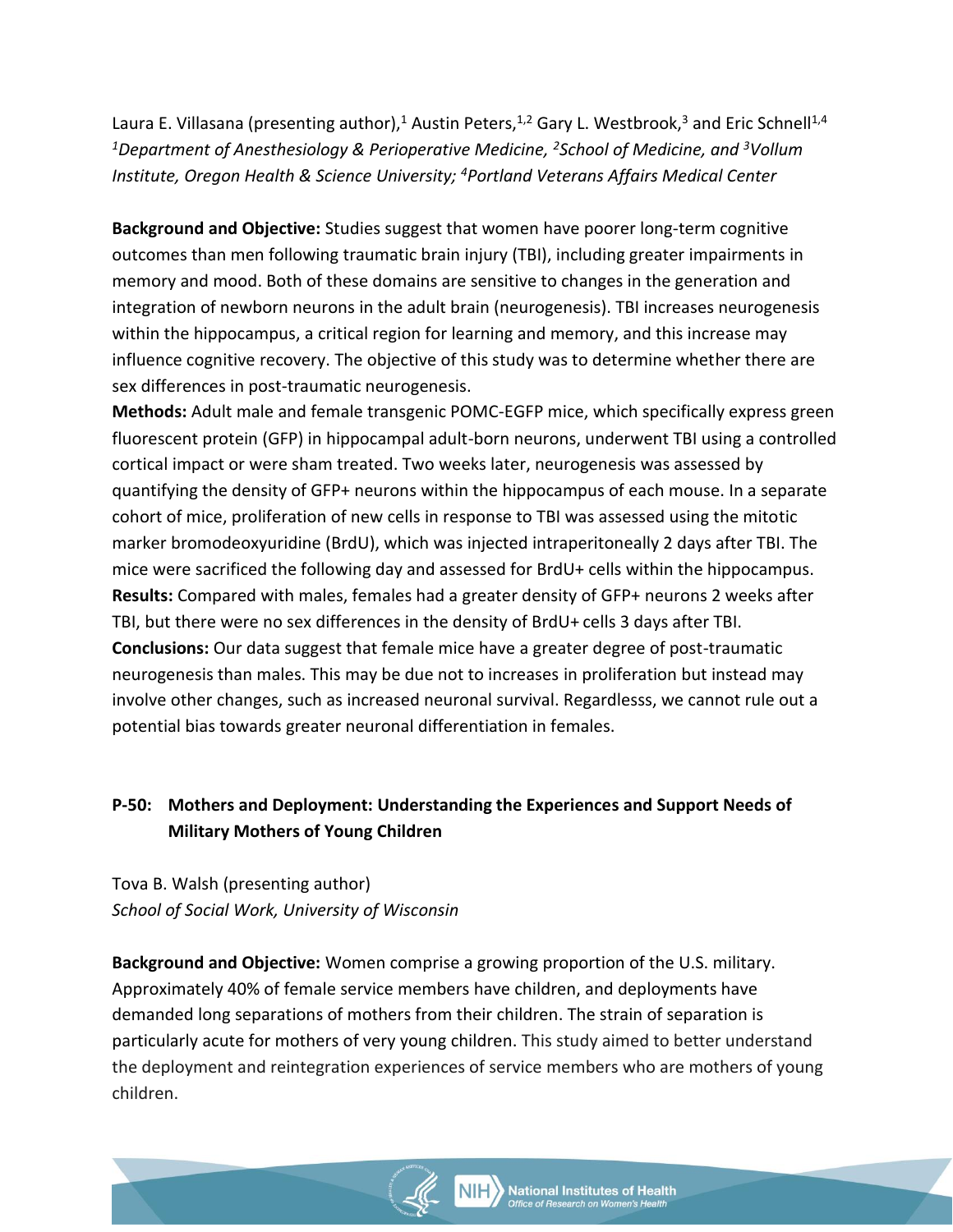Laura E. Villasana (presenting author),[1] Austin Peters,[1,2] Gary L. Westbrook,[3] and Eric Schnell[1,4]
*[1]Department of Anesthesiology & Perioperative Medicine, [2]School of Medicine, and [3]Vollum Institute, Oregon Health & Science University; [4]Portland Veterans Affairs Medical Center*

**Background and Objective:** Studies suggest that women have poorer long-term cognitive outcomes than men following traumatic brain injury (TBI), including greater impairments in memory and mood. Both of these domains are sensitive to changes in the generation and integration of newborn neurons in the adult brain (neurogenesis). TBI increases neurogenesis within the hippocampus, a critical region for learning and memory, and this increase may influence cognitive recovery. The objective of this study was to determine whether there are sex differences in post-traumatic neurogenesis.
**Methods:** Adult male and female transgenic POMC-EGFP mice, which specifically express green fluorescent protein (GFP) in hippocampal adult-born neurons, underwent TBI using a controlled cortical impact or were sham treated. Two weeks later, neurogenesis was assessed by quantifying the density of GFP+ neurons within the hippocampus of each mouse. In a separate cohort of mice, proliferation of new cells in response to TBI was assessed using the mitotic marker bromodeoxyuridine (BrdU), which was injected intraperitoneally 2 days after TBI. The mice were sacrificed the following day and assessed for BrdU+ cells within the hippocampus.
**Results:** Compared with males, females had a greater density of GFP+ neurons 2 weeks after TBI, but there were no sex differences in the density of BrdU+ cells 3 days after TBI.
**Conclusions:** Our data suggest that female mice have a greater degree of post-traumatic neurogenesis than males. This may be due not to increases in proliferation but instead may involve other changes, such as increased neuronal survival. Regardlesss, we cannot rule out a potential bias towards greater neuronal differentiation in females.

### P-50: Mothers and Deployment: Understanding the Experiences and Support Needs of Military Mothers of Young Children

Tova B. Walsh (presenting author)
*School of Social Work, University of Wisconsin*

**Background and Objective:** Women comprise a growing proportion of the U.S. military. Approximately 40% of female service members have children, and deployments have demanded long separations of mothers from their children. The strain of separation is particularly acute for mothers of very young children. This study aimed to better understand the deployment and reintegration experiences of service members who are mothers of young children.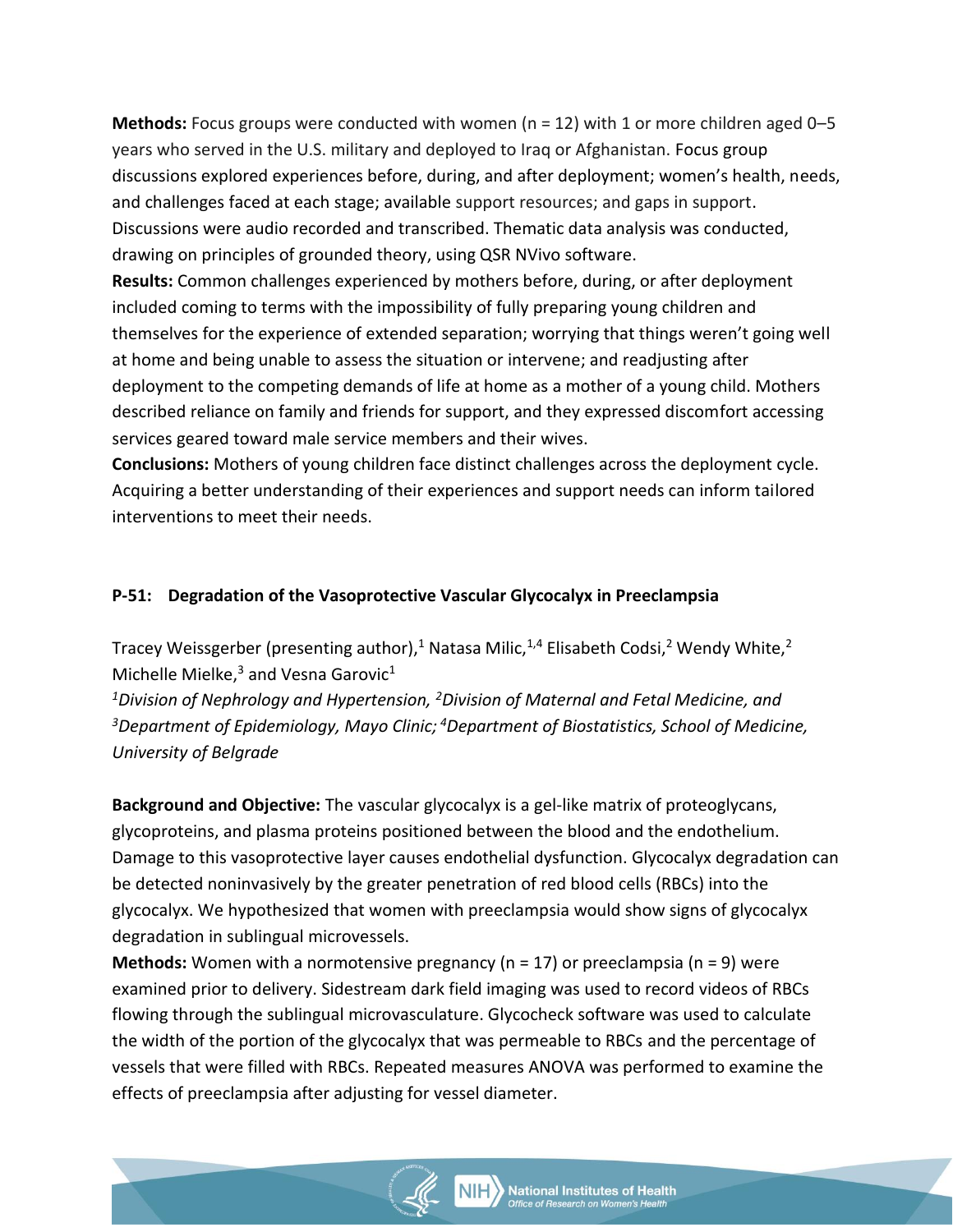**Methods:** Focus groups were conducted with women (n = 12) with 1 or more children aged 0–5 years who served in the U.S. military and deployed to Iraq or Afghanistan. Focus group discussions explored experiences before, during, and after deployment; women's health, needs, and challenges faced at each stage; available support resources; and gaps in support. Discussions were audio recorded and transcribed. Thematic data analysis was conducted, drawing on principles of grounded theory, using QSR NVivo software.

**Results:** Common challenges experienced by mothers before, during, or after deployment included coming to terms with the impossibility of fully preparing young children and themselves for the experience of extended separation; worrying that things weren't going well at home and being unable to assess the situation or intervene; and readjusting after deployment to the competing demands of life at home as a mother of a young child. Mothers described reliance on family and friends for support, and they expressed discomfort accessing services geared toward male service members and their wives.

**Conclusions:** Mothers of young children face distinct challenges across the deployment cycle. Acquiring a better understanding of their experiences and support needs can inform tailored interventions to meet their needs.

### P-51: Degradation of the Vasoprotective Vascular Glycocalyx in Preeclampsia

Tracey Weissgerber (presenting author),[1] Natasa Milic,[1,4] Elisabeth Codsi,[2] Wendy White,[2] Michelle Mielke,[3] and Vesna Garovic[1]

*[1]Division of Nephrology and Hypertension, [2]Division of Maternal and Fetal Medicine, and [3]Department of Epidemiology, Mayo Clinic; [4]Department of Biostatistics, School of Medicine, University of Belgrade*

**Background and Objective:** The vascular glycocalyx is a gel-like matrix of proteoglycans, glycoproteins, and plasma proteins positioned between the blood and the endothelium. Damage to this vasoprotective layer causes endothelial dysfunction. Glycocalyx degradation can be detected noninvasively by the greater penetration of red blood cells (RBCs) into the glycocalyx. We hypothesized that women with preeclampsia would show signs of glycocalyx degradation in sublingual microvessels.

**Methods:** Women with a normotensive pregnancy (n = 17) or preeclampsia (n = 9) were examined prior to delivery. Sidestream dark field imaging was used to record videos of RBCs flowing through the sublingual microvasculature. Glycocheck software was used to calculate the width of the portion of the glycocalyx that was permeable to RBCs and the percentage of vessels that were filled with RBCs. Repeated measures ANOVA was performed to examine the effects of preeclampsia after adjusting for vessel diameter.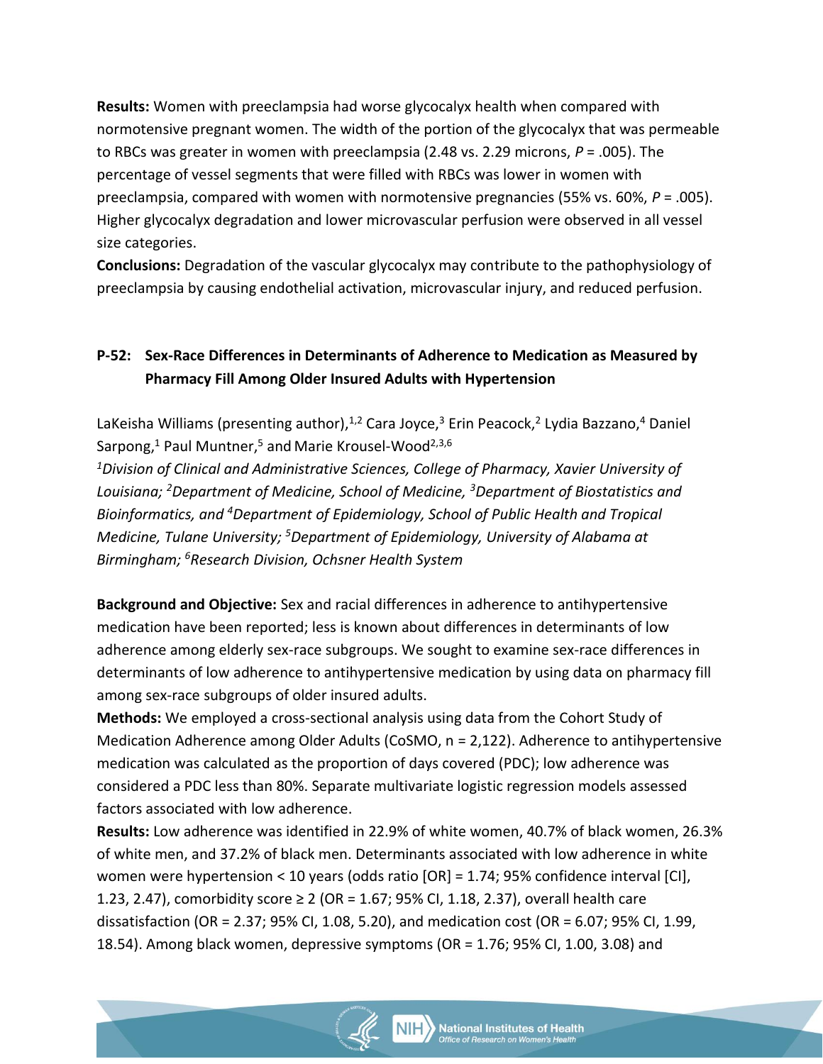**Results:** Women with preeclampsia had worse glycocalyx health when compared with normotensive pregnant women. The width of the portion of the glycocalyx that was permeable to RBCs was greater in women with preeclampsia (2.48 vs. 2.29 microns, *P* = .005). The percentage of vessel segments that were filled with RBCs was lower in women with preeclampsia, compared with women with normotensive pregnancies (55% vs. 60%, *P* = .005). Higher glycocalyx degradation and lower microvascular perfusion were observed in all vessel size categories.

**Conclusions:** Degradation of the vascular glycocalyx may contribute to the pathophysiology of preeclampsia by causing endothelial activation, microvascular injury, and reduced perfusion.

### P-52: Sex-Race Differences in Determinants of Adherence to Medication as Measured by Pharmacy Fill Among Older Insured Adults with Hypertension

LaKeisha Williams (presenting author),[1,2] Cara Joyce,[3] Erin Peacock,[2] Lydia Bazzano,[4] Daniel Sarpong,[1] Paul Muntner,[5] and Marie Krousel-Wood[2,3,6]

*[1]Division of Clinical and Administrative Sciences, College of Pharmacy, Xavier University of Louisiana; [2]Department of Medicine, School of Medicine, [3]Department of Biostatistics and Bioinformatics, and [4]Department of Epidemiology, School of Public Health and Tropical Medicine, Tulane University; [5]Department of Epidemiology, University of Alabama at Birmingham; [6]Research Division, Ochsner Health System*

**Background and Objective:** Sex and racial differences in adherence to antihypertensive medication have been reported; less is known about differences in determinants of low adherence among elderly sex-race subgroups. We sought to examine sex-race differences in determinants of low adherence to antihypertensive medication by using data on pharmacy fill among sex-race subgroups of older insured adults.

**Methods:** We employed a cross-sectional analysis using data from the Cohort Study of Medication Adherence among Older Adults (CoSMO, n = 2,122). Adherence to antihypertensive medication was calculated as the proportion of days covered (PDC); low adherence was considered a PDC less than 80%. Separate multivariate logistic regression models assessed factors associated with low adherence.

**Results:** Low adherence was identified in 22.9% of white women, 40.7% of black women, 26.3% of white men, and 37.2% of black men. Determinants associated with low adherence in white women were hypertension < 10 years (odds ratio [OR] = 1.74; 95% confidence interval [CI], 1.23, 2.47), comorbidity score ≥ 2 (OR = 1.67; 95% CI, 1.18, 2.37), overall health care dissatisfaction (OR = 2.37; 95% CI, 1.08, 5.20), and medication cost (OR = 6.07; 95% CI, 1.99, 18.54). Among black women, depressive symptoms (OR = 1.76; 95% CI, 1.00, 3.08) and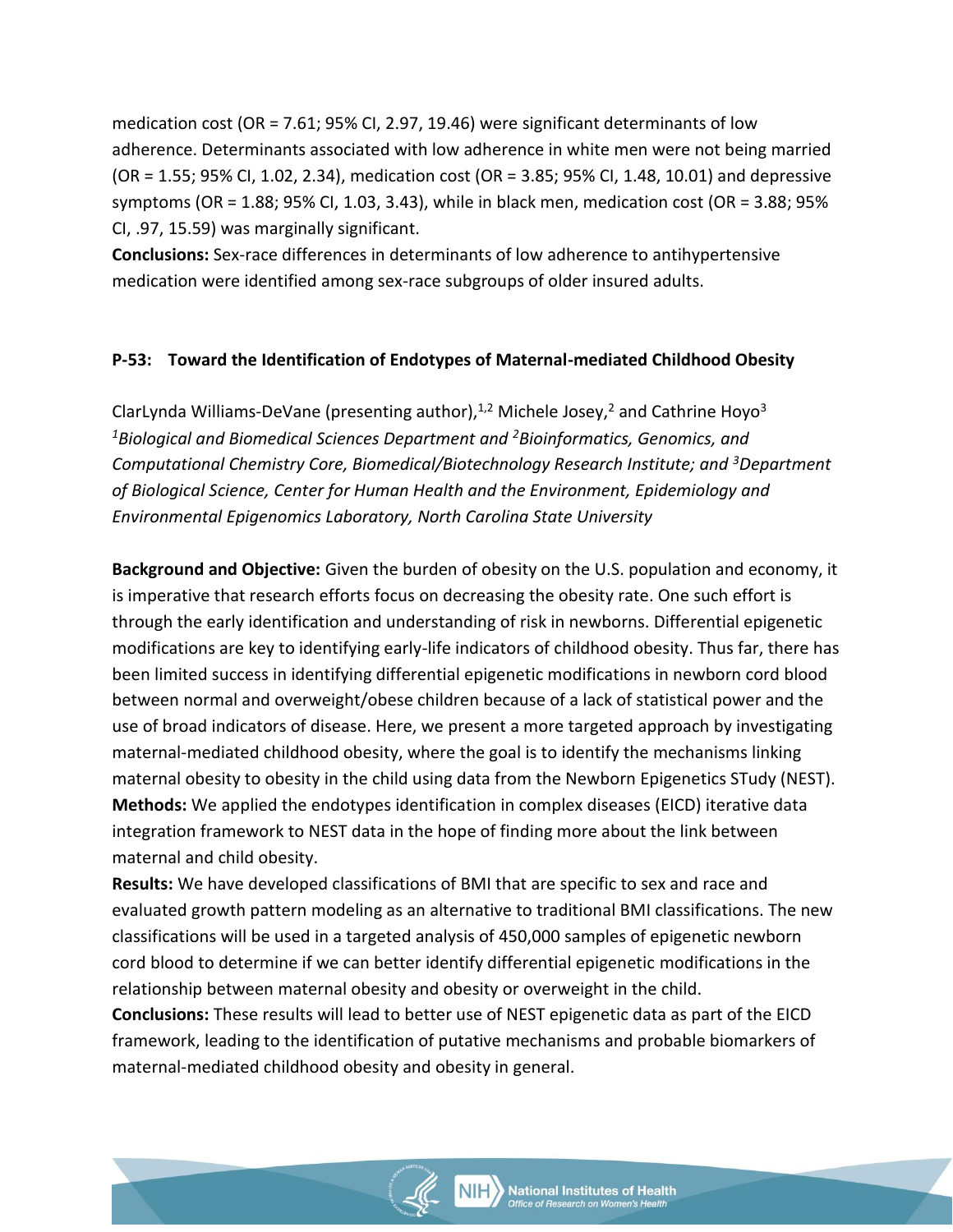medication cost (OR = 7.61; 95% CI, 2.97, 19.46) were significant determinants of low adherence. Determinants associated with low adherence in white men were not being married (OR = 1.55; 95% CI, 1.02, 2.34), medication cost (OR = 3.85; 95% CI, 1.48, 10.01) and depressive symptoms (OR = 1.88; 95% CI, 1.03, 3.43), while in black men, medication cost (OR = 3.88; 95% CI, .97, 15.59) was marginally significant.

**Conclusions:** Sex-race differences in determinants of low adherence to antihypertensive medication were identified among sex-race subgroups of older insured adults.

### P-53: Toward the Identification of Endotypes of Maternal-mediated Childhood Obesity

ClarLynda Williams-DeVane (presenting author),[1,2] Michele Josey,[2] and Cathrine Hoyo[3]
*[1]Biological and Biomedical Sciences Department and [2]Bioinformatics, Genomics, and Computational Chemistry Core, Biomedical/Biotechnology Research Institute; and [3]Department of Biological Science, Center for Human Health and the Environment, Epidemiology and Environmental Epigenomics Laboratory, North Carolina State University*

**Background and Objective:** Given the burden of obesity on the U.S. population and economy, it is imperative that research efforts focus on decreasing the obesity rate. One such effort is through the early identification and understanding of risk in newborns. Differential epigenetic modifications are key to identifying early-life indicators of childhood obesity. Thus far, there has been limited success in identifying differential epigenetic modifications in newborn cord blood between normal and overweight/obese children because of a lack of statistical power and the use of broad indicators of disease. Here, we present a more targeted approach by investigating maternal-mediated childhood obesity, where the goal is to identify the mechanisms linking maternal obesity to obesity in the child using data from the Newborn Epigenetics STudy (NEST).

**Methods:** We applied the endotypes identification in complex diseases (EICD) iterative data integration framework to NEST data in the hope of finding more about the link between maternal and child obesity.

**Results:** We have developed classifications of BMI that are specific to sex and race and evaluated growth pattern modeling as an alternative to traditional BMI classifications. The new classifications will be used in a targeted analysis of 450,000 samples of epigenetic newborn cord blood to determine if we can better identify differential epigenetic modifications in the relationship between maternal obesity and obesity or overweight in the child.

**Conclusions:** These results will lead to better use of NEST epigenetic data as part of the EICD framework, leading to the identification of putative mechanisms and probable biomarkers of maternal-mediated childhood obesity and obesity in general.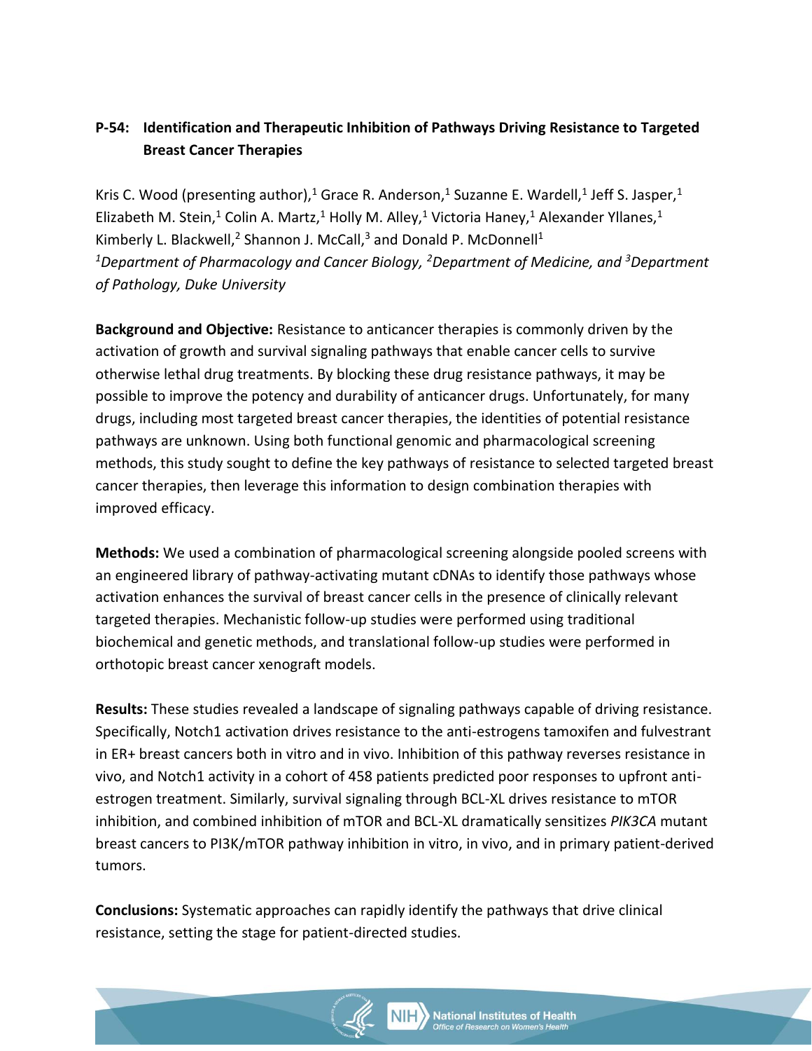### P-54: Identification and Therapeutic Inhibition of Pathways Driving Resistance to Targeted Breast Cancer Therapies

Kris C. Wood (presenting author),[1] Grace R. Anderson,[1] Suzanne E. Wardell,[1] Jeff S. Jasper,[1] Elizabeth M. Stein,[1] Colin A. Martz,[1] Holly M. Alley,[1] Victoria Haney,[1] Alexander Yllanes,[1] Kimberly L. Blackwell,[2] Shannon J. McCall,[3] and Donald P. McDonnell[1]

*[1]Department of Pharmacology and Cancer Biology, [2]Department of Medicine, and [3]Department of Pathology, Duke University*

**Background and Objective:** Resistance to anticancer therapies is commonly driven by the activation of growth and survival signaling pathways that enable cancer cells to survive otherwise lethal drug treatments. By blocking these drug resistance pathways, it may be possible to improve the potency and durability of anticancer drugs. Unfortunately, for many drugs, including most targeted breast cancer therapies, the identities of potential resistance pathways are unknown. Using both functional genomic and pharmacological screening methods, this study sought to define the key pathways of resistance to selected targeted breast cancer therapies, then leverage this information to design combination therapies with improved efficacy.

**Methods:** We used a combination of pharmacological screening alongside pooled screens with an engineered library of pathway-activating mutant cDNAs to identify those pathways whose activation enhances the survival of breast cancer cells in the presence of clinically relevant targeted therapies. Mechanistic follow-up studies were performed using traditional biochemical and genetic methods, and translational follow-up studies were performed in orthotopic breast cancer xenograft models.

**Results:** These studies revealed a landscape of signaling pathways capable of driving resistance. Specifically, Notch1 activation drives resistance to the anti-estrogens tamoxifen and fulvestrant in ER+ breast cancers both in vitro and in vivo. Inhibition of this pathway reverses resistance in vivo, and Notch1 activity in a cohort of 458 patients predicted poor responses to upfront anti-estrogen treatment. Similarly, survival signaling through BCL-XL drives resistance to mTOR inhibition, and combined inhibition of mTOR and BCL-XL dramatically sensitizes *PIK3CA* mutant breast cancers to PI3K/mTOR pathway inhibition in vitro, in vivo, and in primary patient-derived tumors.

**Conclusions:** Systematic approaches can rapidly identify the pathways that drive clinical resistance, setting the stage for patient-directed studies.